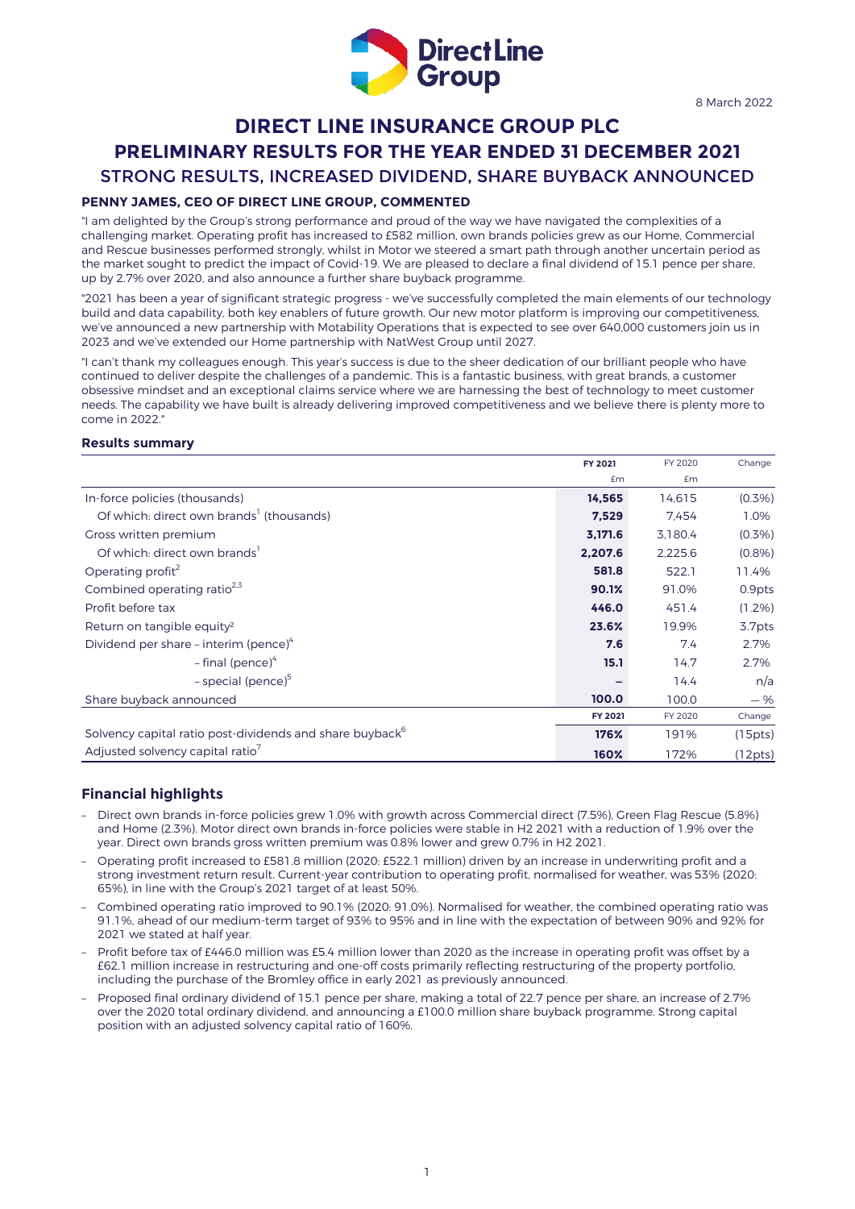8 March 2022

# DIRECT LINE INSURANCE GROUP PLC

# PRELIMINARY RESULTS FOR THE YEAR ENDED 31 DECEMBER 2021

## STRONG RESULTS, INCREASED DIVIDEND, SHARE BUYBACK ANNOUNCED

### PENNY JAMES, CEO OF DIRECT LINE GROUP, COMMENTED

"I am delighted by the Group's strong performance and proud of the way we have navigated the complexities of a challenging market. Operating profit has increased to £582 million, own brands policies grew as our Home, Commercial and Rescue businesses performed strongly, whilst in Motor we steered a smart path through another uncertain period as the market sought to predict the impact of Covid-19. We are pleased to declare a final dividend of 15.1 pence per share, up by 2.7% over 2020, and also announce a further share buyback programme.

"2021 has been a year of significant strategic progress - we've successfully completed the main elements of our technology build and data capability, both key enablers of future growth. Our new motor platform is improving our competitiveness, we've announced a new partnership with Motability Operations that is expected to see over 640,000 customers join us in 2023 and we've extended our Home partnership with NatWest Group until 2027.

"I can't thank my colleagues enough. This year's success is due to the sheer dedication of our brilliant people who have continued to deliver despite the challenges of a pandemic. This is a fantastic business, with great brands, a customer obsessive mindset and an exceptional claims service where we are harnessing the best of technology to meet customer needs. The capability we have built is already delivering improved competitiveness and we believe there is plenty more to come in 2022."

### Results summary

| | **FY 2021** | FY 2020 | Change |
|---|---|---|---|
| | £m | £m | |
| In-force policies (thousands) | **14,565** | 14,615 | (0.3%) |
| Of which: direct own brands[1] (thousands) | **7,529** | 7,454 | 1.0% |
| Gross written premium | **3,171.6** | 3,180.4 | (0.3%) |
| Of which: direct own brands[1] | **2,207.6** | 2,225.6 | (0.8%) |
| Operating profit[2] | **581.8** | 522.1 | 11.4% |
| Combined operating ratio[2,3] | **90.1%** | 91.0% | 0.9pts |
| Profit before tax | **446.0** | 451.4 | (1.2%) |
| Return on tangible equity[2] | **23.6%** | 19.9% | 3.7pts |
| Dividend per share – interim (pence)[4] | **7.6** | 7.4 | 2.7% |
| – final (pence)[4] | **15.1** | 14.7 | 2.7% |
| – special (pence)[5] | **–** | 14.4 | n/a |
| Share buyback announced | **100.0** | 100.0 | – % |
| | **FY 2021** | FY 2020 | Change |
| Solvency capital ratio post-dividends and share buyback[6] | **176%** | 191% | (15pts) |
| Adjusted solvency capital ratio[7] | **160%** | 172% | (12pts) |

## Financial highlights

- Direct own brands in-force policies grew 1.0% with growth across Commercial direct (7.5%), Green Flag Rescue (5.8%) and Home (2.3%). Motor direct own brands in-force policies were stable in H2 2021 with a reduction of 1.9% over the year. Direct own brands gross written premium was 0.8% lower and grew 0.7% in H2 2021.
- Operating profit increased to £581.8 million (2020: £522.1 million) driven by an increase in underwriting profit and a strong investment return result. Current-year contribution to operating profit, normalised for weather, was 53% (2020: 65%), in line with the Group's 2021 target of at least 50%.
- Combined operating ratio improved to 90.1% (2020: 91.0%). Normalised for weather, the combined operating ratio was 91.1%, ahead of our medium-term target of 93% to 95% and in line with the expectation of between 90% and 92% for 2021 we stated at half year.
- Profit before tax of £446.0 million was £5.4 million lower than 2020 as the increase in operating profit was offset by a £62.1 million increase in restructuring and one-off costs primarily reflecting restructuring of the property portfolio, including the purchase of the Bromley office in early 2021 as previously announced.
- Proposed final ordinary dividend of 15.1 pence per share, making a total of 22.7 pence per share, an increase of 2.7% over the 2020 total ordinary dividend, and announcing a £100.0 million share buyback programme. Strong capital position with an adjusted solvency capital ratio of 160%.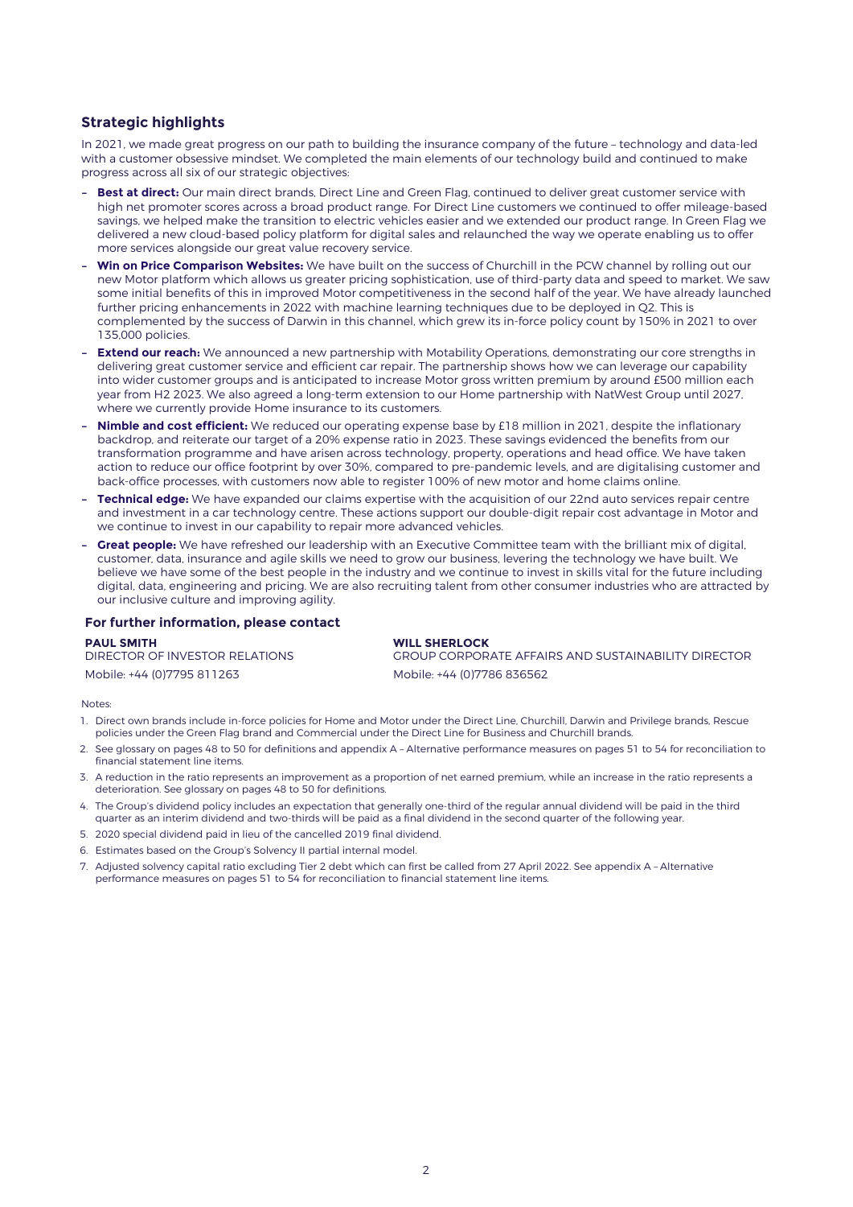## Strategic highlights

In 2021, we made great progress on our path to building the insurance company of the future – technology and data-led with a customer obsessive mindset. We completed the main elements of our technology build and continued to make progress across all six of our strategic objectives:

- **Best at direct:** Our main direct brands, Direct Line and Green Flag, continued to deliver great customer service with high net promoter scores across a broad product range. For Direct Line customers we continued to offer mileage-based savings, we helped make the transition to electric vehicles easier and we extended our product range. In Green Flag we delivered a new cloud-based policy platform for digital sales and relaunched the way we operate enabling us to offer more services alongside our great value recovery service.
- **Win on Price Comparison Websites:** We have built on the success of Churchill in the PCW channel by rolling out our new Motor platform which allows us greater pricing sophistication, use of third-party data and speed to market. We saw some initial benefits of this in improved Motor competitiveness in the second half of the year. We have already launched further pricing enhancements in 2022 with machine learning techniques due to be deployed in Q2. This is complemented by the success of Darwin in this channel, which grew its in-force policy count by 150% in 2021 to over 135,000 policies.
- **Extend our reach:** We announced a new partnership with Motability Operations, demonstrating our core strengths in delivering great customer service and efficient car repair. The partnership shows how we can leverage our capability into wider customer groups and is anticipated to increase Motor gross written premium by around £500 million each year from H2 2023. We also agreed a long-term extension to our Home partnership with NatWest Group until 2027, where we currently provide Home insurance to its customers.
- **Nimble and cost efficient:** We reduced our operating expense base by £18 million in 2021, despite the inflationary backdrop, and reiterate our target of a 20% expense ratio in 2023. These savings evidenced the benefits from our transformation programme and have arisen across technology, property, operations and head office. We have taken action to reduce our office footprint by over 30%, compared to pre-pandemic levels, and are digitalising customer and back-office processes, with customers now able to register 100% of new motor and home claims online.
- **Technical edge:** We have expanded our claims expertise with the acquisition of our 22nd auto services repair centre and investment in a car technology centre. These actions support our double-digit repair cost advantage in Motor and we continue to invest in our capability to repair more advanced vehicles.
- **Great people:** We have refreshed our leadership with an Executive Committee team with the brilliant mix of digital, customer, data, insurance and agile skills we need to grow our business, levering the technology we have built. We believe we have some of the best people in the industry and we continue to invest in skills vital for the future including digital, data, engineering and pricing. We are also recruiting talent from other consumer industries who are attracted by our inclusive culture and improving agility.

### For further information, please contact

**PAUL SMITH**
DIRECTOR OF INVESTOR RELATIONS
Mobile: +44 (0)7795 811263

**WILL SHERLOCK**
GROUP CORPORATE AFFAIRS AND SUSTAINABILITY DIRECTOR
Mobile: +44 (0)7786 836562

Notes:

1. Direct own brands include in-force policies for Home and Motor under the Direct Line, Churchill, Darwin and Privilege brands, Rescue policies under the Green Flag brand and Commercial under the Direct Line for Business and Churchill brands.
2. See glossary on pages 48 to 50 for definitions and appendix A – Alternative performance measures on pages 51 to 54 for reconciliation to financial statement line items.
3. A reduction in the ratio represents an improvement as a proportion of net earned premium, while an increase in the ratio represents a deterioration. See glossary on pages 48 to 50 for definitions.
4. The Group's dividend policy includes an expectation that generally one-third of the regular annual dividend will be paid in the third quarter as an interim dividend and two-thirds will be paid as a final dividend in the second quarter of the following year.
5. 2020 special dividend paid in lieu of the cancelled 2019 final dividend.
6. Estimates based on the Group's Solvency II partial internal model.
7. Adjusted solvency capital ratio excluding Tier 2 debt which can first be called from 27 April 2022. See appendix A – Alternative performance measures on pages 51 to 54 for reconciliation to financial statement line items.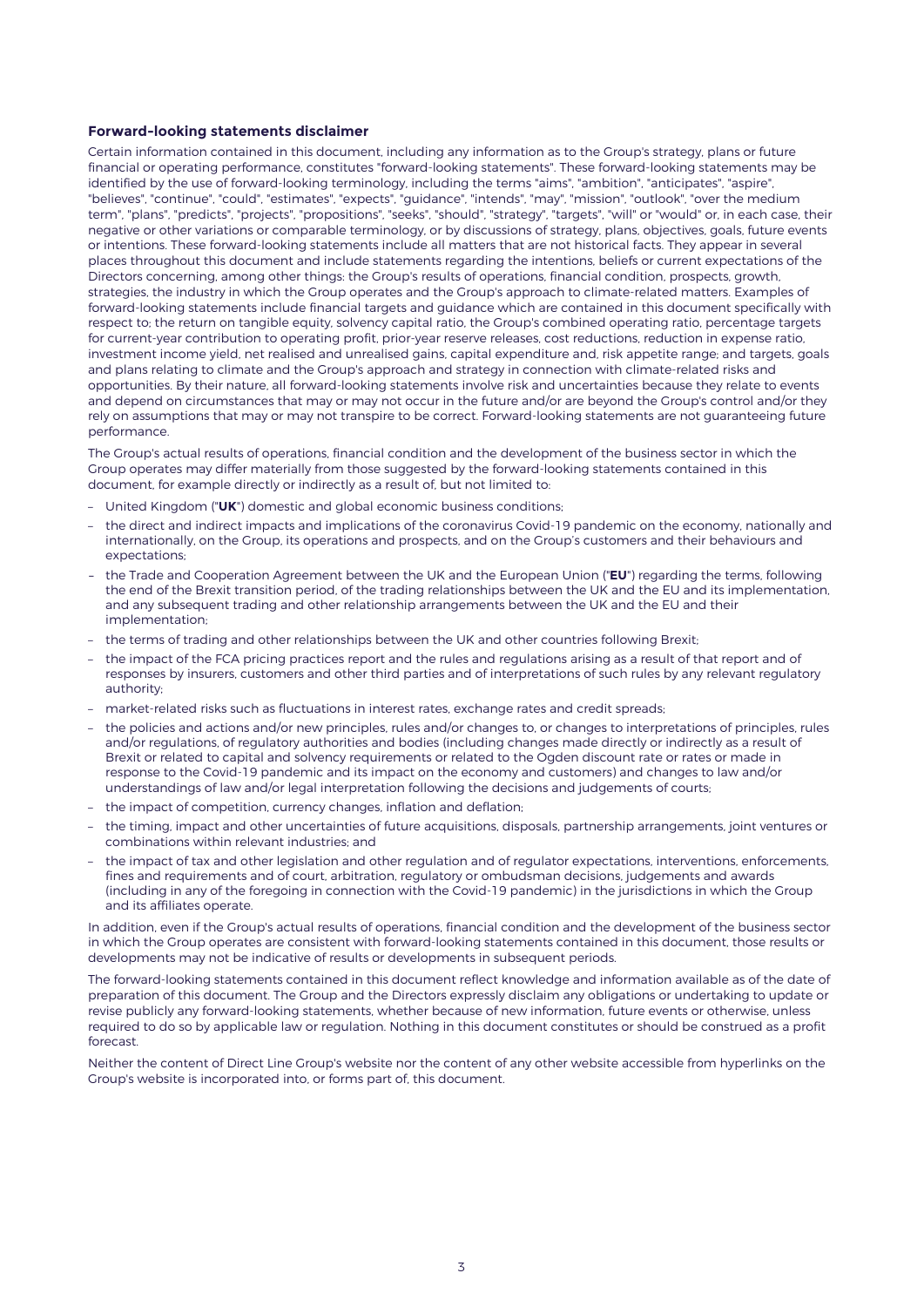**Forward-looking statements disclaimer**

Certain information contained in this document, including any information as to the Group's strategy, plans or future financial or operating performance, constitutes "forward-looking statements". These forward-looking statements may be identified by the use of forward-looking terminology, including the terms "aims", "ambition", "anticipates", "aspire", "believes", "continue", "could", "estimates", "expects", "guidance", "intends", "may", "mission", "outlook", "over the medium term", "plans", "predicts", "projects", "propositions", "seeks", "should", "strategy", "targets", "will" or "would" or, in each case, their negative or other variations or comparable terminology, or by discussions of strategy, plans, objectives, goals, future events or intentions. These forward-looking statements include all matters that are not historical facts. They appear in several places throughout this document and include statements regarding the intentions, beliefs or current expectations of the Directors concerning, among other things: the Group's results of operations, financial condition, prospects, growth, strategies, the industry in which the Group operates and the Group's approach to climate-related matters. Examples of forward-looking statements include financial targets and guidance which are contained in this document specifically with respect to; the return on tangible equity, solvency capital ratio, the Group's combined operating ratio, percentage targets for current-year contribution to operating profit, prior-year reserve releases, cost reductions, reduction in expense ratio, investment income yield, net realised and unrealised gains, capital expenditure and, risk appetite range; and targets, goals and plans relating to climate and the Group's approach and strategy in connection with climate-related risks and opportunities. By their nature, all forward-looking statements involve risk and uncertainties because they relate to events and depend on circumstances that may or may not occur in the future and/or are beyond the Group's control and/or they rely on assumptions that may or may not transpire to be correct. Forward-looking statements are not guaranteeing future performance.

The Group's actual results of operations, financial condition and the development of the business sector in which the Group operates may differ materially from those suggested by the forward-looking statements contained in this document, for example directly or indirectly as a result of, but not limited to:

- United Kingdom ("**UK**") domestic and global economic business conditions;
- the direct and indirect impacts and implications of the coronavirus Covid-19 pandemic on the economy, nationally and internationally, on the Group, its operations and prospects, and on the Group's customers and their behaviours and expectations;
- the Trade and Cooperation Agreement between the UK and the European Union ("**EU**") regarding the terms, following the end of the Brexit transition period, of the trading relationships between the UK and the EU and its implementation, and any subsequent trading and other relationship arrangements between the UK and the EU and their implementation;
- the terms of trading and other relationships between the UK and other countries following Brexit;
- the impact of the FCA pricing practices report and the rules and regulations arising as a result of that report and of responses by insurers, customers and other third parties and of interpretations of such rules by any relevant regulatory authority;
- market-related risks such as fluctuations in interest rates, exchange rates and credit spreads;
- the policies and actions and/or new principles, rules and/or changes to, or changes to interpretations of principles, rules and/or regulations, of regulatory authorities and bodies (including changes made directly or indirectly as a result of Brexit or related to capital and solvency requirements or related to the Ogden discount rate or rates or made in response to the Covid-19 pandemic and its impact on the economy and customers) and changes to law and/or understandings of law and/or legal interpretation following the decisions and judgements of courts;
- the impact of competition, currency changes, inflation and deflation;
- the timing, impact and other uncertainties of future acquisitions, disposals, partnership arrangements, joint ventures or combinations within relevant industries; and
- the impact of tax and other legislation and other regulation and of regulator expectations, interventions, enforcements, fines and requirements and of court, arbitration, regulatory or ombudsman decisions, judgements and awards (including in any of the foregoing in connection with the Covid-19 pandemic) in the jurisdictions in which the Group and its affiliates operate.

In addition, even if the Group's actual results of operations, financial condition and the development of the business sector in which the Group operates are consistent with forward-looking statements contained in this document, those results or developments may not be indicative of results or developments in subsequent periods.

The forward-looking statements contained in this document reflect knowledge and information available as of the date of preparation of this document. The Group and the Directors expressly disclaim any obligations or undertaking to update or revise publicly any forward-looking statements, whether because of new information, future events or otherwise, unless required to do so by applicable law or regulation. Nothing in this document constitutes or should be construed as a profit forecast.

Neither the content of Direct Line Group's website nor the content of any other website accessible from hyperlinks on the Group's website is incorporated into, or forms part of, this document.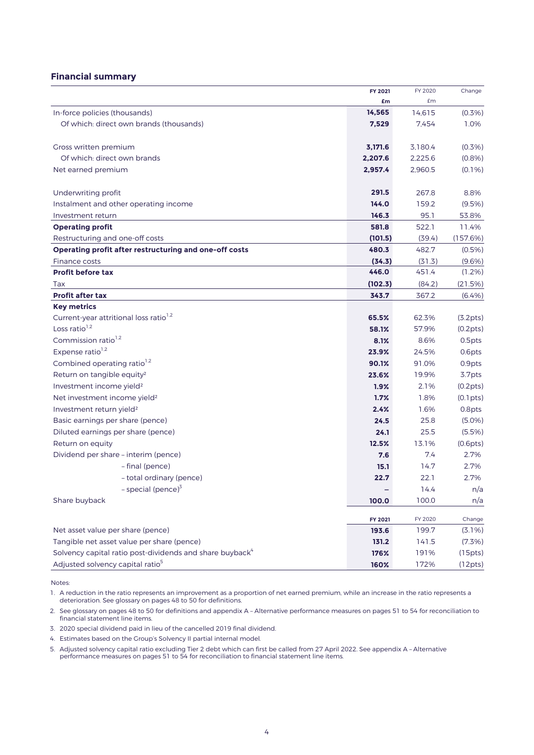## Financial summary

| | FY 2021 £m | FY 2020 £m | Change |
|---|---|---|---|
| In-force policies (thousands) | **14,565** | 14,615 | (0.3%) |
| Of which: direct own brands (thousands) | **7,529** | 7,454 | 1.0% |
| | | | |
| Gross written premium | **3,171.6** | 3,180.4 | (0.3%) |
| Of which: direct own brands | **2,207.6** | 2,225.6 | (0.8%) |
| Net earned premium | **2,957.4** | 2,960.5 | (0.1%) |
| | | | |
| Underwriting profit | **291.5** | 267.8 | 8.8% |
| Instalment and other operating income | **144.0** | 159.2 | (9.5%) |
| Investment return | **146.3** | 95.1 | 53.8% |
| **Operating profit** | **581.8** | 522.1 | 11.4% |
| Restructuring and one-off costs | **(101.5)** | (39.4) | (157.6%) |
| **Operating profit after restructuring and one-off costs** | **480.3** | 482.7 | (0.5%) |
| Finance costs | **(34.3)** | (31.3) | (9.6%) |
| **Profit before tax** | **446.0** | 451.4 | (1.2%) |
| Tax | **(102.3)** | (84.2) | (21.5%) |
| **Profit after tax** | **343.7** | 367.2 | (6.4%) |
| **Key metrics** | | | |
| Current-year attritional loss ratio[1,2] | **65.5%** | 62.3% | (3.2pts) |
| Loss ratio[1,2] | **58.1%** | 57.9% | (0.2pts) |
| Commission ratio[1,2] | **8.1%** | 8.6% | 0.5pts |
| Expense ratio[1,2] | **23.9%** | 24.5% | 0.6pts |
| Combined operating ratio[1,2] | **90.1%** | 91.0% | 0.9pts |
| Return on tangible equity[2] | **23.6%** | 19.9% | 3.7pts |
| Investment income yield[2] | **1.9%** | 2.1% | (0.2pts) |
| Net investment income yield[2] | **1.7%** | 1.8% | (0.1pts) |
| Investment return yield[2] | **2.4%** | 1.6% | 0.8pts |
| Basic earnings per share (pence) | **24.5** | 25.8 | (5.0%) |
| Diluted earnings per share (pence) | **24.1** | 25.5 | (5.5%) |
| Return on equity | **12.5%** | 13.1% | (0.6pts) |
| Dividend per share – interim (pence) | **7.6** | 7.4 | 2.7% |
| – final (pence) | **15.1** | 14.7 | 2.7% |
| – total ordinary (pence) | **22.7** | 22.1 | 2.7% |
| – special (pence)[3] | **–** | 14.4 | n/a |
| Share buyback | **100.0** | 100.0 | n/a |

| | FY 2021 | FY 2020 | Change |
|---|---|---|---|
| Net asset value per share (pence) | **193.6** | 199.7 | (3.1%) |
| Tangible net asset value per share (pence) | **131.2** | 141.5 | (7.3%) |
| Solvency capital ratio post-dividends and share buyback[4] | **176%** | 191% | (15pts) |
| Adjusted solvency capital ratio[5] | **160%** | 172% | (12pts) |

Notes:

1. A reduction in the ratio represents an improvement as a proportion of net earned premium, while an increase in the ratio represents a deterioration. See glossary on pages 48 to 50 for definitions.
2. See glossary on pages 48 to 50 for definitions and appendix A – Alternative performance measures on pages 51 to 54 for reconciliation to financial statement line items.
3. 2020 special dividend paid in lieu of the cancelled 2019 final dividend.
4. Estimates based on the Group's Solvency II partial internal model.
5. Adjusted solvency capital ratio excluding Tier 2 debt which can first be called from 27 April 2022. See appendix A – Alternative performance measures on pages 51 to 54 for reconciliation to financial statement line items.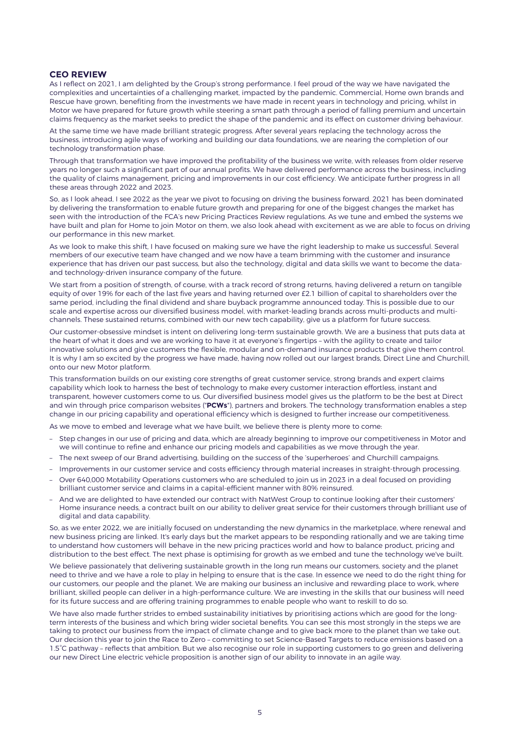## CEO REVIEW

As I reflect on 2021, I am delighted by the Group's strong performance. I feel proud of the way we have navigated the complexities and uncertainties of a challenging market, impacted by the pandemic. Commercial, Home own brands and Rescue have grown, benefiting from the investments we have made in recent years in technology and pricing, whilst in Motor we have prepared for future growth while steering a smart path through a period of falling premium and uncertain claims frequency as the market seeks to predict the shape of the pandemic and its effect on customer driving behaviour.

At the same time we have made brilliant strategic progress. After several years replacing the technology across the business, introducing agile ways of working and building our data foundations, we are nearing the completion of our technology transformation phase.

Through that transformation we have improved the profitability of the business we write, with releases from older reserve years no longer such a significant part of our annual profits. We have delivered performance across the business, including the quality of claims management, pricing and improvements in our cost efficiency. We anticipate further progress in all these areas through 2022 and 2023.

So, as I look ahead, I see 2022 as the year we pivot to focusing on driving the business forward. 2021 has been dominated by delivering the transformation to enable future growth and preparing for one of the biggest changes the market has seen with the introduction of the FCA's new Pricing Practices Review regulations. As we tune and embed the systems we have built and plan for Home to join Motor on them, we also look ahead with excitement as we are able to focus on driving our performance in this new market.

As we look to make this shift, I have focused on making sure we have the right leadership to make us successful. Several members of our executive team have changed and we now have a team brimming with the customer and insurance experience that has driven our past success, but also the technology, digital and data skills we want to become the data- and technology-driven insurance company of the future.

We start from a position of strength, of course, with a track record of strong returns, having delivered a return on tangible equity of over 19% for each of the last five years and having returned over £2.1 billion of capital to shareholders over the same period, including the final dividend and share buyback programme announced today. This is possible due to our scale and expertise across our diversified business model, with market-leading brands across multi-products and multi-channels. These sustained returns, combined with our new tech capability, give us a platform for future success.

Our customer-obsessive mindset is intent on delivering long-term sustainable growth. We are a business that puts data at the heart of what it does and we are working to have it at everyone's fingertips – with the agility to create and tailor innovative solutions and give customers the flexible, modular and on-demand insurance products that give them control. It is why I am so excited by the progress we have made, having now rolled out our largest brands, Direct Line and Churchill, onto our new Motor platform.

This transformation builds on our existing core strengths of great customer service, strong brands and expert claims capability which look to harness the best of technology to make every customer interaction effortless, instant and transparent, however customers come to us. Our diversified business model gives us the platform to be the best at Direct and win through price comparison websites ("**PCWs**"), partners and brokers. The technology transformation enables a step change in our pricing capability and operational efficiency which is designed to further increase our competitiveness.

As we move to embed and leverage what we have built, we believe there is plenty more to come:

- Step changes in our use of pricing and data, which are already beginning to improve our competitiveness in Motor and we will continue to refine and enhance our pricing models and capabilities as we move through the year.
- The next sweep of our Brand advertising, building on the success of the 'superheroes' and Churchill campaigns.
- Improvements in our customer service and costs efficiency through material increases in straight-through processing.
- Over 640,000 Motability Operations customers who are scheduled to join us in 2023 in a deal focused on providing brilliant customer service and claims in a capital-efficient manner with 80% reinsured.
- And we are delighted to have extended our contract with NatWest Group to continue looking after their customers' Home insurance needs, a contract built on our ability to deliver great service for their customers through brilliant use of digital and data capability.

So, as we enter 2022, we are initially focused on understanding the new dynamics in the marketplace, where renewal and new business pricing are linked. It's early days but the market appears to be responding rationally and we are taking time to understand how customers will behave in the new pricing practices world and how to balance product, pricing and distribution to the best effect. The next phase is optimising for growth as we embed and tune the technology we've built.

We believe passionately that delivering sustainable growth in the long run means our customers, society and the planet need to thrive and we have a role to play in helping to ensure that is the case. In essence we need to do the right thing for our customers, our people and the planet. We are making our business an inclusive and rewarding place to work, where brilliant, skilled people can deliver in a high-performance culture. We are investing in the skills that our business will need for its future success and are offering training programmes to enable people who want to reskill to do so.

We have also made further strides to embed sustainability initiatives by prioritising actions which are good for the long-term interests of the business and which bring wider societal benefits. You can see this most strongly in the steps we are taking to protect our business from the impact of climate change and to give back more to the planet than we take out. Our decision this year to join the Race to Zero – committing to set Science-Based Targets to reduce emissions based on a 1.5°C pathway – reflects that ambition. But we also recognise our role in supporting customers to go green and delivering our new Direct Line electric vehicle proposition is another sign of our ability to innovate in an agile way.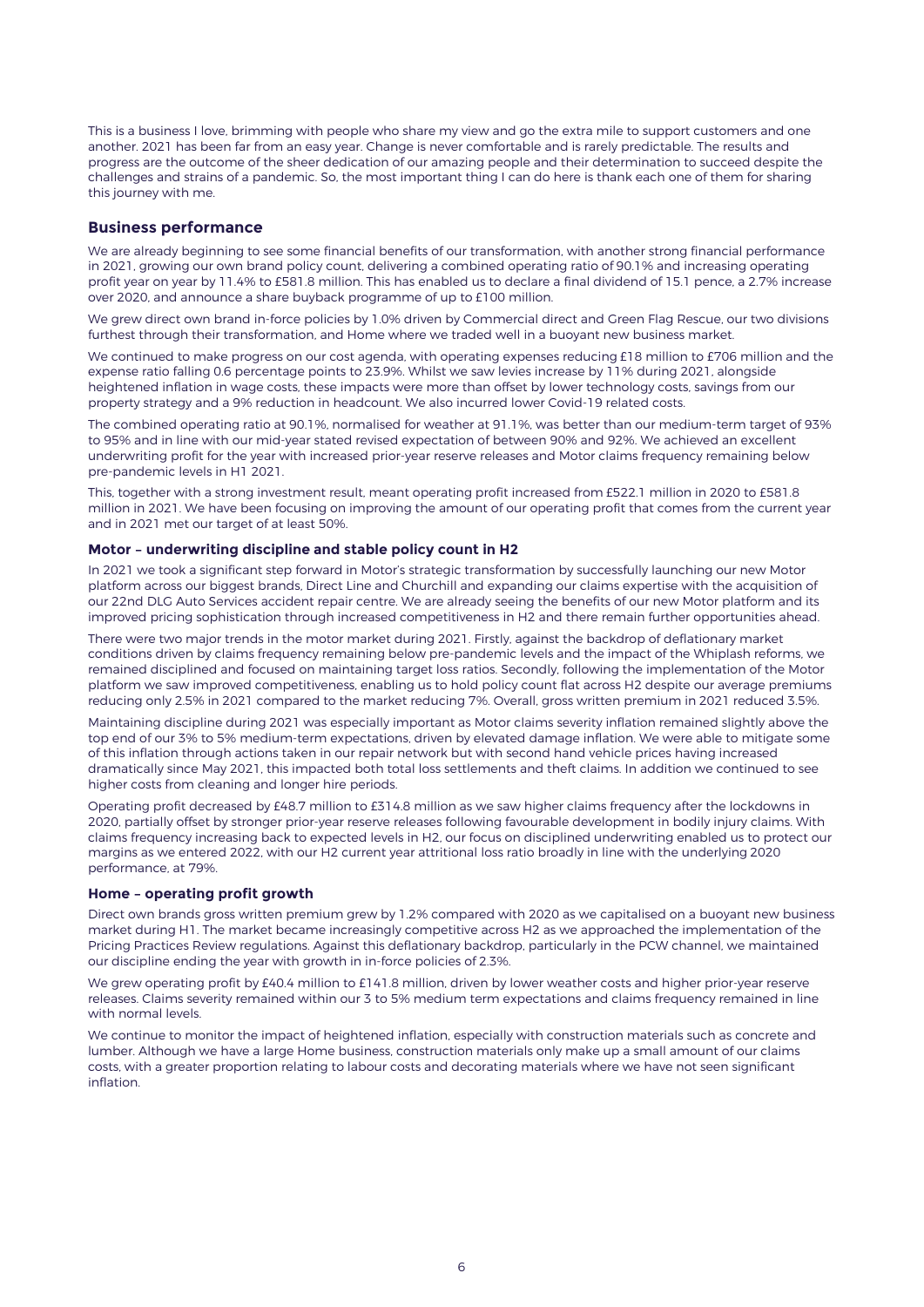This is a business I love, brimming with people who share my view and go the extra mile to support customers and one another. 2021 has been far from an easy year. Change is never comfortable and is rarely predictable. The results and progress are the outcome of the sheer dedication of our amazing people and their determination to succeed despite the challenges and strains of a pandemic. So, the most important thing I can do here is thank each one of them for sharing this journey with me.

## Business performance

We are already beginning to see some financial benefits of our transformation, with another strong financial performance in 2021, growing our own brand policy count, delivering a combined operating ratio of 90.1% and increasing operating profit year on year by 11.4% to £581.8 million. This has enabled us to declare a final dividend of 15.1 pence, a 2.7% increase over 2020, and announce a share buyback programme of up to £100 million.

We grew direct own brand in-force policies by 1.0% driven by Commercial direct and Green Flag Rescue, our two divisions furthest through their transformation, and Home where we traded well in a buoyant new business market.

We continued to make progress on our cost agenda, with operating expenses reducing £18 million to £706 million and the expense ratio falling 0.6 percentage points to 23.9%. Whilst we saw levies increase by 11% during 2021, alongside heightened inflation in wage costs, these impacts were more than offset by lower technology costs, savings from our property strategy and a 9% reduction in headcount. We also incurred lower Covid-19 related costs.

The combined operating ratio at 90.1%, normalised for weather at 91.1%, was better than our medium-term target of 93% to 95% and in line with our mid-year stated revised expectation of between 90% and 92%. We achieved an excellent underwriting profit for the year with increased prior-year reserve releases and Motor claims frequency remaining below pre-pandemic levels in H1 2021.

This, together with a strong investment result, meant operating profit increased from £522.1 million in 2020 to £581.8 million in 2021. We have been focusing on improving the amount of our operating profit that comes from the current year and in 2021 met our target of at least 50%.

### Motor – underwriting discipline and stable policy count in H2

In 2021 we took a significant step forward in Motor's strategic transformation by successfully launching our new Motor platform across our biggest brands, Direct Line and Churchill and expanding our claims expertise with the acquisition of our 22nd DLG Auto Services accident repair centre. We are already seeing the benefits of our new Motor platform and its improved pricing sophistication through increased competitiveness in H2 and there remain further opportunities ahead.

There were two major trends in the motor market during 2021. Firstly, against the backdrop of deflationary market conditions driven by claims frequency remaining below pre-pandemic levels and the impact of the Whiplash reforms, we remained disciplined and focused on maintaining target loss ratios. Secondly, following the implementation of the Motor platform we saw improved competitiveness, enabling us to hold policy count flat across H2 despite our average premiums reducing only 2.5% in 2021 compared to the market reducing 7%. Overall, gross written premium in 2021 reduced 3.5%.

Maintaining discipline during 2021 was especially important as Motor claims severity inflation remained slightly above the top end of our 3% to 5% medium-term expectations, driven by elevated damage inflation. We were able to mitigate some of this inflation through actions taken in our repair network but with second hand vehicle prices having increased dramatically since May 2021, this impacted both total loss settlements and theft claims. In addition we continued to see higher costs from cleaning and longer hire periods.

Operating profit decreased by £48.7 million to £314.8 million as we saw higher claims frequency after the lockdowns in 2020, partially offset by stronger prior-year reserve releases following favourable development in bodily injury claims. With claims frequency increasing back to expected levels in H2, our focus on disciplined underwriting enabled us to protect our margins as we entered 2022, with our H2 current year attritional loss ratio broadly in line with the underlying 2020 performance, at 79%.

### Home – operating profit growth

Direct own brands gross written premium grew by 1.2% compared with 2020 as we capitalised on a buoyant new business market during H1. The market became increasingly competitive across H2 as we approached the implementation of the Pricing Practices Review regulations. Against this deflationary backdrop, particularly in the PCW channel, we maintained our discipline ending the year with growth in in-force policies of 2.3%.

We grew operating profit by £40.4 million to £141.8 million, driven by lower weather costs and higher prior-year reserve releases. Claims severity remained within our 3 to 5% medium term expectations and claims frequency remained in line with normal levels.

We continue to monitor the impact of heightened inflation, especially with construction materials such as concrete and lumber. Although we have a large Home business, construction materials only make up a small amount of our claims costs, with a greater proportion relating to labour costs and decorating materials where we have not seen significant inflation.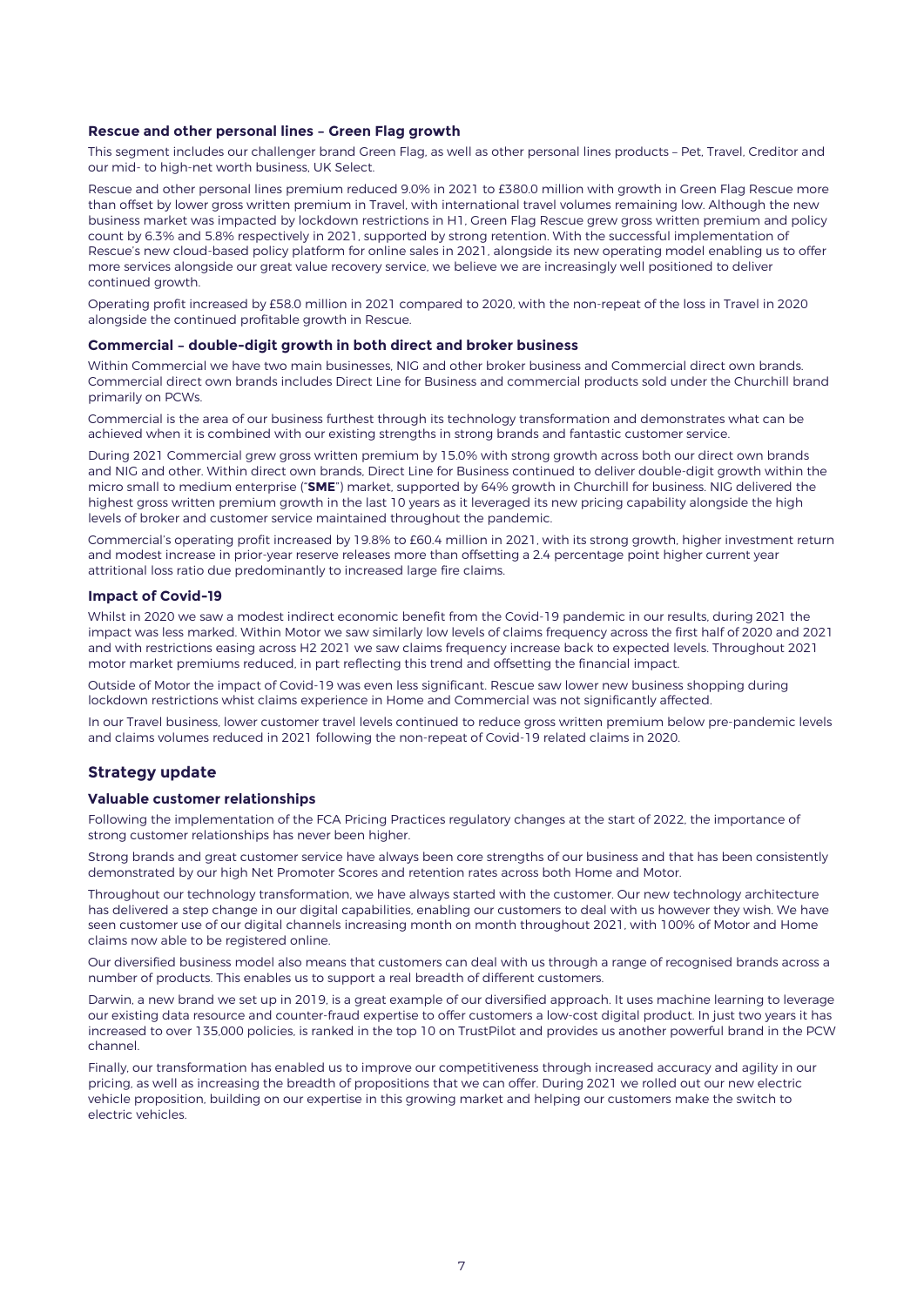### Rescue and other personal lines – Green Flag growth

This segment includes our challenger brand Green Flag, as well as other personal lines products – Pet, Travel, Creditor and our mid- to high-net worth business, UK Select.

Rescue and other personal lines premium reduced 9.0% in 2021 to £380.0 million with growth in Green Flag Rescue more than offset by lower gross written premium in Travel, with international travel volumes remaining low. Although the new business market was impacted by lockdown restrictions in H1, Green Flag Rescue grew gross written premium and policy count by 6.3% and 5.8% respectively in 2021, supported by strong retention. With the successful implementation of Rescue's new cloud-based policy platform for online sales in 2021, alongside its new operating model enabling us to offer more services alongside our great value recovery service, we believe we are increasingly well positioned to deliver continued growth.

Operating profit increased by £58.0 million in 2021 compared to 2020, with the non-repeat of the loss in Travel in 2020 alongside the continued profitable growth in Rescue.

### Commercial – double-digit growth in both direct and broker business

Within Commercial we have two main businesses, NIG and other broker business and Commercial direct own brands. Commercial direct own brands includes Direct Line for Business and commercial products sold under the Churchill brand primarily on PCWs.

Commercial is the area of our business furthest through its technology transformation and demonstrates what can be achieved when it is combined with our existing strengths in strong brands and fantastic customer service.

During 2021 Commercial grew gross written premium by 15.0% with strong growth across both our direct own brands and NIG and other. Within direct own brands, Direct Line for Business continued to deliver double-digit growth within the micro small to medium enterprise ("**SME**") market, supported by 64% growth in Churchill for business. NIG delivered the highest gross written premium growth in the last 10 years as it leveraged its new pricing capability alongside the high levels of broker and customer service maintained throughout the pandemic.

Commercial's operating profit increased by 19.8% to £60.4 million in 2021, with its strong growth, higher investment return and modest increase in prior-year reserve releases more than offsetting a 2.4 percentage point higher current year attritional loss ratio due predominantly to increased large fire claims.

### Impact of Covid-19

Whilst in 2020 we saw a modest indirect economic benefit from the Covid-19 pandemic in our results, during 2021 the impact was less marked. Within Motor we saw similarly low levels of claims frequency across the first half of 2020 and 2021 and with restrictions easing across H2 2021 we saw claims frequency increase back to expected levels. Throughout 2021 motor market premiums reduced, in part reflecting this trend and offsetting the financial impact.

Outside of Motor the impact of Covid-19 was even less significant. Rescue saw lower new business shopping during lockdown restrictions whilst claims experience in Home and Commercial was not significantly affected.

In our Travel business, lower customer travel levels continued to reduce gross written premium below pre-pandemic levels and claims volumes reduced in 2021 following the non-repeat of Covid-19 related claims in 2020.

## Strategy update

### Valuable customer relationships

Following the implementation of the FCA Pricing Practices regulatory changes at the start of 2022, the importance of strong customer relationships has never been higher.

Strong brands and great customer service have always been core strengths of our business and that has been consistently demonstrated by our high Net Promoter Scores and retention rates across both Home and Motor.

Throughout our technology transformation, we have always started with the customer. Our new technology architecture has delivered a step change in our digital capabilities, enabling our customers to deal with us however they wish. We have seen customer use of our digital channels increasing month on month throughout 2021, with 100% of Motor and Home claims now able to be registered online.

Our diversified business model also means that customers can deal with us through a range of recognised brands across a number of products. This enables us to support a real breadth of different customers.

Darwin, a new brand we set up in 2019, is a great example of our diversified approach. It uses machine learning to leverage our existing data resource and counter-fraud expertise to offer customers a low-cost digital product. In just two years it has increased to over 135,000 policies, is ranked in the top 10 on TrustPilot and provides us another powerful brand in the PCW channel.

Finally, our transformation has enabled us to improve our competitiveness through increased accuracy and agility in our pricing, as well as increasing the breadth of propositions that we can offer. During 2021 we rolled out our new electric vehicle proposition, building on our expertise in this growing market and helping our customers make the switch to electric vehicles.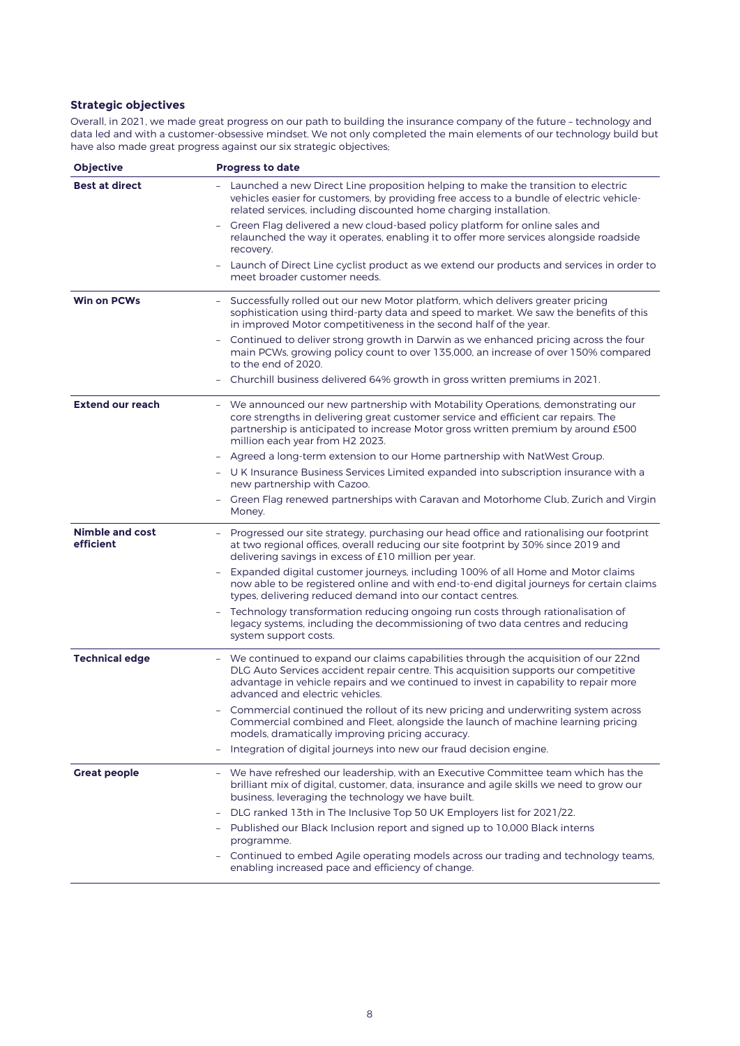### Strategic objectives

Overall, in 2021, we made great progress on our path to building the insurance company of the future – technology and data led and with a customer-obsessive mindset. We not only completed the main elements of our technology build but have also made great progress against our six strategic objectives;

| Objective | Progress to date |
|---|---|
| **Best at direct** | – Launched a new Direct Line proposition helping to make the transition to electric vehicles easier for customers, by providing free access to a bundle of electric vehicle-related services, including discounted home charging installation.<br>– Green Flag delivered a new cloud-based policy platform for online sales and relaunched the way it operates, enabling it to offer more services alongside roadside recovery.<br>– Launch of Direct Line cyclist product as we extend our products and services in order to meet broader customer needs. |
| **Win on PCWs** | – Successfully rolled out our new Motor platform, which delivers greater pricing sophistication using third-party data and speed to market. We saw the benefits of this in improved Motor competitiveness in the second half of the year.<br>– Continued to deliver strong growth in Darwin as we enhanced pricing across the four main PCWs, growing policy count to over 135,000, an increase of over 150% compared to the end of 2020.<br>– Churchill business delivered 64% growth in gross written premiums in 2021. |
| **Extend our reach** | – We announced our new partnership with Motability Operations, demonstrating our core strengths in delivering great customer service and efficient car repairs. The partnership is anticipated to increase Motor gross written premium by around £500 million each year from H2 2023.<br>– Agreed a long-term extension to our Home partnership with NatWest Group.<br>– U K Insurance Business Services Limited expanded into subscription insurance with a new partnership with Cazoo.<br>– Green Flag renewed partnerships with Caravan and Motorhome Club, Zurich and Virgin Money. |
| **Nimble and cost efficient** | – Progressed our site strategy, purchasing our head office and rationalising our footprint at two regional offices, overall reducing our site footprint by 30% since 2019 and delivering savings in excess of £10 million per year.<br>– Expanded digital customer journeys, including 100% of all Home and Motor claims now able to be registered online and with end-to-end digital journeys for certain claims types, delivering reduced demand into our contact centres.<br>– Technology transformation reducing ongoing run costs through rationalisation of legacy systems, including the decommissioning of two data centres and reducing system support costs. |
| **Technical edge** | – We continued to expand our claims capabilities through the acquisition of our 22nd DLG Auto Services accident repair centre. This acquisition supports our competitive advantage in vehicle repairs and we continued to invest in capability to repair more advanced and electric vehicles.<br>– Commercial continued the rollout of its new pricing and underwriting system across Commercial combined and Fleet, alongside the launch of machine learning pricing models, dramatically improving pricing accuracy.<br>– Integration of digital journeys into new our fraud decision engine. |
| **Great people** | – We have refreshed our leadership, with an Executive Committee team which has the brilliant mix of digital, customer, data, insurance and agile skills we need to grow our business, leveraging the technology we have built.<br>– DLG ranked 13th in The Inclusive Top 50 UK Employers list for 2021/22.<br>– Published our Black Inclusion report and signed up to 10,000 Black interns programme.<br>– Continued to embed Agile operating models across our trading and technology teams, enabling increased pace and efficiency of change. |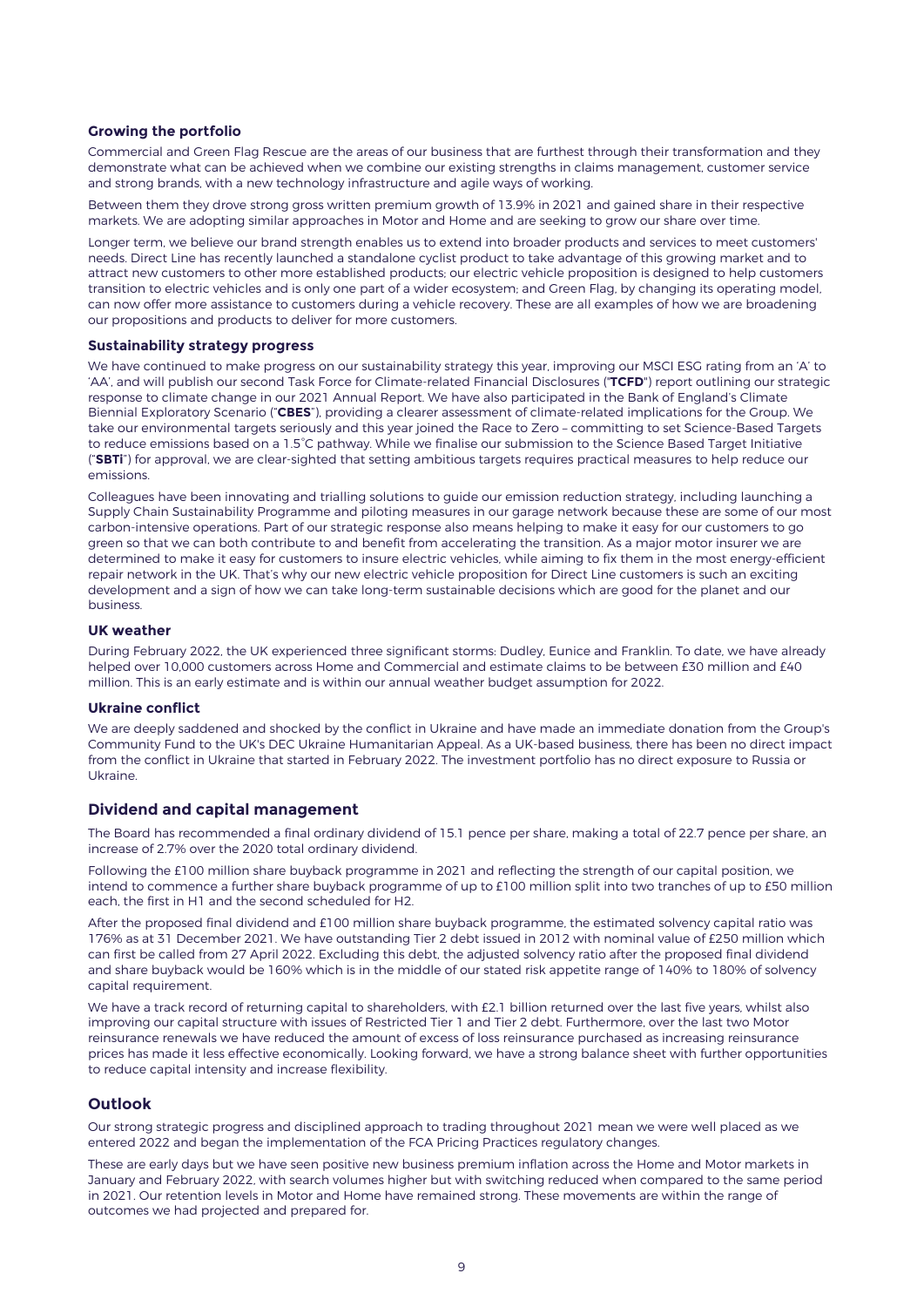### Growing the portfolio

Commercial and Green Flag Rescue are the areas of our business that are furthest through their transformation and they demonstrate what can be achieved when we combine our existing strengths in claims management, customer service and strong brands, with a new technology infrastructure and agile ways of working.

Between them they drove strong gross written premium growth of 13.9% in 2021 and gained share in their respective markets. We are adopting similar approaches in Motor and Home and are seeking to grow our share over time.

Longer term, we believe our brand strength enables us to extend into broader products and services to meet customers' needs. Direct Line has recently launched a standalone cyclist product to take advantage of this growing market and to attract new customers to other more established products; our electric vehicle proposition is designed to help customers transition to electric vehicles and is only one part of a wider ecosystem; and Green Flag, by changing its operating model, can now offer more assistance to customers during a vehicle recovery. These are all examples of how we are broadening our propositions and products to deliver for more customers.

### Sustainability strategy progress

We have continued to make progress on our sustainability strategy this year, improving our MSCI ESG rating from an 'A' to 'AA', and will publish our second Task Force for Climate-related Financial Disclosures ("**TCFD**") report outlining our strategic response to climate change in our 2021 Annual Report. We have also participated in the Bank of England's Climate Biennial Exploratory Scenario ("**CBES**"), providing a clearer assessment of climate-related implications for the Group. We take our environmental targets seriously and this year joined the Race to Zero – committing to set Science-Based Targets to reduce emissions based on a 1.5°C pathway. While we finalise our submission to the Science Based Target Initiative ("**SBTi**") for approval, we are clear-sighted that setting ambitious targets requires practical measures to help reduce our emissions.

Colleagues have been innovating and trialling solutions to guide our emission reduction strategy, including launching a Supply Chain Sustainability Programme and piloting measures in our garage network because these are some of our most carbon-intensive operations. Part of our strategic response also means helping to make it easy for our customers to go green so that we can both contribute to and benefit from accelerating the transition. As a major motor insurer we are determined to make it easy for customers to insure electric vehicles, while aiming to fix them in the most energy-efficient repair network in the UK. That's why our new electric vehicle proposition for Direct Line customers is such an exciting development and a sign of how we can take long-term sustainable decisions which are good for the planet and our business.

### UK weather

During February 2022, the UK experienced three significant storms: Dudley, Eunice and Franklin. To date, we have already helped over 10,000 customers across Home and Commercial and estimate claims to be between £30 million and £40 million. This is an early estimate and is within our annual weather budget assumption for 2022.

### Ukraine conflict

We are deeply saddened and shocked by the conflict in Ukraine and have made an immediate donation from the Group's Community Fund to the UK's DEC Ukraine Humanitarian Appeal. As a UK-based business, there has been no direct impact from the conflict in Ukraine that started in February 2022. The investment portfolio has no direct exposure to Russia or Ukraine.

## Dividend and capital management

The Board has recommended a final ordinary dividend of 15.1 pence per share, making a total of 22.7 pence per share, an increase of 2.7% over the 2020 total ordinary dividend.

Following the £100 million share buyback programme in 2021 and reflecting the strength of our capital position, we intend to commence a further share buyback programme of up to £100 million split into two tranches of up to £50 million each, the first in H1 and the second scheduled for H2.

After the proposed final dividend and £100 million share buyback programme, the estimated solvency capital ratio was 176% as at 31 December 2021. We have outstanding Tier 2 debt issued in 2012 with nominal value of £250 million which can first be called from 27 April 2022. Excluding this debt, the adjusted solvency ratio after the proposed final dividend and share buyback would be 160% which is in the middle of our stated risk appetite range of 140% to 180% of solvency capital requirement.

We have a track record of returning capital to shareholders, with £2.1 billion returned over the last five years, whilst also improving our capital structure with issues of Restricted Tier 1 and Tier 2 debt. Furthermore, over the last two Motor reinsurance renewals we have reduced the amount of excess of loss reinsurance purchased as increasing reinsurance prices has made it less effective economically. Looking forward, we have a strong balance sheet with further opportunities to reduce capital intensity and increase flexibility.

## Outlook

Our strong strategic progress and disciplined approach to trading throughout 2021 mean we were well placed as we entered 2022 and began the implementation of the FCA Pricing Practices regulatory changes.

These are early days but we have seen positive new business premium inflation across the Home and Motor markets in January and February 2022, with search volumes higher but with switching reduced when compared to the same period in 2021. Our retention levels in Motor and Home have remained strong. These movements are within the range of outcomes we had projected and prepared for.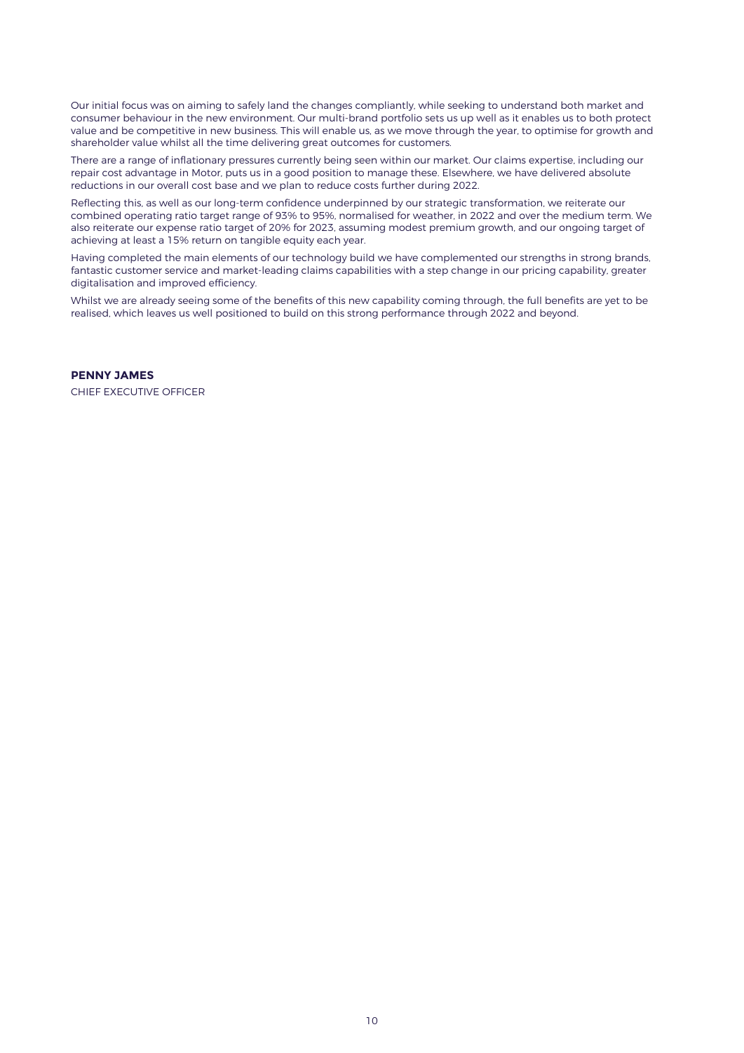Our initial focus was on aiming to safely land the changes compliantly, while seeking to understand both market and consumer behaviour in the new environment. Our multi-brand portfolio sets us up well as it enables us to both protect value and be competitive in new business. This will enable us, as we move through the year, to optimise for growth and shareholder value whilst all the time delivering great outcomes for customers.

There are a range of inflationary pressures currently being seen within our market. Our claims expertise, including our repair cost advantage in Motor, puts us in a good position to manage these. Elsewhere, we have delivered absolute reductions in our overall cost base and we plan to reduce costs further during 2022.

Reflecting this, as well as our long-term confidence underpinned by our strategic transformation, we reiterate our combined operating ratio target range of 93% to 95%, normalised for weather, in 2022 and over the medium term. We also reiterate our expense ratio target of 20% for 2023, assuming modest premium growth, and our ongoing target of achieving at least a 15% return on tangible equity each year.

Having completed the main elements of our technology build we have complemented our strengths in strong brands, fantastic customer service and market-leading claims capabilities with a step change in our pricing capability, greater digitalisation and improved efficiency.

Whilst we are already seeing some of the benefits of this new capability coming through, the full benefits are yet to be realised, which leaves us well positioned to build on this strong performance through 2022 and beyond.

**PENNY JAMES**

CHIEF EXECUTIVE OFFICER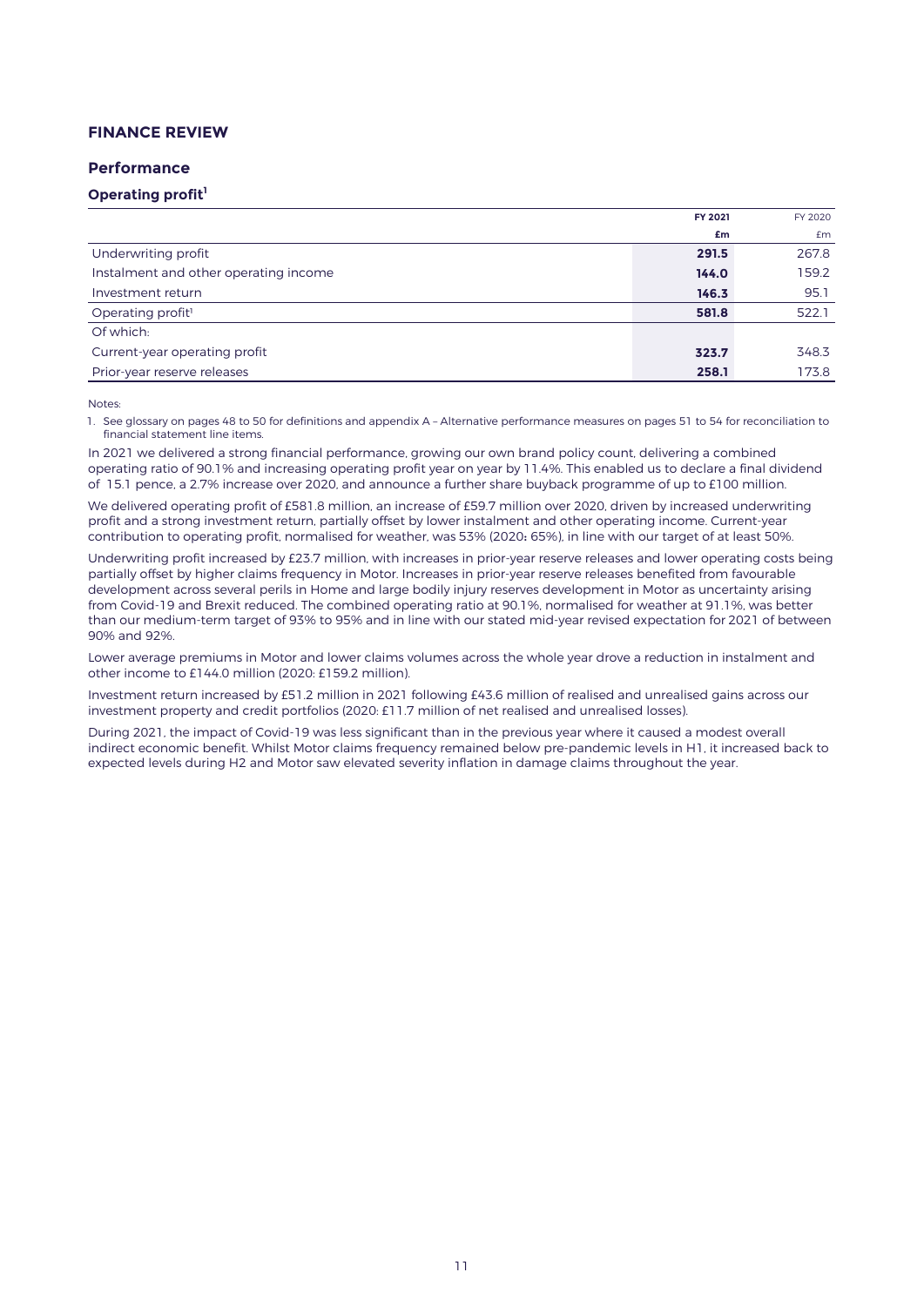## FINANCE REVIEW

### Performance

#### Operating profit[1]

| | FY 2021 | FY 2020 |
|---|---|---|
| | £m | £m |
| Underwriting profit | **291.5** | 267.8 |
| Instalment and other operating income | **144.0** | 159.2 |
| Investment return | **146.3** | 95.1 |
| Operating profit[1] | **581.8** | 522.1 |
| Of which: | | |
| Current-year operating profit | **323.7** | 348.3 |
| Prior-year reserve releases | **258.1** | 173.8 |

Notes:

1. See glossary on pages 48 to 50 for definitions and appendix A – Alternative performance measures on pages 51 to 54 for reconciliation to financial statement line items.

In 2021 we delivered a strong financial performance, growing our own brand policy count, delivering a combined operating ratio of 90.1% and increasing operating profit year on year by 11.4%. This enabled us to declare a final dividend of 15.1 pence, a 2.7% increase over 2020, and announce a further share buyback programme of up to £100 million.

We delivered operating profit of £581.8 million, an increase of £59.7 million over 2020, driven by increased underwriting profit and a strong investment return, partially offset by lower instalment and other operating income. Current-year contribution to operating profit, normalised for weather, was 53% (2020: 65%), in line with our target of at least 50%.

Underwriting profit increased by £23.7 million, with increases in prior-year reserve releases and lower operating costs being partially offset by higher claims frequency in Motor. Increases in prior-year reserve releases benefited from favourable development across several perils in Home and large bodily injury reserves development in Motor as uncertainty arising from Covid-19 and Brexit reduced. The combined operating ratio at 90.1%, normalised for weather at 91.1%, was better than our medium-term target of 93% to 95% and in line with our stated mid-year revised expectation for 2021 of between 90% and 92%.

Lower average premiums in Motor and lower claims volumes across the whole year drove a reduction in instalment and other income to £144.0 million (2020: £159.2 million).

Investment return increased by £51.2 million in 2021 following £43.6 million of realised and unrealised gains across our investment property and credit portfolios (2020: £11.7 million of net realised and unrealised losses).

During 2021, the impact of Covid-19 was less significant than in the previous year where it caused a modest overall indirect economic benefit. Whilst Motor claims frequency remained below pre-pandemic levels in H1, it increased back to expected levels during H2 and Motor saw elevated severity inflation in damage claims throughout the year.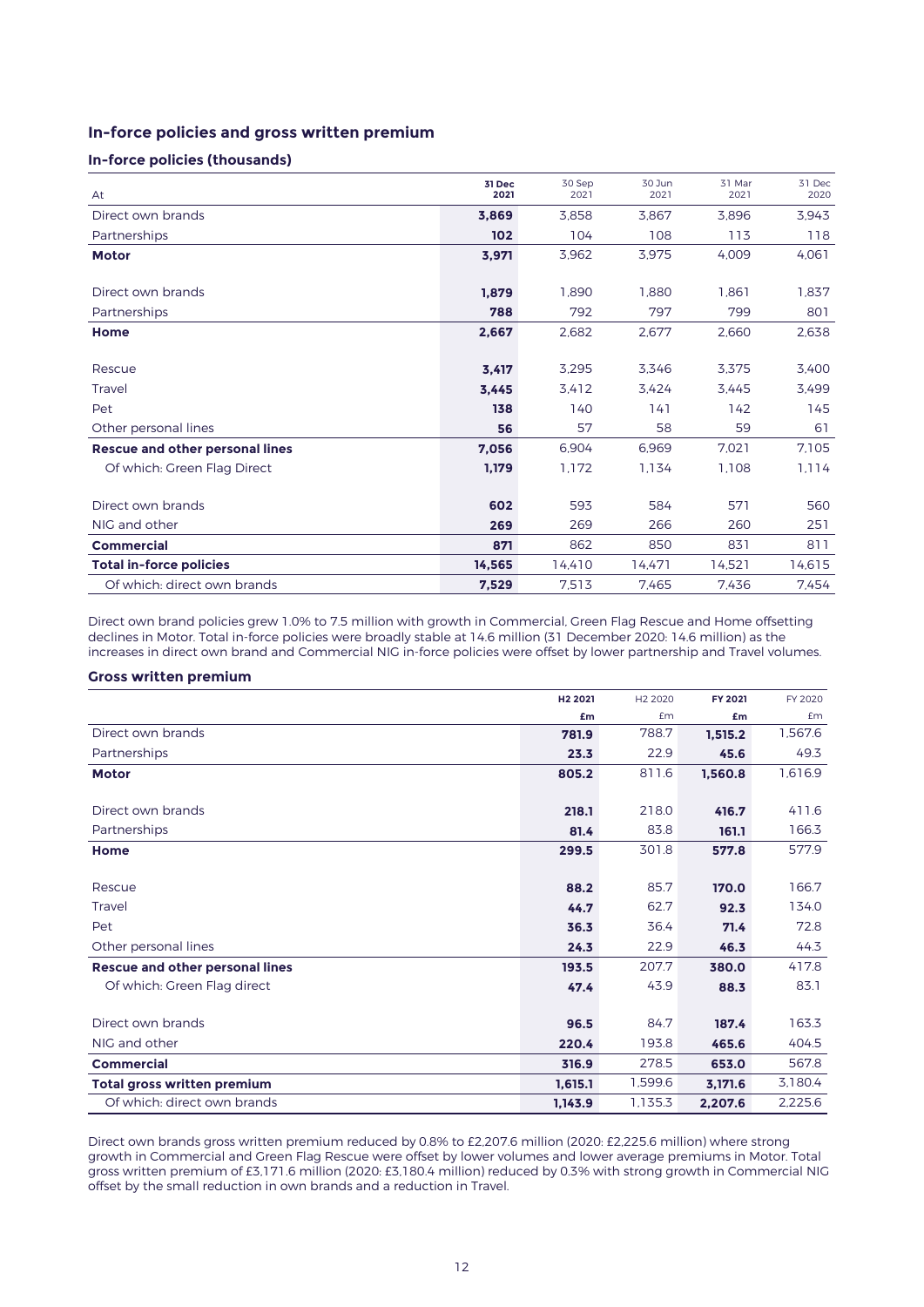## In-force policies and gross written premium

### In-force policies (thousands)

| At | 31 Dec 2021 | 30 Sep 2021 | 30 Jun 2021 | 31 Mar 2021 | 31 Dec 2020 |
|---|---|---|---|---|---|
| Direct own brands | **3,869** | 3,858 | 3,867 | 3,896 | 3,943 |
| Partnerships | **102** | 104 | 108 | 113 | 118 |
| **Motor** | **3,971** | 3,962 | 3,975 | 4,009 | 4,061 |
| | | | | | |
| Direct own brands | **1,879** | 1,890 | 1,880 | 1,861 | 1,837 |
| Partnerships | **788** | 792 | 797 | 799 | 801 |
| **Home** | **2,667** | 2,682 | 2,677 | 2,660 | 2,638 |
| | | | | | |
| Rescue | **3,417** | 3,295 | 3,346 | 3,375 | 3,400 |
| Travel | **3,445** | 3,412 | 3,424 | 3,445 | 3,499 |
| Pet | **138** | 140 | 141 | 142 | 145 |
| Other personal lines | **56** | 57 | 58 | 59 | 61 |
| **Rescue and other personal lines** | **7,056** | 6,904 | 6,969 | 7,021 | 7,105 |
| Of which: Green Flag Direct | **1,179** | 1,172 | 1,134 | 1,108 | 1,114 |
| | | | | | |
| Direct own brands | **602** | 593 | 584 | 571 | 560 |
| NIG and other | **269** | 269 | 266 | 260 | 251 |
| **Commercial** | **871** | 862 | 850 | 831 | 811 |
| **Total in-force policies** | **14,565** | 14,410 | 14,471 | 14,521 | 14,615 |
| Of which: direct own brands | **7,529** | 7,513 | 7,465 | 7,436 | 7,454 |

Direct own brand policies grew 1.0% to 7.5 million with growth in Commercial, Green Flag Rescue and Home offsetting declines in Motor. Total in-force policies were broadly stable at 14.6 million (31 December 2020: 14.6 million) as the increases in direct own brand and Commercial NIG in-force policies were offset by lower partnership and Travel volumes.

### Gross written premium

| | H2 2021 £m | H2 2020 £m | FY 2021 £m | FY 2020 £m |
|---|---|---|---|---|
| Direct own brands | **781.9** | 788.7 | **1,515.2** | 1,567.6 |
| Partnerships | **23.3** | 22.9 | **45.6** | 49.3 |
| **Motor** | **805.2** | 811.6 | **1,560.8** | 1,616.9 |
| | | | | |
| Direct own brands | **218.1** | 218.0 | **416.7** | 411.6 |
| Partnerships | **81.4** | 83.8 | **161.1** | 166.3 |
| **Home** | **299.5** | 301.8 | **577.8** | 577.9 |
| | | | | |
| Rescue | **88.2** | 85.7 | **170.0** | 166.7 |
| Travel | **44.7** | 62.7 | **92.3** | 134.0 |
| Pet | **36.3** | 36.4 | **71.4** | 72.8 |
| Other personal lines | **24.3** | 22.9 | **46.3** | 44.3 |
| **Rescue and other personal lines** | **193.5** | 207.7 | **380.0** | 417.8 |
| Of which: Green Flag direct | **47.4** | 43.9 | **88.3** | 83.1 |
| | | | | |
| Direct own brands | **96.5** | 84.7 | **187.4** | 163.3 |
| NIG and other | **220.4** | 193.8 | **465.6** | 404.5 |
| **Commercial** | **316.9** | 278.5 | **653.0** | 567.8 |
| **Total gross written premium** | **1,615.1** | 1,599.6 | **3,171.6** | 3,180.4 |
| Of which: direct own brands | **1,143.9** | 1,135.3 | **2,207.6** | 2,225.6 |

Direct own brands gross written premium reduced by 0.8% to £2,207.6 million (2020: £2,225.6 million) where strong growth in Commercial and Green Flag Rescue were offset by lower volumes and lower average premiums in Motor. Total gross written premium of £3,171.6 million (2020: £3,180.4 million) reduced by 0.3% with strong growth in Commercial NIG offset by the small reduction in own brands and a reduction in Travel.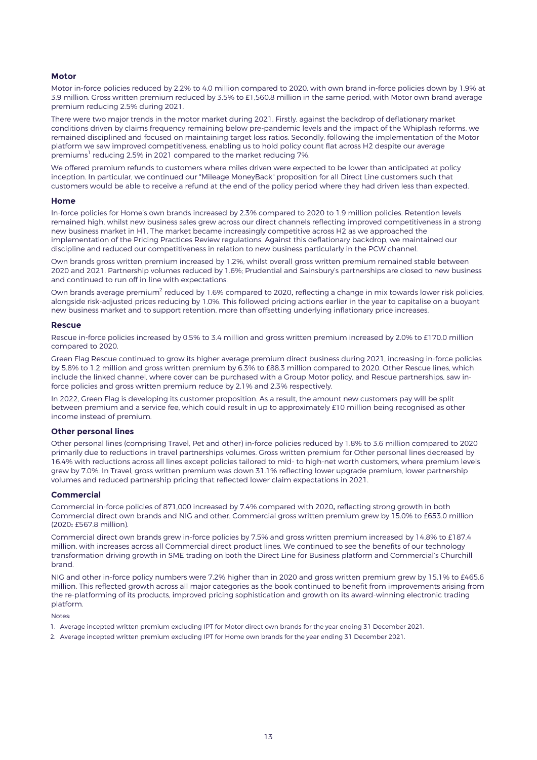### Motor

Motor in-force policies reduced by 2.2% to 4.0 million compared to 2020, with own brand in-force policies down by 1.9% at 3.9 million. Gross written premium reduced by 3.5% to £1,560.8 million in the same period, with Motor own brand average premium reducing 2.5% during 2021.

There were two major trends in the motor market during 2021. Firstly, against the backdrop of deflationary market conditions driven by claims frequency remaining below pre-pandemic levels and the impact of the Whiplash reforms, we remained disciplined and focused on maintaining target loss ratios. Secondly, following the implementation of the Motor platform we saw improved competitiveness, enabling us to hold policy count flat across H2 despite our average premiums[1] reducing 2.5% in 2021 compared to the market reducing 7%.

We offered premium refunds to customers where miles driven were expected to be lower than anticipated at policy inception. In particular, we continued our "Mileage MoneyBack" proposition for all Direct Line customers such that customers would be able to receive a refund at the end of the policy period where they had driven less than expected.

### Home

In-force policies for Home's own brands increased by 2.3% compared to 2020 to 1.9 million policies. Retention levels remained high, whilst new business sales grew across our direct channels reflecting improved competitiveness in a strong new business market in H1. The market became increasingly competitive across H2 as we approached the implementation of the Pricing Practices Review regulations. Against this deflationary backdrop, we maintained our discipline and reduced our competitiveness in relation to new business particularly in the PCW channel.

Own brands gross written premium increased by 1.2%, whilst overall gross written premium remained stable between 2020 and 2021. Partnership volumes reduced by 1.6%; Prudential and Sainsbury's partnerships are closed to new business and continued to run off in line with expectations.

Own brands average premium[2] reduced by 1.6% compared to 2020, reflecting a change in mix towards lower risk policies, alongside risk-adjusted prices reducing by 1.0%. This followed pricing actions earlier in the year to capitalise on a buoyant new business market and to support retention, more than offsetting underlying inflationary price increases.

### Rescue

Rescue in-force policies increased by 0.5% to 3.4 million and gross written premium increased by 2.0% to £170.0 million compared to 2020.

Green Flag Rescue continued to grow its higher average premium direct business during 2021, increasing in-force policies by 5.8% to 1.2 million and gross written premium by 6.3% to £88.3 million compared to 2020. Other Rescue lines, which include the linked channel, where cover can be purchased with a Group Motor policy, and Rescue partnerships, saw in-force policies and gross written premium reduce by 2.1% and 2.3% respectively.

In 2022, Green Flag is developing its customer proposition. As a result, the amount new customers pay will be split between premium and a service fee, which could result in up to approximately £10 million being recognised as other income instead of premium.

### Other personal lines

Other personal lines (comprising Travel, Pet and other) in-force policies reduced by 1.8% to 3.6 million compared to 2020 primarily due to reductions in travel partnerships volumes. Gross written premium for Other personal lines decreased by 16.4% with reductions across all lines except policies tailored to mid- to high-net worth customers, where premium levels grew by 7.0%. In Travel, gross written premium was down 31.1% reflecting lower upgrade premium, lower partnership volumes and reduced partnership pricing that reflected lower claim expectations in 2021.

### Commercial

Commercial in-force policies of 871,000 increased by 7.4% compared with 2020, reflecting strong growth in both Commercial direct own brands and NIG and other. Commercial gross written premium grew by 15.0% to £653.0 million (2020: £567.8 million).

Commercial direct own brands grew in-force policies by 7.5% and gross written premium increased by 14.8% to £187.4 million, with increases across all Commercial direct product lines. We continued to see the benefits of our technology transformation driving growth in SME trading on both the Direct Line for Business platform and Commercial's Churchill brand.

NIG and other in-force policy numbers were 7.2% higher than in 2020 and gross written premium grew by 15.1% to £465.6 million. This reflected growth across all major categories as the book continued to benefit from improvements arising from the re-platforming of its products, improved pricing sophistication and growth on its award-winning electronic trading platform.

Notes:

1. Average incepted written premium excluding IPT for Motor direct own brands for the year ending 31 December 2021.
2. Average incepted written premium excluding IPT for Home own brands for the year ending 31 December 2021.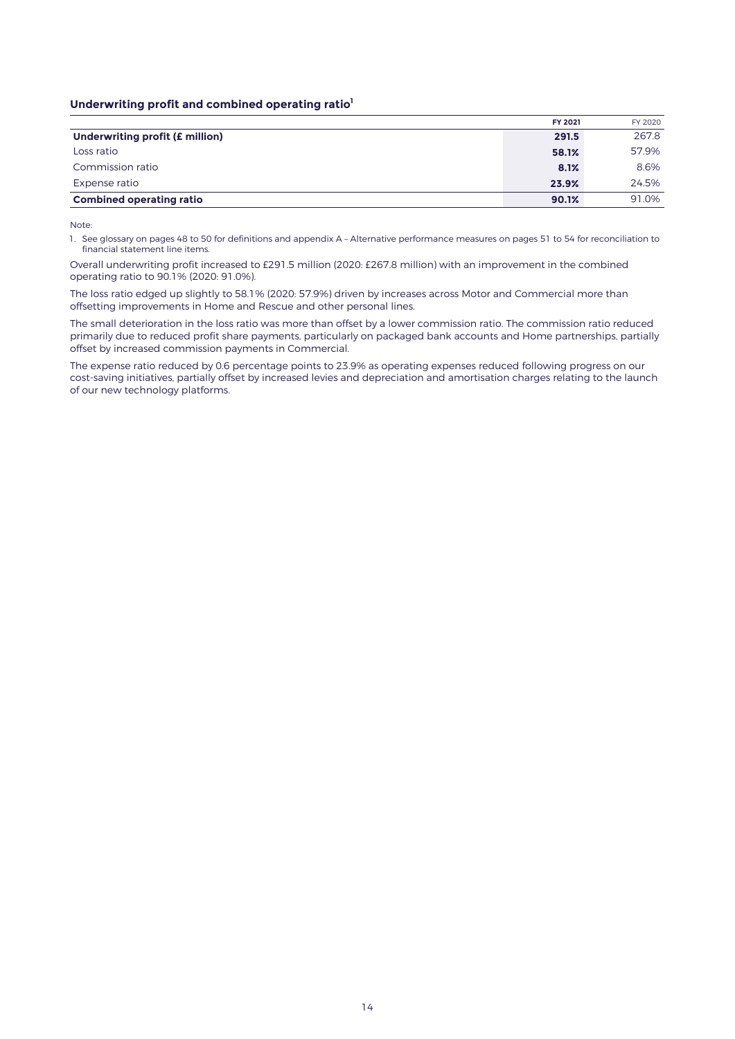### Underwriting profit and combined operating ratio[1]

| | **FY 2021** | FY 2020 |
|---|---|---|
| **Underwriting profit (£ million)** | **291.5** | 267.8 |
| Loss ratio | **58.1%** | 57.9% |
| Commission ratio | **8.1%** | 8.6% |
| Expense ratio | **23.9%** | 24.5% |
| **Combined operating ratio** | **90.1%** | 91.0% |

Note:

1. See glossary on pages 48 to 50 for definitions and appendix A – Alternative performance measures on pages 51 to 54 for reconciliation to financial statement line items.

Overall underwriting profit increased to £291.5 million (2020: £267.8 million) with an improvement in the combined operating ratio to 90.1% (2020: 91.0%).

The loss ratio edged up slightly to 58.1% (2020: 57.9%) driven by increases across Motor and Commercial more than offsetting improvements in Home and Rescue and other personal lines.

The small deterioration in the loss ratio was more than offset by a lower commission ratio. The commission ratio reduced primarily due to reduced profit share payments, particularly on packaged bank accounts and Home partnerships, partially offset by increased commission payments in Commercial.

The expense ratio reduced by 0.6 percentage points to 23.9% as operating expenses reduced following progress on our cost-saving initiatives, partially offset by increased levies and depreciation and amortisation charges relating to the launch of our new technology platforms.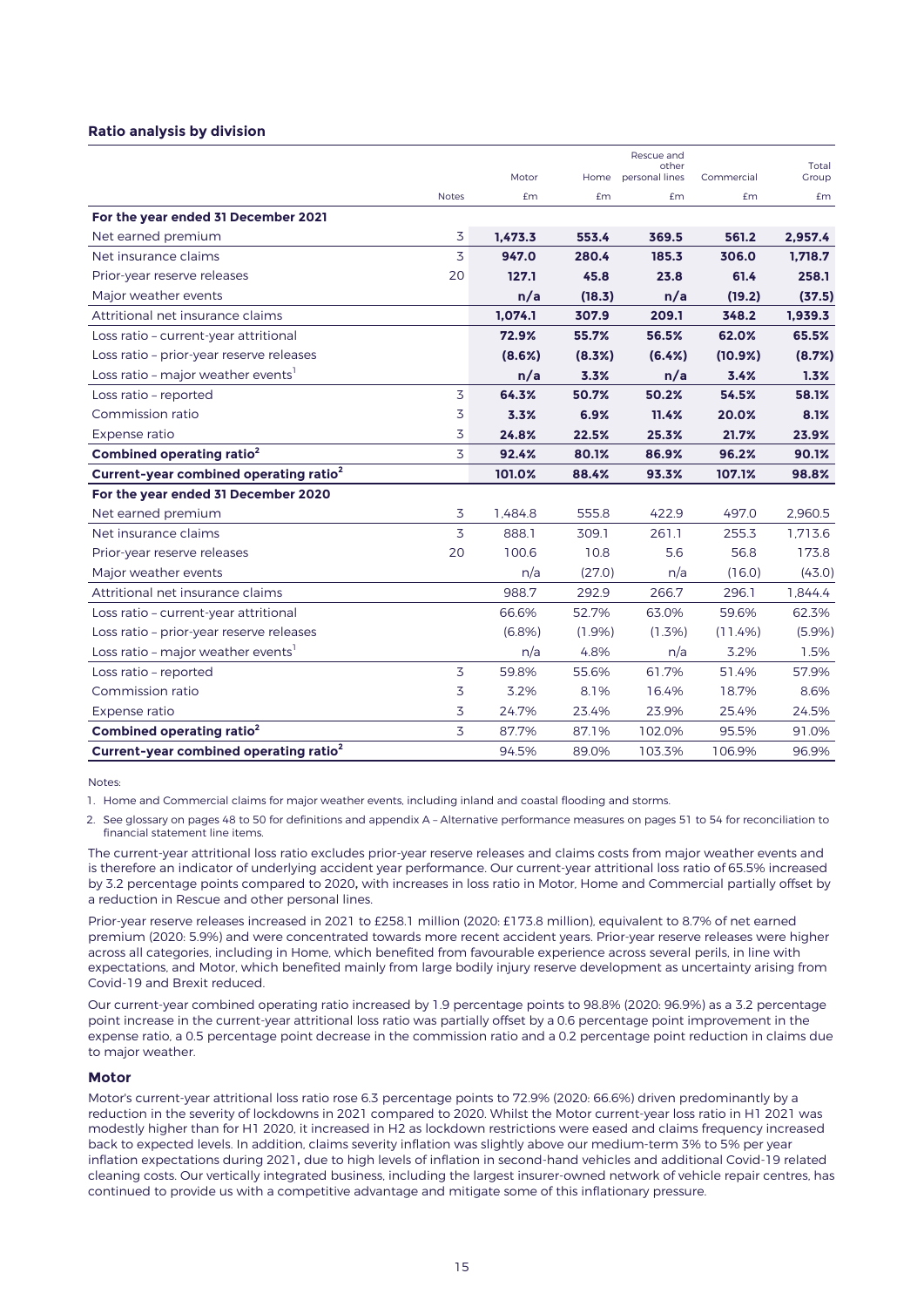### Ratio analysis by division

| | Notes | Motor £m | Home £m | Rescue and other personal lines £m | Commercial £m | Total Group £m |
|---|---|---|---|---|---|---|
| **For the year ended 31 December 2021** | | | | | | |
| Net earned premium | 3 | **1,473.3** | **553.4** | **369.5** | **561.2** | **2,957.4** |
| Net insurance claims | 3 | **947.0** | **280.4** | **185.3** | **306.0** | **1,718.7** |
| Prior-year reserve releases | 20 | **127.1** | **45.8** | **23.8** | **61.4** | **258.1** |
| Major weather events | | **n/a** | **(18.3)** | **n/a** | **(19.2)** | **(37.5)** |
| Attritional net insurance claims | | **1,074.1** | **307.9** | **209.1** | **348.2** | **1,939.3** |
| Loss ratio – current-year attritional | | **72.9%** | **55.7%** | **56.5%** | **62.0%** | **65.5%** |
| Loss ratio – prior-year reserve releases | | **(8.6%)** | **(8.3%)** | **(6.4%)** | **(10.9%)** | **(8.7%)** |
| Loss ratio – major weather events[1] | | **n/a** | **3.3%** | **n/a** | **3.4%** | **1.3%** |
| Loss ratio – reported | 3 | **64.3%** | **50.7%** | **50.2%** | **54.5%** | **58.1%** |
| Commission ratio | 3 | **3.3%** | **6.9%** | **11.4%** | **20.0%** | **8.1%** |
| Expense ratio | 3 | **24.8%** | **22.5%** | **25.3%** | **21.7%** | **23.9%** |
| **Combined operating ratio[2]** | 3 | **92.4%** | **80.1%** | **86.9%** | **96.2%** | **90.1%** |
| **Current-year combined operating ratio[2]** | | **101.0%** | **88.4%** | **93.3%** | **107.1%** | **98.8%** |
| **For the year ended 31 December 2020** | | | | | | |
| Net earned premium | 3 | 1,484.8 | 555.8 | 422.9 | 497.0 | 2,960.5 |
| Net insurance claims | 3 | 888.1 | 309.1 | 261.1 | 255.3 | 1,713.6 |
| Prior-year reserve releases | 20 | 100.6 | 10.8 | 5.6 | 56.8 | 173.8 |
| Major weather events | | n/a | (27.0) | n/a | (16.0) | (43.0) |
| Attritional net insurance claims | | 988.7 | 292.9 | 266.7 | 296.1 | 1,844.4 |
| Loss ratio – current-year attritional | | 66.6% | 52.7% | 63.0% | 59.6% | 62.3% |
| Loss ratio – prior-year reserve releases | | (6.8%) | (1.9%) | (1.3%) | (11.4%) | (5.9%) |
| Loss ratio – major weather events[1] | | n/a | 4.8% | n/a | 3.2% | 1.5% |
| Loss ratio – reported | 3 | 59.8% | 55.6% | 61.7% | 51.4% | 57.9% |
| Commission ratio | 3 | 3.2% | 8.1% | 16.4% | 18.7% | 8.6% |
| Expense ratio | 3 | 24.7% | 23.4% | 23.9% | 25.4% | 24.5% |
| **Combined operating ratio[2]** | 3 | 87.7% | 87.1% | 102.0% | 95.5% | 91.0% |
| **Current-year combined operating ratio[2]** | | 94.5% | 89.0% | 103.3% | 106.9% | 96.9% |

Notes:

1. Home and Commercial claims for major weather events, including inland and coastal flooding and storms.
2. See glossary on pages 48 to 50 for definitions and appendix A – Alternative performance measures on pages 51 to 54 for reconciliation to financial statement line items.

The current-year attritional loss ratio excludes prior-year reserve releases and claims costs from major weather events and is therefore an indicator of underlying accident year performance. Our current-year attritional loss ratio of 65.5% increased by 3.2 percentage points compared to 2020, with increases in loss ratio in Motor, Home and Commercial partially offset by a reduction in Rescue and other personal lines.

Prior-year reserve releases increased in 2021 to £258.1 million (2020: £173.8 million), equivalent to 8.7% of net earned premium (2020: 5.9%) and were concentrated towards more recent accident years. Prior-year reserve releases were higher across all categories, including in Home, which benefited from favourable experience across several perils, in line with expectations, and Motor, which benefited mainly from large bodily injury reserve development as uncertainty arising from Covid-19 and Brexit reduced.

Our current-year combined operating ratio increased by 1.9 percentage points to 98.8% (2020: 96.9%) as a 3.2 percentage point increase in the current-year attritional loss ratio was partially offset by a 0.6 percentage point improvement in the expense ratio, a 0.5 percentage point decrease in the commission ratio and a 0.2 percentage point reduction in claims due to major weather.

#### Motor

Motor's current-year attritional loss ratio rose 6.3 percentage points to 72.9% (2020: 66.6%) driven predominantly by a reduction in the severity of lockdowns in 2021 compared to 2020. Whilst the Motor current-year loss ratio in H1 2021 was modestly higher than for H1 2020, it increased in H2 as lockdown restrictions were eased and claims frequency increased back to expected levels. In addition, claims severity inflation was slightly above our medium-term 3% to 5% per year inflation expectations during 2021, due to high levels of inflation in second-hand vehicles and additional Covid-19 related cleaning costs. Our vertically integrated business, including the largest insurer-owned network of vehicle repair centres, has continued to provide us with a competitive advantage and mitigate some of this inflationary pressure.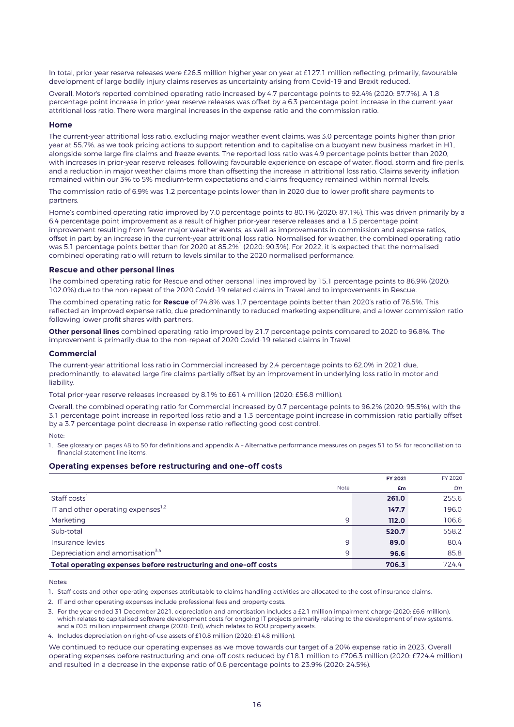In total, prior-year reserve releases were £26.5 million higher year on year at £127.1 million reflecting, primarily, favourable development of large bodily injury claims reserves as uncertainty arising from Covid-19 and Brexit reduced.

Overall, Motor's reported combined operating ratio increased by 4.7 percentage points to 92.4% (2020: 87.7%). A 1.8 percentage point increase in prior-year reserve releases was offset by a 6.3 percentage point increase in the current-year attritional loss ratio. There were marginal increases in the expense ratio and the commission ratio.

### Home

The current-year attritional loss ratio, excluding major weather event claims, was 3.0 percentage points higher than prior year at 55.7%, as we took pricing actions to support retention and to capitalise on a buoyant new business market in H1, alongside some large fire claims and freeze events. The reported loss ratio was 4.9 percentage points better than 2020, with increases in prior-year reserve releases, following favourable experience on escape of water, flood, storm and fire perils, and a reduction in major weather claims more than offsetting the increase in attritional loss ratio. Claims severity inflation remained within our 3% to 5% medium-term expectations and claims frequency remained within normal levels.

The commission ratio of 6.9% was 1.2 percentage points lower than in 2020 due to lower profit share payments to partners.

Home's combined operating ratio improved by 7.0 percentage points to 80.1% (2020: 87.1%). This was driven primarily by a 6.4 percentage point improvement as a result of higher prior-year reserve releases and a 1.5 percentage point improvement resulting from fewer major weather events, as well as improvements in commission and expense ratios, offset in part by an increase in the current-year attritional loss ratio. Normalised for weather, the combined operating ratio was 5.1 percentage points better than for 2020 at 85.2%[1] (2020: 90.3%). For 2022, it is expected that the normalised combined operating ratio will return to levels similar to the 2020 normalised performance.

### Rescue and other personal lines

The combined operating ratio for Rescue and other personal lines improved by 15.1 percentage points to 86.9% (2020: 102.0%) due to the non-repeat of the 2020 Covid-19 related claims in Travel and to improvements in Rescue.

The combined operating ratio for **Rescue** of 74.8% was 1.7 percentage points better than 2020's ratio of 76.5%. This reflected an improved expense ratio, due predominantly to reduced marketing expenditure, and a lower commission ratio following lower profit shares with partners.

**Other personal lines** combined operating ratio improved by 21.7 percentage points compared to 2020 to 96.8%. The improvement is primarily due to the non-repeat of 2020 Covid-19 related claims in Travel.

### Commercial

The current-year attritional loss ratio in Commercial increased by 2.4 percentage points to 62.0% in 2021 due, predominantly, to elevated large fire claims partially offset by an improvement in underlying loss ratio in motor and liability.

Total prior-year reserve releases increased by 8.1% to £61.4 million (2020: £56.8 million).

Overall, the combined operating ratio for Commercial increased by 0.7 percentage points to 96.2% (2020: 95.5%), with the 3.1 percentage point increase in reported loss ratio and a 1.3 percentage point increase in commission ratio partially offset by a 3.7 percentage point decrease in expense ratio reflecting good cost control.

Note:

1. See glossary on pages 48 to 50 for definitions and appendix A – Alternative performance measures on pages 51 to 54 for reconciliation to financial statement line items.

### Operating expenses before restructuring and one-off costs

| | Note | FY 2021<br>£m | FY 2020<br>£m |
|---|---|---|---|
| Staff costs[1] | | **261.0** | 255.6 |
| IT and other operating expenses[1,2] | | **147.7** | 196.0 |
| Marketing | 9 | **112.0** | 106.6 |
| Sub-total | | **520.7** | 558.2 |
| Insurance levies | 9 | **89.0** | 80.4 |
| Depreciation and amortisation[3,4] | 9 | **96.6** | 85.8 |
| **Total operating expenses before restructuring and one-off costs** | | **706.3** | 724.4 |

Notes:

1. Staff costs and other operating expenses attributable to claims handling activities are allocated to the cost of insurance claims.
2. IT and other operating expenses include professional fees and property costs.
3. For the year ended 31 December 2021, depreciation and amortisation includes a £2.1 million impairment charge (2020: £6.6 million), which relates to capitalised software development costs for ongoing IT projects primarily relating to the development of new systems, and a £0.5 million impairment charge (2020: £nil), which relates to ROU property assets.
4. Includes depreciation on right-of-use assets of £10.8 million (2020: £14.8 million).

We continued to reduce our operating expenses as we move towards our target of a 20% expense ratio in 2023. Overall operating expenses before restructuring and one-off costs reduced by £18.1 million to £706.3 million (2020: £724.4 million) and resulted in a decrease in the expense ratio of 0.6 percentage points to 23.9% (2020: 24.5%).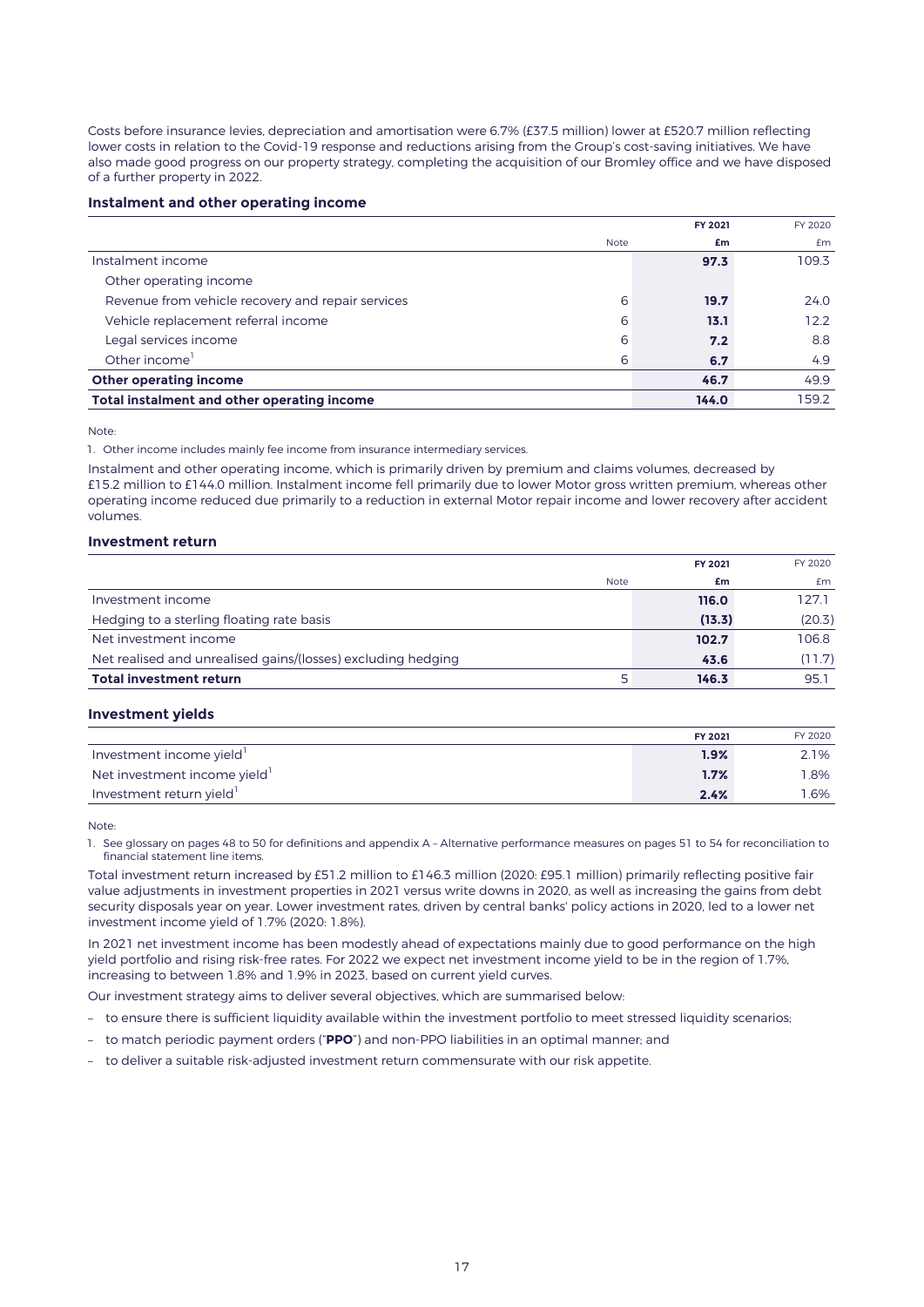Costs before insurance levies, depreciation and amortisation were 6.7% (£37.5 million) lower at £520.7 million reflecting lower costs in relation to the Covid-19 response and reductions arising from the Group's cost-saving initiatives. We have also made good progress on our property strategy, completing the acquisition of our Bromley office and we have disposed of a further property in 2022.

### Instalment and other operating income

| | Note | FY 2021 £m | FY 2020 £m |
|---|---|---|---|
| Instalment income | | **97.3** | 109.3 |
| Other operating income | | | |
| Revenue from vehicle recovery and repair services | 6 | **19.7** | 24.0 |
| Vehicle replacement referral income | 6 | **13.1** | 12.2 |
| Legal services income | 6 | **7.2** | 8.8 |
| Other income[1] | 6 | **6.7** | 4.9 |
| **Other operating income** | | **46.7** | 49.9 |
| **Total instalment and other operating income** | | **144.0** | 159.2 |

Note:

1. Other income includes mainly fee income from insurance intermediary services.

Instalment and other operating income, which is primarily driven by premium and claims volumes, decreased by £15.2 million to £144.0 million. Instalment income fell primarily due to lower Motor gross written premium, whereas other operating income reduced due primarily to a reduction in external Motor repair income and lower recovery after accident volumes.

### Investment return

| | Note | FY 2021 £m | FY 2020 £m |
|---|---|---|---|
| Investment income | | **116.0** | 127.1 |
| Hedging to a sterling floating rate basis | | **(13.3)** | (20.3) |
| Net investment income | | **102.7** | 106.8 |
| Net realised and unrealised gains/(losses) excluding hedging | | **43.6** | (11.7) |
| **Total investment return** | 5 | **146.3** | 95.1 |

### Investment yields

| | FY 2021 | FY 2020 |
|---|---|---|
| Investment income yield[1] | **1.9%** | 2.1% |
| Net investment income yield[1] | **1.7%** | 1.8% |
| Investment return yield[1] | **2.4%** | 1.6% |

Note:

1. See glossary on pages 48 to 50 for definitions and appendix A – Alternative performance measures on pages 51 to 54 for reconciliation to financial statement line items.

Total investment return increased by £51.2 million to £146.3 million (2020: £95.1 million) primarily reflecting positive fair value adjustments in investment properties in 2021 versus write downs in 2020, as well as increasing the gains from debt security disposals year on year. Lower investment rates, driven by central banks' policy actions in 2020, led to a lower net investment income yield of 1.7% (2020: 1.8%).

In 2021 net investment income has been modestly ahead of expectations mainly due to good performance on the high yield portfolio and rising risk-free rates. For 2022 we expect net investment income yield to be in the region of 1.7%, increasing to between 1.8% and 1.9% in 2023, based on current yield curves.

Our investment strategy aims to deliver several objectives, which are summarised below:

- to ensure there is sufficient liquidity available within the investment portfolio to meet stressed liquidity scenarios;
- to match periodic payment orders ("**PPO**") and non-PPO liabilities in an optimal manner; and
- to deliver a suitable risk-adjusted investment return commensurate with our risk appetite.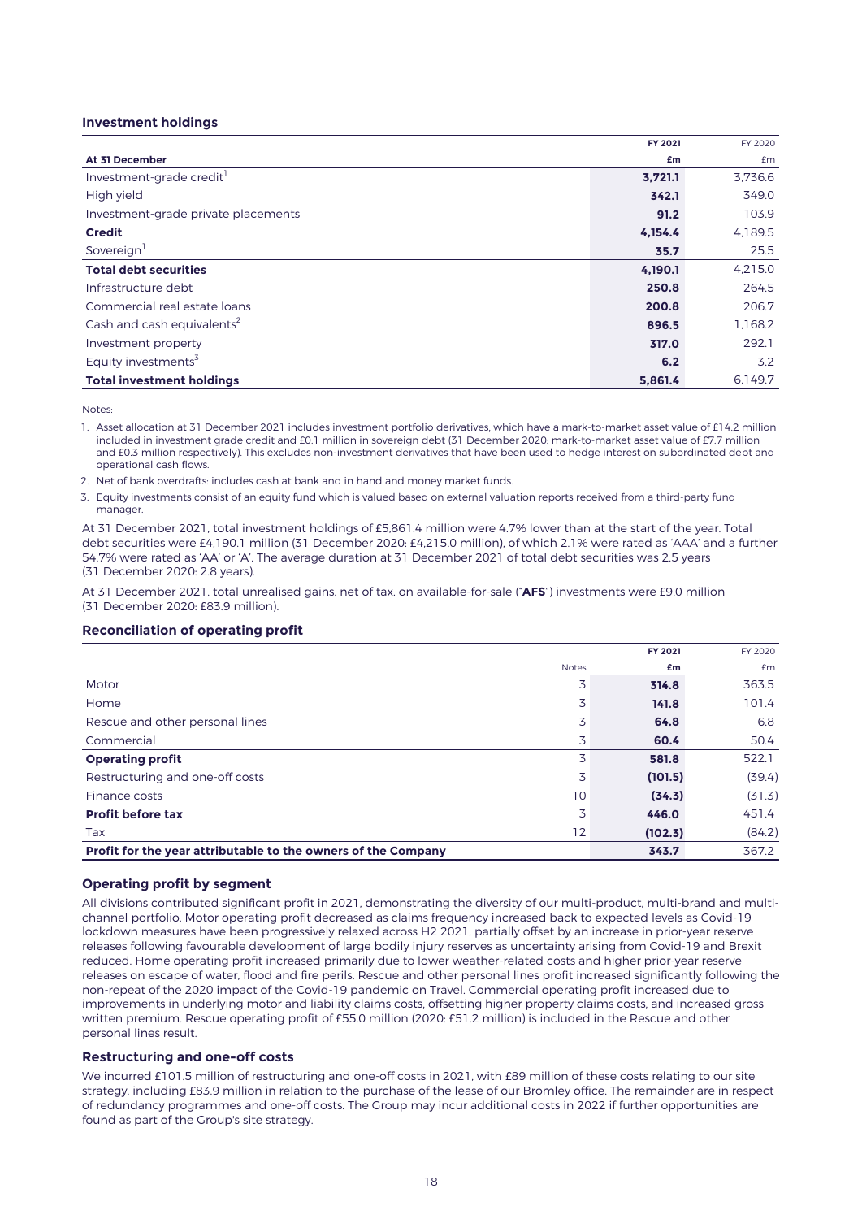### Investment holdings

| At 31 December | FY 2021 £m | FY 2020 £m |
|---|---|---|
| Investment-grade credit[1] | **3,721.1** | 3,736.6 |
| High yield | **342.1** | 349.0 |
| Investment-grade private placements | **91.2** | 103.9 |
| **Credit** | **4,154.4** | 4,189.5 |
| Sovereign[1] | **35.7** | 25.5 |
| **Total debt securities** | **4,190.1** | 4,215.0 |
| Infrastructure debt | **250.8** | 264.5 |
| Commercial real estate loans | **200.8** | 206.7 |
| Cash and cash equivalents[2] | **896.5** | 1,168.2 |
| Investment property | **317.0** | 292.1 |
| Equity investments[3] | **6.2** | 3.2 |
| **Total investment holdings** | **5,861.4** | 6,149.7 |

Notes:

1. Asset allocation at 31 December 2021 includes investment portfolio derivatives, which have a mark-to-market asset value of £14.2 million included in investment grade credit and £0.1 million in sovereign debt (31 December 2020: mark-to-market asset value of £7.7 million and £0.3 million respectively). This excludes non-investment derivatives that have been used to hedge interest on subordinated debt and operational cash flows.
2. Net of bank overdrafts: includes cash at bank and in hand and money market funds.
3. Equity investments consist of an equity fund which is valued based on external valuation reports received from a third-party fund manager.

At 31 December 2021, total investment holdings of £5,861.4 million were 4.7% lower than at the start of the year. Total debt securities were £4,190.1 million (31 December 2020: £4,215.0 million), of which 2.1% were rated as 'AAA' and a further 54.7% were rated as 'AA' or 'A'. The average duration at 31 December 2021 of total debt securities was 2.5 years (31 December 2020: 2.8 years).

At 31 December 2021, total unrealised gains, net of tax, on available-for-sale ("**AFS**") investments were £9.0 million (31 December 2020: £83.9 million).

### Reconciliation of operating profit

| | Notes | FY 2021 £m | FY 2020 £m |
|---|---|---|---|
| Motor | 3 | **314.8** | 363.5 |
| Home | 3 | **141.8** | 101.4 |
| Rescue and other personal lines | 3 | **64.8** | 6.8 |
| Commercial | 3 | **60.4** | 50.4 |
| **Operating profit** | 3 | **581.8** | 522.1 |
| Restructuring and one-off costs | 3 | **(101.5)** | (39.4) |
| Finance costs | 10 | **(34.3)** | (31.3) |
| **Profit before tax** | 3 | **446.0** | 451.4 |
| Tax | 12 | **(102.3)** | (84.2) |
| **Profit for the year attributable to the owners of the Company** | | **343.7** | 367.2 |

### Operating profit by segment

All divisions contributed significant profit in 2021, demonstrating the diversity of our multi-product, multi-brand and multi-channel portfolio. Motor operating profit decreased as claims frequency increased back to expected levels as Covid-19 lockdown measures have been progressively relaxed across H2 2021, partially offset by an increase in prior-year reserve releases following favourable development of large bodily injury reserves as uncertainty arising from Covid-19 and Brexit reduced. Home operating profit increased primarily due to lower weather-related costs and higher prior-year reserve releases on escape of water, flood and fire perils. Rescue and other personal lines profit increased significantly following the non-repeat of the 2020 impact of the Covid-19 pandemic on Travel. Commercial operating profit increased due to improvements in underlying motor and liability claims costs, offsetting higher property claims costs, and increased gross written premium. Rescue operating profit of £55.0 million (2020: £51.2 million) is included in the Rescue and other personal lines result.

### Restructuring and one-off costs

We incurred £101.5 million of restructuring and one-off costs in 2021, with £89 million of these costs relating to our site strategy, including £83.9 million in relation to the purchase of the lease of our Bromley office. The remainder are in respect of redundancy programmes and one-off costs. The Group may incur additional costs in 2022 if further opportunities are found as part of the Group's site strategy.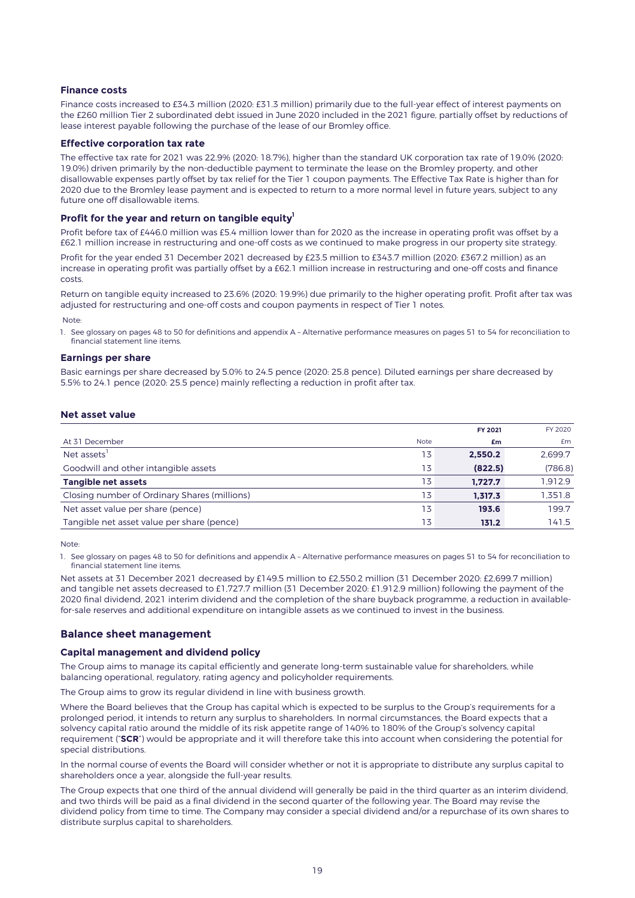### Finance costs

Finance costs increased to £34.3 million (2020: £31.3 million) primarily due to the full-year effect of interest payments on the £260 million Tier 2 subordinated debt issued in June 2020 included in the 2021 figure, partially offset by reductions of lease interest payable following the purchase of the lease of our Bromley office.

### Effective corporation tax rate

The effective tax rate for 2021 was 22.9% (2020: 18.7%), higher than the standard UK corporation tax rate of 19.0% (2020: 19.0%) driven primarily by the non-deductible payment to terminate the lease on the Bromley property, and other disallowable expenses partly offset by tax relief for the Tier 1 coupon payments. The Effective Tax Rate is higher than for 2020 due to the Bromley lease payment and is expected to return to a more normal level in future years, subject to any future one off disallowable items.

### Profit for the year and return on tangible equity[1]

Profit before tax of £446.0 million was £5.4 million lower than for 2020 as the increase in operating profit was offset by a £62.1 million increase in restructuring and one-off costs as we continued to make progress in our property site strategy.

Profit for the year ended 31 December 2021 decreased by £23.5 million to £343.7 million (2020: £367.2 million) as an increase in operating profit was partially offset by a £62.1 million increase in restructuring and one-off costs and finance costs.

Return on tangible equity increased to 23.6% (2020: 19.9%) due primarily to the higher operating profit. Profit after tax was adjusted for restructuring and one-off costs and coupon payments in respect of Tier 1 notes.

Note:

1. See glossary on pages 48 to 50 for definitions and appendix A – Alternative performance measures on pages 51 to 54 for reconciliation to financial statement line items.

### Earnings per share

Basic earnings per share decreased by 5.0% to 24.5 pence (2020: 25.8 pence). Diluted earnings per share decreased by 5.5% to 24.1 pence (2020: 25.5 pence) mainly reflecting a reduction in profit after tax.

### Net asset value

| At 31 December | Note | **FY 2021** **£m** | FY 2020 £m |
|---|---|---|---|
| Net assets[1] | 13 | **2,550.2** | 2,699.7 |
| Goodwill and other intangible assets | 13 | **(822.5)** | (786.8) |
| **Tangible net assets** | 13 | **1,727.7** | 1,912.9 |
| Closing number of Ordinary Shares (millions) | 13 | **1,317.3** | 1,351.8 |
| Net asset value per share (pence) | 13 | **193.6** | 199.7 |
| Tangible net asset value per share (pence) | 13 | **131.2** | 141.5 |

Note:

1. See glossary on pages 48 to 50 for definitions and appendix A – Alternative performance measures on pages 51 to 54 for reconciliation to financial statement line items.

Net assets at 31 December 2021 decreased by £149.5 million to £2,550.2 million (31 December 2020: £2,699.7 million) and tangible net assets decreased to £1,727.7 million (31 December 2020: £1,912.9 million) following the payment of the 2020 final dividend, 2021 interim dividend and the completion of the share buyback programme, a reduction in available-for-sale reserves and additional expenditure on intangible assets as we continued to invest in the business.

## Balance sheet management

### Capital management and dividend policy

The Group aims to manage its capital efficiently and generate long-term sustainable value for shareholders, while balancing operational, regulatory, rating agency and policyholder requirements.

The Group aims to grow its regular dividend in line with business growth.

Where the Board believes that the Group has capital which is expected to be surplus to the Group's requirements for a prolonged period, it intends to return any surplus to shareholders. In normal circumstances, the Board expects that a solvency capital ratio around the middle of its risk appetite range of 140% to 180% of the Group's solvency capital requirement ("**SCR**") would be appropriate and it will therefore take this into account when considering the potential for special distributions.

In the normal course of events the Board will consider whether or not it is appropriate to distribute any surplus capital to shareholders once a year, alongside the full-year results.

The Group expects that one third of the annual dividend will generally be paid in the third quarter as an interim dividend, and two thirds will be paid as a final dividend in the second quarter of the following year. The Board may revise the dividend policy from time to time. The Company may consider a special dividend and/or a repurchase of its own shares to distribute surplus capital to shareholders.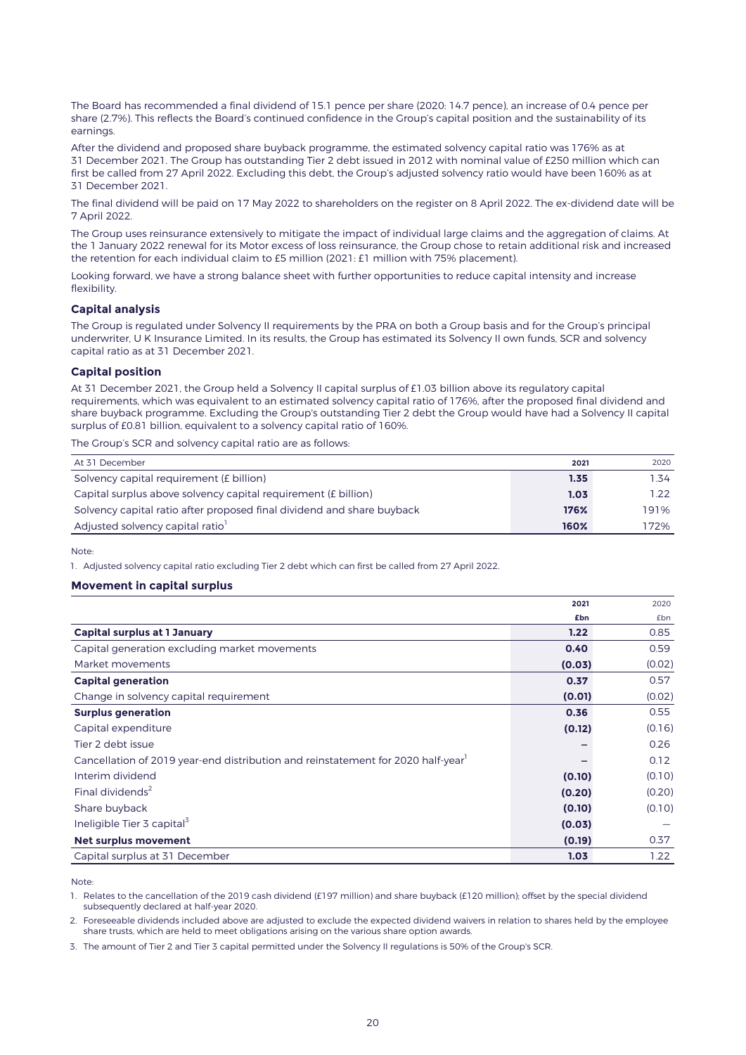The Board has recommended a final dividend of 15.1 pence per share (2020: 14.7 pence), an increase of 0.4 pence per share (2.7%). This reflects the Board's continued confidence in the Group's capital position and the sustainability of its earnings.

After the dividend and proposed share buyback programme, the estimated solvency capital ratio was 176% as at 31 December 2021. The Group has outstanding Tier 2 debt issued in 2012 with nominal value of £250 million which can first be called from 27 April 2022. Excluding this debt, the Group's adjusted solvency ratio would have been 160% as at 31 December 2021.

The final dividend will be paid on 17 May 2022 to shareholders on the register on 8 April 2022. The ex-dividend date will be 7 April 2022.

The Group uses reinsurance extensively to mitigate the impact of individual large claims and the aggregation of claims. At the 1 January 2022 renewal for its Motor excess of loss reinsurance, the Group chose to retain additional risk and increased the retention for each individual claim to £5 million (2021: £1 million with 75% placement).

Looking forward, we have a strong balance sheet with further opportunities to reduce capital intensity and increase flexibility.

### Capital analysis

The Group is regulated under Solvency II requirements by the PRA on both a Group basis and for the Group's principal underwriter, U K Insurance Limited. In its results, the Group has estimated its Solvency II own funds, SCR and solvency capital ratio as at 31 December 2021.

### Capital position

At 31 December 2021, the Group held a Solvency II capital surplus of £1.03 billion above its regulatory capital requirements, which was equivalent to an estimated solvency capital ratio of 176%, after the proposed final dividend and share buyback programme. Excluding the Group's outstanding Tier 2 debt the Group would have had a Solvency II capital surplus of £0.81 billion, equivalent to a solvency capital ratio of 160%.

The Group's SCR and solvency capital ratio are as follows:

| At 31 December | 2021 | 2020 |
|---|---|---|
| Solvency capital requirement (£ billion) | **1.35** | 1.34 |
| Capital surplus above solvency capital requirement (£ billion) | **1.03** | 1.22 |
| Solvency capital ratio after proposed final dividend and share buyback | **176%** | 191% |
| Adjusted solvency capital ratio[1] | **160%** | 172% |

Note:

1. Adjusted solvency capital ratio excluding Tier 2 debt which can first be called from 27 April 2022.

### Movement in capital surplus

| | 2021 £bn | 2020 £bn |
|---|---|---|
| **Capital surplus at 1 January** | **1.22** | 0.85 |
| Capital generation excluding market movements | **0.40** | 0.59 |
| Market movements | **(0.03)** | (0.02) |
| **Capital generation** | **0.37** | 0.57 |
| Change in solvency capital requirement | **(0.01)** | (0.02) |
| **Surplus generation** | **0.36** | 0.55 |
| Capital expenditure | **(0.12)** | (0.16) |
| Tier 2 debt issue | – | 0.26 |
| Cancellation of 2019 year-end distribution and reinstatement for 2020 half-year[1] | – | 0.12 |
| Interim dividend | **(0.10)** | (0.10) |
| Final dividends[2] | **(0.20)** | (0.20) |
| Share buyback | **(0.10)** | (0.10) |
| Ineligible Tier 3 capital[3] | **(0.03)** | – |
| **Net surplus movement** | **(0.19)** | 0.37 |
| Capital surplus at 31 December | **1.03** | 1.22 |

Note:

1. Relates to the cancellation of the 2019 cash dividend (£197 million) and share buyback (£120 million); offset by the special dividend subsequently declared at half-year 2020.
2. Foreseeable dividends included above are adjusted to exclude the expected dividend waivers in relation to shares held by the employee share trusts, which are held to meet obligations arising on the various share option awards.
3. The amount of Tier 2 and Tier 3 capital permitted under the Solvency II regulations is 50% of the Group's SCR.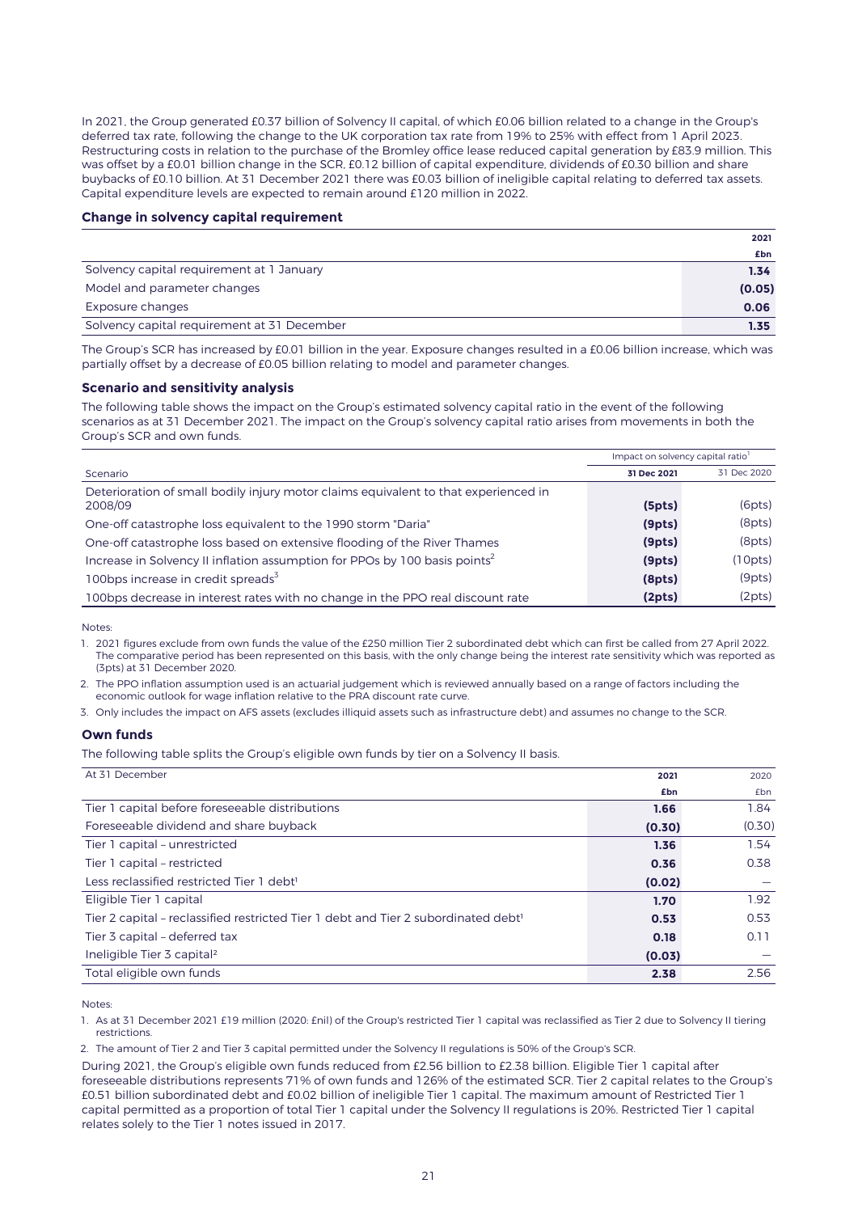In 2021, the Group generated £0.37 billion of Solvency II capital, of which £0.06 billion related to a change in the Group's deferred tax rate, following the change to the UK corporation tax rate from 19% to 25% with effect from 1 April 2023. Restructuring costs in relation to the purchase of the Bromley office lease reduced capital generation by £83.9 million. This was offset by a £0.01 billion change in the SCR, £0.12 billion of capital expenditure, dividends of £0.30 billion and share buybacks of £0.10 billion. At 31 December 2021 there was £0.03 billion of ineligible capital relating to deferred tax assets. Capital expenditure levels are expected to remain around £120 million in 2022.

### Change in solvency capital requirement

| | **2021** |
|---|---|
| | **£bn** |
| Solvency capital requirement at 1 January | **1.34** |
| Model and parameter changes | **(0.05)** |
| Exposure changes | **0.06** |
| Solvency capital requirement at 31 December | **1.35** |

The Group's SCR has increased by £0.01 billion in the year. Exposure changes resulted in a £0.06 billion increase, which was partially offset by a decrease of £0.05 billion relating to model and parameter changes.

### Scenario and sensitivity analysis

The following table shows the impact on the Group's estimated solvency capital ratio in the event of the following scenarios as at 31 December 2021. The impact on the Group's solvency capital ratio arises from movements in both the Group's SCR and own funds.

| | Impact on solvency capital ratio[1] | |
|---|---|---|
| Scenario | **31 Dec 2021** | 31 Dec 2020 |
| Deterioration of small bodily injury motor claims equivalent to that experienced in 2008/09 | **(5pts)** | (6pts) |
| One-off catastrophe loss equivalent to the 1990 storm "Daria" | **(9pts)** | (8pts) |
| One-off catastrophe loss based on extensive flooding of the River Thames | **(9pts)** | (8pts) |
| Increase in Solvency II inflation assumption for PPOs by 100 basis points[2] | **(9pts)** | (10pts) |
| 100bps increase in credit spreads[3] | **(8pts)** | (9pts) |
| 100bps decrease in interest rates with no change in the PPO real discount rate | **(2pts)** | (2pts) |

Notes:

1. 2021 figures exclude from own funds the value of the £250 million Tier 2 subordinated debt which can first be called from 27 April 2022. The comparative period has been represented on this basis, with the only change being the interest rate sensitivity which was reported as (3pts) at 31 December 2020.
2. The PPO inflation assumption used is an actuarial judgement which is reviewed annually based on a range of factors including the economic outlook for wage inflation relative to the PRA discount rate curve.
3. Only includes the impact on AFS assets (excludes illiquid assets such as infrastructure debt) and assumes no change to the SCR.

### Own funds

The following table splits the Group's eligible own funds by tier on a Solvency II basis.

| At 31 December | **2021** | 2020 |
|---|---|---|
| | **£bn** | £bn |
| Tier 1 capital before foreseeable distributions | **1.66** | 1.84 |
| Foreseeable dividend and share buyback | **(0.30)** | (0.30) |
| Tier 1 capital – unrestricted | **1.36** | 1.54 |
| Tier 1 capital – restricted | **0.36** | 0.38 |
| Less reclassified restricted Tier 1 debt[1] | **(0.02)** | — |
| Eligible Tier 1 capital | **1.70** | 1.92 |
| Tier 2 capital – reclassified restricted Tier 1 debt and Tier 2 subordinated debt[1] | **0.53** | 0.53 |
| Tier 3 capital – deferred tax | **0.18** | 0.11 |
| Ineligible Tier 3 capital[2] | **(0.03)** | — |
| Total eligible own funds | **2.38** | 2.56 |

Notes:

1. As at 31 December 2021 £19 million (2020: £nil) of the Group's restricted Tier 1 capital was reclassified as Tier 2 due to Solvency II tiering restrictions.
2. The amount of Tier 2 and Tier 3 capital permitted under the Solvency II regulations is 50% of the Group's SCR.

During 2021, the Group's eligible own funds reduced from £2.56 billion to £2.38 billion. Eligible Tier 1 capital after foreseeable distributions represents 71% of own funds and 126% of the estimated SCR. Tier 2 capital relates to the Group's £0.51 billion subordinated debt and £0.02 billion of ineligible Tier 1 capital. The maximum amount of Restricted Tier 1 capital permitted as a proportion of total Tier 1 capital under the Solvency II regulations is 20%. Restricted Tier 1 capital relates solely to the Tier 1 notes issued in 2017.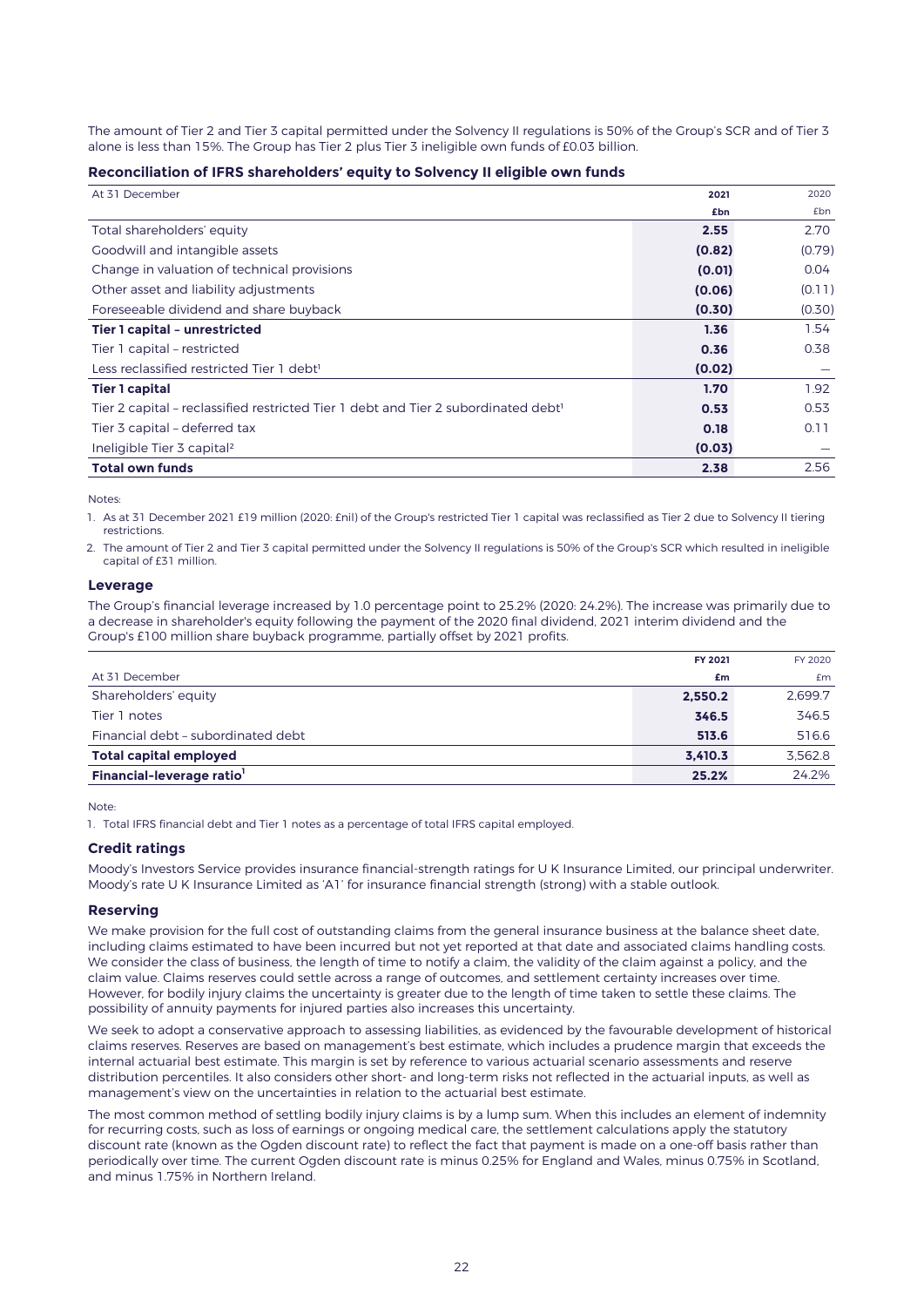The amount of Tier 2 and Tier 3 capital permitted under the Solvency II regulations is 50% of the Group's SCR and of Tier 3 alone is less than 15%. The Group has Tier 2 plus Tier 3 ineligible own funds of £0.03 billion.

### Reconciliation of IFRS shareholders' equity to Solvency II eligible own funds

| At 31 December | 2021 | 2020 |
|---|---|---|
| | £bn | £bn |
| Total shareholders' equity | **2.55** | 2.70 |
| Goodwill and intangible assets | **(0.82)** | (0.79) |
| Change in valuation of technical provisions | **(0.01)** | 0.04 |
| Other asset and liability adjustments | **(0.06)** | (0.11) |
| Foreseeable dividend and share buyback | **(0.30)** | (0.30) |
| **Tier 1 capital – unrestricted** | **1.36** | 1.54 |
| Tier 1 capital – restricted | **0.36** | 0.38 |
| Less reclassified restricted Tier 1 debt[1] | **(0.02)** | — |
| **Tier 1 capital** | **1.70** | 1.92 |
| Tier 2 capital – reclassified restricted Tier 1 debt and Tier 2 subordinated debt[1] | **0.53** | 0.53 |
| Tier 3 capital – deferred tax | **0.18** | 0.11 |
| Ineligible Tier 3 capital[2] | **(0.03)** | — |
| **Total own funds** | **2.38** | 2.56 |

Notes:

1. As at 31 December 2021 £19 million (2020: £nil) of the Group's restricted Tier 1 capital was reclassified as Tier 2 due to Solvency II tiering restrictions.
2. The amount of Tier 2 and Tier 3 capital permitted under the Solvency II regulations is 50% of the Group's SCR which resulted in ineligible capital of £31 million.

### Leverage

The Group's financial leverage increased by 1.0 percentage point to 25.2% (2020: 24.2%). The increase was primarily due to a decrease in shareholder's equity following the payment of the 2020 final dividend, 2021 interim dividend and the Group's £100 million share buyback programme, partially offset by 2021 profits.

| At 31 December | FY 2021 | FY 2020 |
|---|---|---|
| | £m | £m |
| Shareholders' equity | **2,550.2** | 2,699.7 |
| Tier 1 notes | **346.5** | 346.5 |
| Financial debt – subordinated debt | **513.6** | 516.6 |
| **Total capital employed** | **3,410.3** | 3,562.8 |
| **Financial-leverage ratio[1]** | **25.2%** | 24.2% |

Note:

1. Total IFRS financial debt and Tier 1 notes as a percentage of total IFRS capital employed.

### Credit ratings

Moody's Investors Service provides insurance financial-strength ratings for U K Insurance Limited, our principal underwriter. Moody's rate U K Insurance Limited as 'A1' for insurance financial strength (strong) with a stable outlook.

### Reserving

We make provision for the full cost of outstanding claims from the general insurance business at the balance sheet date, including claims estimated to have been incurred but not yet reported at that date and associated claims handling costs. We consider the class of business, the length of time to notify a claim, the validity of the claim against a policy, and the claim value. Claims reserves could settle across a range of outcomes, and settlement certainty increases over time. However, for bodily injury claims the uncertainty is greater due to the length of time taken to settle these claims. The possibility of annuity payments for injured parties also increases this uncertainty.

We seek to adopt a conservative approach to assessing liabilities, as evidenced by the favourable development of historical claims reserves. Reserves are based on management's best estimate, which includes a prudence margin that exceeds the internal actuarial best estimate. This margin is set by reference to various actuarial scenario assessments and reserve distribution percentiles. It also considers other short- and long-term risks not reflected in the actuarial inputs, as well as management's view on the uncertainties in relation to the actuarial best estimate.

The most common method of settling bodily injury claims is by a lump sum. When this includes an element of indemnity for recurring costs, such as loss of earnings or ongoing medical care, the settlement calculations apply the statutory discount rate (known as the Ogden discount rate) to reflect the fact that payment is made on a one-off basis rather than periodically over time. The current Ogden discount rate is minus 0.25% for England and Wales, minus 0.75% in Scotland, and minus 1.75% in Northern Ireland.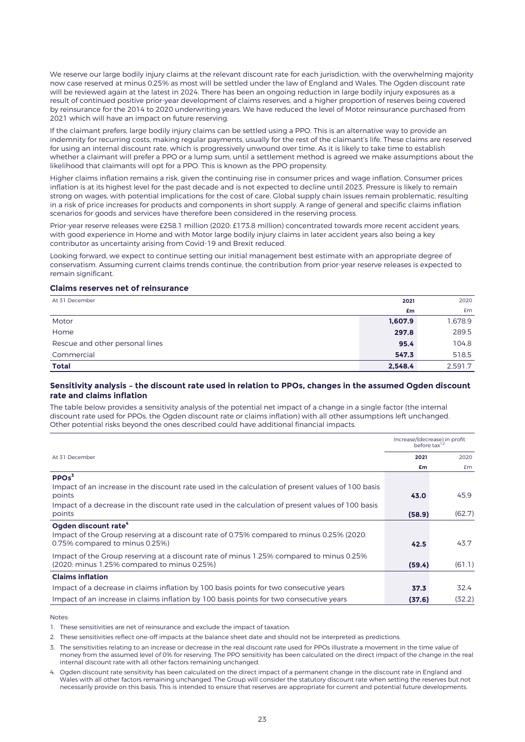We reserve our large bodily injury claims at the relevant discount rate for each jurisdiction, with the overwhelming majority now case reserved at minus 0.25% as most will be settled under the law of England and Wales. The Ogden discount rate will be reviewed again at the latest in 2024. There has been an ongoing reduction in large bodily injury exposures as a result of continued positive prior-year development of claims reserves, and a higher proportion of reserves being covered by reinsurance for the 2014 to 2020 underwriting years. We have reduced the level of Motor reinsurance purchased from 2021 which will have an impact on future reserving.

If the claimant prefers, large bodily injury claims can be settled using a PPO. This is an alternative way to provide an indemnity for recurring costs, making regular payments, usually for the rest of the claimant's life. These claims are reserved for using an internal discount rate, which is progressively unwound over time. As it is likely to take time to establish whether a claimant will prefer a PPO or a lump sum, until a settlement method is agreed we make assumptions about the likelihood that claimants will opt for a PPO. This is known as the PPO propensity.

Higher claims inflation remains a risk, given the continuing rise in consumer prices and wage inflation. Consumer prices inflation is at its highest level for the past decade and is not expected to decline until 2023. Pressure is likely to remain strong on wages, with potential implications for the cost of care. Global supply chain issues remain problematic, resulting in a risk of price increases for products and components in short supply. A range of general and specific claims inflation scenarios for goods and services have therefore been considered in the reserving process.

Prior-year reserve releases were £258.1 million (2020: £173.8 million) concentrated towards more recent accident years, with good experience in Home and with Motor large bodily injury claims in later accident years also being a key contributor as uncertainty arising from Covid-19 and Brexit reduced.

Looking forward, we expect to continue setting our initial management best estimate with an appropriate degree of conservatism. Assuming current claims trends continue, the contribution from prior-year reserve releases is expected to remain significant.

### Claims reserves net of reinsurance

| At 31 December | 2021 | 2020 |
|---|---|---|
| | £m | £m |
| Motor | **1,607.9** | 1,678.9 |
| Home | **297.8** | 289.5 |
| Rescue and other personal lines | **95.4** | 104.8 |
| Commercial | **547.3** | 518.5 |
| **Total** | **2,548.4** | 2,591.7 |

### Sensitivity analysis – the discount rate used in relation to PPOs, changes in the assumed Ogden discount rate and claims inflation

The table below provides a sensitivity analysis of the potential net impact of a change in a single factor (the internal discount rate used for PPOs, the Ogden discount rate or claims inflation) with all other assumptions left unchanged. Other potential risks beyond the ones described could have additional financial impacts.

| | Increase/(decrease) in profit before tax[1,2] | |
|---|---|---|
| At 31 December | 2021 | 2020 |
| | £m | £m |
| **PPOs[3]** | | |
| Impact of an increase in the discount rate used in the calculation of present values of 100 basis points | **43.0** | 45.9 |
| Impact of a decrease in the discount rate used in the calculation of present values of 100 basis points | **(58.9)** | (62.7) |
| **Ogden discount rate[4]** | | |
| Impact of the Group reserving at a discount rate of 0.75% compared to minus 0.25% (2020: 0.75% compared to minus 0.25%) | **42.5** | 43.7 |
| Impact of the Group reserving at a discount rate of minus 1.25% compared to minus 0.25% (2020: minus 1.25% compared to minus 0.25%) | **(59.4)** | (61.1) |
| **Claims inflation** | | |
| Impact of a decrease in claims inflation by 100 basis points for two consecutive years | **37.3** | 32.4 |
| Impact of an increase in claims inflation by 100 basis points for two consecutive years | **(37.6)** | (32.2) |

Notes:

1. These sensitivities are net of reinsurance and exclude the impact of taxation.
2. These sensitivities reflect one-off impacts at the balance sheet date and should not be interpreted as predictions.
3. The sensitivities relating to an increase or decrease in the real discount rate used for PPOs illustrate a movement in the time value of money from the assumed level of 0% for reserving. The PPO sensitivity has been calculated on the direct impact of the change in the real internal discount rate with all other factors remaining unchanged.
4. Ogden discount rate sensitivity has been calculated on the direct impact of a permanent change in the discount rate in England and Wales with all other factors remaining unchanged. The Group will consider the statutory discount rate when setting the reserves but not necessarily provide on this basis. This is intended to ensure that reserves are appropriate for current and potential future developments.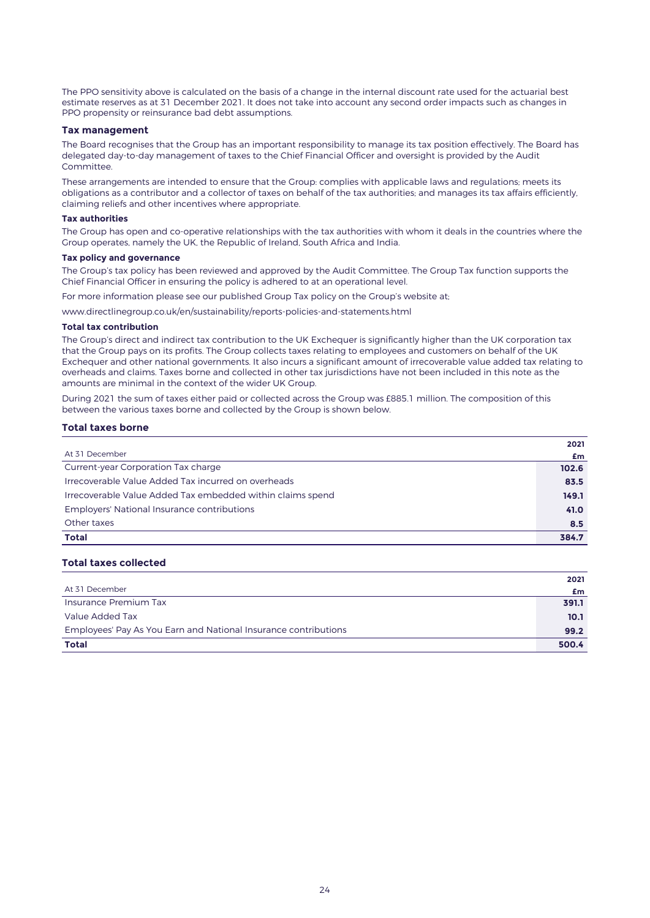The PPO sensitivity above is calculated on the basis of a change in the internal discount rate used for the actuarial best estimate reserves as at 31 December 2021. It does not take into account any second order impacts such as changes in PPO propensity or reinsurance bad debt assumptions.

## Tax management

The Board recognises that the Group has an important responsibility to manage its tax position effectively. The Board has delegated day-to-day management of taxes to the Chief Financial Officer and oversight is provided by the Audit Committee.

These arrangements are intended to ensure that the Group: complies with applicable laws and regulations; meets its obligations as a contributor and a collector of taxes on behalf of the tax authorities; and manages its tax affairs efficiently, claiming reliefs and other incentives where appropriate.

### Tax authorities

The Group has open and co-operative relationships with the tax authorities with whom it deals in the countries where the Group operates, namely the UK, the Republic of Ireland, South Africa and India.

### Tax policy and governance

The Group's tax policy has been reviewed and approved by the Audit Committee. The Group Tax function supports the Chief Financial Officer in ensuring the policy is adhered to at an operational level.

For more information please see our published Group Tax policy on the Group's website at:

www.directlinegroup.co.uk/en/sustainability/reports-policies-and-statements.html

### Total tax contribution

The Group's direct and indirect tax contribution to the UK Exchequer is significantly higher than the UK corporation tax that the Group pays on its profits. The Group collects taxes relating to employees and customers on behalf of the UK Exchequer and other national governments. It also incurs a significant amount of irrecoverable value added tax relating to overheads and claims. Taxes borne and collected in other tax jurisdictions have not been included in this note as the amounts are minimal in the context of the wider UK Group.

During 2021 the sum of taxes either paid or collected across the Group was £885.1 million. The composition of this between the various taxes borne and collected by the Group is shown below.

## Total taxes borne

| At 31 December | 2021 £m |
|---|---|
| Current-year Corporation Tax charge | **102.6** |
| Irrecoverable Value Added Tax incurred on overheads | **83.5** |
| Irrecoverable Value Added Tax embedded within claims spend | **149.1** |
| Employers' National Insurance contributions | **41.0** |
| Other taxes | **8.5** |
| **Total** | **384.7** |

## Total taxes collected

| At 31 December | 2021 £m |
|---|---|
| Insurance Premium Tax | **391.1** |
| Value Added Tax | **10.1** |
| Employees' Pay As You Earn and National Insurance contributions | **99.2** |
| **Total** | **500.4** |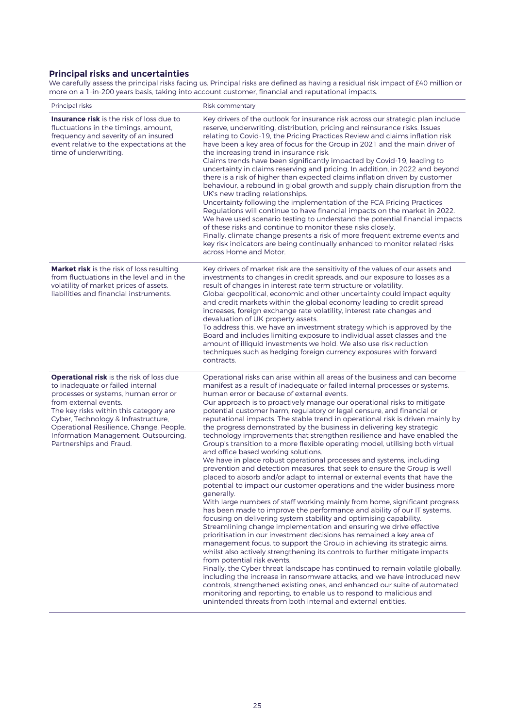## Principal risks and uncertainties

We carefully assess the principal risks facing us. Principal risks are defined as having a residual risk impact of £40 million or more on a 1-in-200 years basis, taking into account customer, financial and reputational impacts.

| Principal risks | Risk commentary |
|---|---|
| **Insurance risk** is the risk of loss due to fluctuations in the timings, amount, frequency and severity of an insured event relative to the expectations at the time of underwriting. | Key drivers of the outlook for insurance risk across our strategic plan include reserve, underwriting, distribution, pricing and reinsurance risks. Issues relating to Covid-19, the Pricing Practices Review and claims inflation risk have been a key area of focus for the Group in 2021 and the main driver of the increasing trend in insurance risk.<br>Claims trends have been significantly impacted by Covid-19, leading to uncertainty in claims reserving and pricing. In addition, in 2022 and beyond there is a risk of higher than expected claims inflation driven by customer behaviour, a rebound in global growth and supply chain disruption from the UK's new trading relationships.<br>Uncertainty following the implementation of the FCA Pricing Practices Regulations will continue to have financial impacts on the market in 2022. We have used scenario testing to understand the potential financial impacts of these risks and continue to monitor these risks closely.<br>Finally, climate change presents a risk of more frequent extreme events and key risk indicators are being continually enhanced to monitor related risks across Home and Motor. |
| **Market risk** is the risk of loss resulting from fluctuations in the level and in the volatility of market prices of assets, liabilities and financial instruments. | Key drivers of market risk are the sensitivity of the values of our assets and investments to changes in credit spreads, and our exposure to losses as a result of changes in interest rate term structure or volatility.<br>Global geopolitical, economic and other uncertainty could impact equity and credit markets within the global economy leading to credit spread increases, foreign exchange rate volatility, interest rate changes and devaluation of UK property assets.<br>To address this, we have an investment strategy which is approved by the Board and includes limiting exposure to individual asset classes and the amount of illiquid investments we hold. We also use risk reduction techniques such as hedging foreign currency exposures with forward contracts. |
| **Operational risk** is the risk of loss due to inadequate or failed internal processes or systems, human error or from external events.<br>The key risks within this category are Cyber, Technology & Infrastructure, Operational Resilience, Change, People, Information Management, Outsourcing, Partnerships and Fraud. | Operational risks can arise within all areas of the business and can become manifest as a result of inadequate or failed internal processes or systems, human error or because of external events.<br>Our approach is to proactively manage our operational risks to mitigate potential customer harm, regulatory or legal censure, and financial or reputational impacts. The stable trend in operational risk is driven mainly by the progress demonstrated by the business in delivering key strategic technology improvements that strengthen resilience and have enabled the Group's transition to a more flexible operating model, utilising both virtual and office based working solutions.<br>We have in place robust operational processes and systems, including prevention and detection measures, that seek to ensure the Group is well placed to absorb and/or adapt to internal or external events that have the potential to impact our customer operations and the wider business more generally.<br>With large numbers of staff working mainly from home, significant progress has been made to improve the performance and ability of our IT systems, focusing on delivering system stability and optimising capability.<br>Streamlining change implementation and ensuring we drive effective prioritisation in our investment decisions has remained a key area of management focus, to support the Group in achieving its strategic aims, whilst also actively strengthening its controls to further mitigate impacts from potential risk events.<br>Finally, the Cyber threat landscape has continued to remain volatile globally, including the increase in ransomware attacks, and we have introduced new controls, strengthened existing ones, and enhanced our suite of automated monitoring and reporting, to enable us to respond to malicious and unintended threats from both internal and external entities. |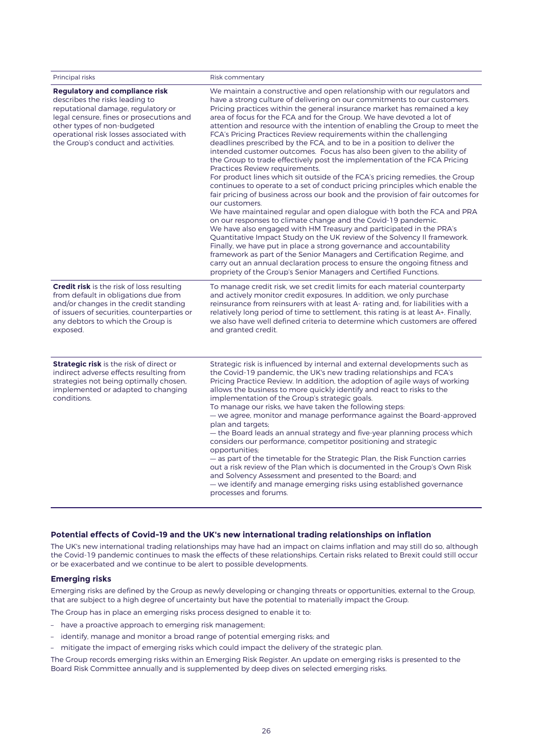| Principal risks | Risk commentary |
| --- | --- |
| **Regulatory and compliance risk** describes the risks leading to reputational damage, regulatory or legal censure, fines or prosecutions and other types of non-budgeted operational risk losses associated with the Group's conduct and activities. | We maintain a constructive and open relationship with our regulators and have a strong culture of delivering on our commitments to our customers. Pricing practices within the general insurance market has remained a key area of focus for the FCA and for the Group. We have devoted a lot of attention and resource with the intention of enabling the Group to meet the FCA's Pricing Practices Review requirements within the challenging deadlines prescribed by the FCA, and to be in a position to deliver the intended customer outcomes. Focus has also been given to the ability of the Group to trade effectively post the implementation of the FCA Pricing Practices Review requirements.<br>For product lines which sit outside of the FCA's pricing remedies, the Group continues to operate to a set of conduct pricing principles which enable the fair pricing of business across our book and the provision of fair outcomes for our customers.<br>We have maintained regular and open dialogue with both the FCA and PRA on our responses to climate change and the Covid-19 pandemic.<br>We have also engaged with HM Treasury and participated in the PRA's Quantitative Impact Study on the UK review of the Solvency II framework.<br>Finally, we have put in place a strong governance and accountability framework as part of the Senior Managers and Certification Regime, and carry out an annual declaration process to ensure the ongoing fitness and propriety of the Group's Senior Managers and Certified Functions. |
| **Credit risk** is the risk of loss resulting from default in obligations due from and/or changes in the credit standing of issuers of securities, counterparties or any debtors to which the Group is exposed. | To manage credit risk, we set credit limits for each material counterparty and actively monitor credit exposures. In addition, we only purchase reinsurance from reinsurers with at least A- rating and, for liabilities with a relatively long period of time to settlement, this rating is at least A+. Finally, we also have well defined criteria to determine which customers are offered and granted credit. |
| **Strategic risk** is the risk of direct or indirect adverse effects resulting from strategies not being optimally chosen, implemented or adapted to changing conditions. | Strategic risk is influenced by internal and external developments such as the Covid-19 pandemic, the UK's new trading relationships and FCA's Pricing Practice Review. In addition, the adoption of agile ways of working allows the business to more quickly identify and react to risks to the implementation of the Group's strategic goals.<br>To manage our risks, we have taken the following steps:<br>— we agree, monitor and manage performance against the Board-approved plan and targets;<br>— the Board leads an annual strategy and five-year planning process which considers our performance, competitor positioning and strategic opportunities;<br>— as part of the timetable for the Strategic Plan, the Risk Function carries out a risk review of the Plan which is documented in the Group's Own Risk and Solvency Assessment and presented to the Board; and<br>— we identify and manage emerging risks using established governance processes and forums. |

### Potential effects of Covid-19 and the UK's new international trading relationships on inflation

The UK's new international trading relationships may have had an impact on claims inflation and may still do so, although the Covid-19 pandemic continues to mask the effects of these relationships. Certain risks related to Brexit could still occur or be exacerbated and we continue to be alert to possible developments.

### Emerging risks

Emerging risks are defined by the Group as newly developing or changing threats or opportunities, external to the Group, that are subject to a high degree of uncertainty but have the potential to materially impact the Group.

The Group has in place an emerging risks process designed to enable it to:

- have a proactive approach to emerging risk management;
- identify, manage and monitor a broad range of potential emerging risks; and
- mitigate the impact of emerging risks which could impact the delivery of the strategic plan.

The Group records emerging risks within an Emerging Risk Register. An update on emerging risks is presented to the Board Risk Committee annually and is supplemented by deep dives on selected emerging risks.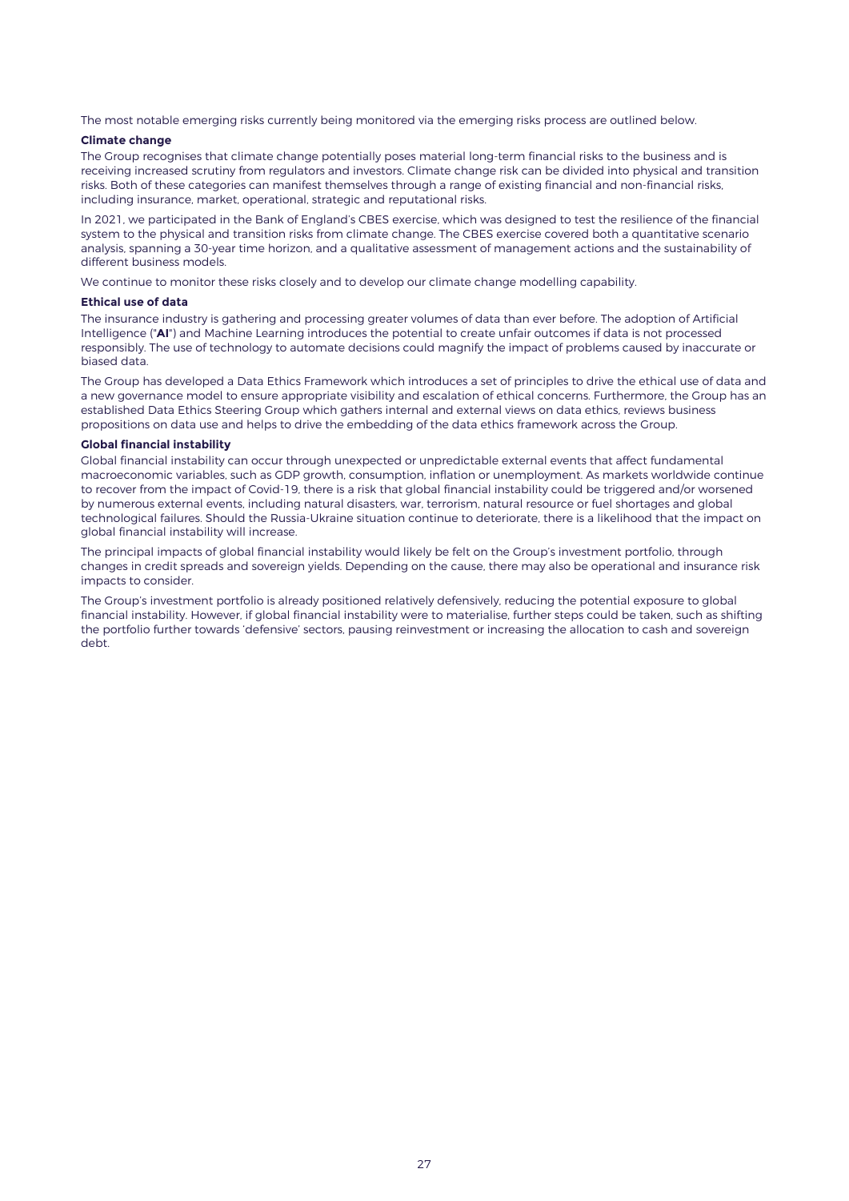The most notable emerging risks currently being monitored via the emerging risks process are outlined below.

**Climate change**

The Group recognises that climate change potentially poses material long-term financial risks to the business and is receiving increased scrutiny from regulators and investors. Climate change risk can be divided into physical and transition risks. Both of these categories can manifest themselves through a range of existing financial and non-financial risks, including insurance, market, operational, strategic and reputational risks.

In 2021, we participated in the Bank of England's CBES exercise, which was designed to test the resilience of the financial system to the physical and transition risks from climate change. The CBES exercise covered both a quantitative scenario analysis, spanning a 30-year time horizon, and a qualitative assessment of management actions and the sustainability of different business models.

We continue to monitor these risks closely and to develop our climate change modelling capability.

**Ethical use of data**

The insurance industry is gathering and processing greater volumes of data than ever before. The adoption of Artificial Intelligence ("**AI**") and Machine Learning introduces the potential to create unfair outcomes if data is not processed responsibly. The use of technology to automate decisions could magnify the impact of problems caused by inaccurate or biased data.

The Group has developed a Data Ethics Framework which introduces a set of principles to drive the ethical use of data and a new governance model to ensure appropriate visibility and escalation of ethical concerns. Furthermore, the Group has an established Data Ethics Steering Group which gathers internal and external views on data ethics, reviews business propositions on data use and helps to drive the embedding of the data ethics framework across the Group.

**Global financial instability**

Global financial instability can occur through unexpected or unpredictable external events that affect fundamental macroeconomic variables, such as GDP growth, consumption, inflation or unemployment. As markets worldwide continue to recover from the impact of Covid-19, there is a risk that global financial instability could be triggered and/or worsened by numerous external events, including natural disasters, war, terrorism, natural resource or fuel shortages and global technological failures. Should the Russia-Ukraine situation continue to deteriorate, there is a likelihood that the impact on global financial instability will increase.

The principal impacts of global financial instability would likely be felt on the Group's investment portfolio, through changes in credit spreads and sovereign yields. Depending on the cause, there may also be operational and insurance risk impacts to consider.

The Group's investment portfolio is already positioned relatively defensively, reducing the potential exposure to global financial instability. However, if global financial instability were to materialise, further steps could be taken, such as shifting the portfolio further towards 'defensive' sectors, pausing reinvestment or increasing the allocation to cash and sovereign debt.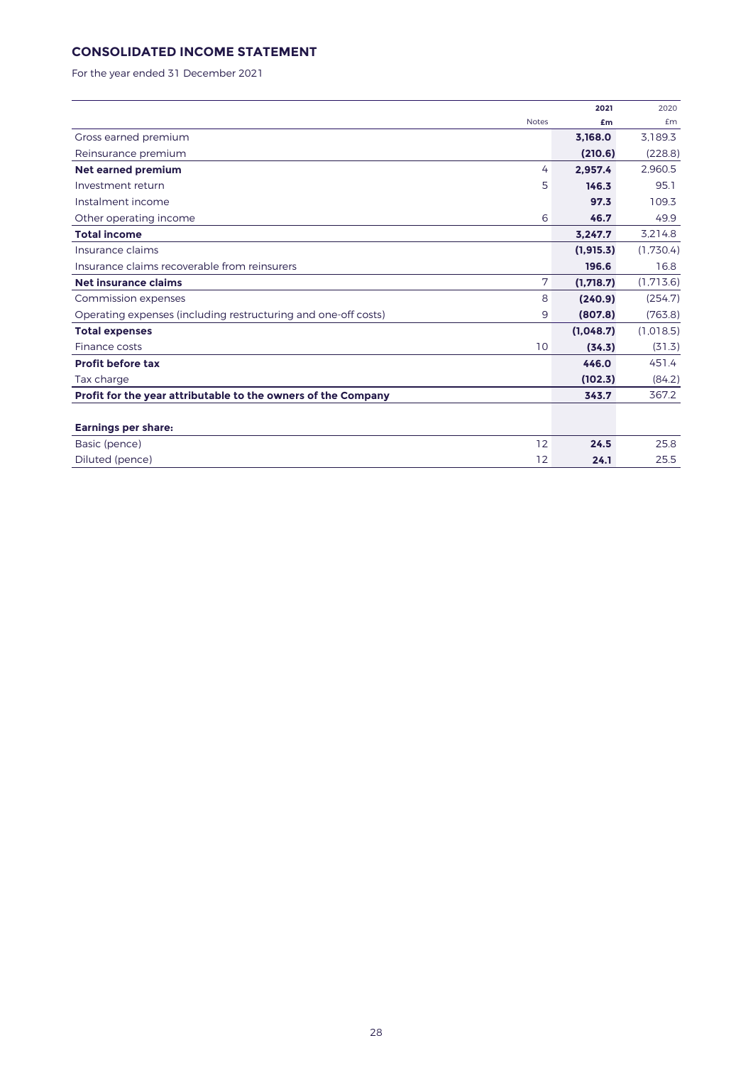## CONSOLIDATED INCOME STATEMENT

For the year ended 31 December 2021

| | Notes | 2021 £m | 2020 £m |
|---|---|---|---|
| Gross earned premium | | **3,168.0** | 3,189.3 |
| Reinsurance premium | | **(210.6)** | (228.8) |
| **Net earned premium** | 4 | **2,957.4** | 2,960.5 |
| Investment return | 5 | **146.3** | 95.1 |
| Instalment income | | **97.3** | 109.3 |
| Other operating income | 6 | **46.7** | 49.9 |
| **Total income** | | **3,247.7** | 3,214.8 |
| Insurance claims | | **(1,915.3)** | (1,730.4) |
| Insurance claims recoverable from reinsurers | | **196.6** | 16.8 |
| **Net insurance claims** | 7 | **(1,718.7)** | (1,713.6) |
| Commission expenses | 8 | **(240.9)** | (254.7) |
| Operating expenses (including restructuring and one-off costs) | 9 | **(807.8)** | (763.8) |
| **Total expenses** | | **(1,048.7)** | (1,018.5) |
| Finance costs | 10 | **(34.3)** | (31.3) |
| **Profit before tax** | | **446.0** | 451.4 |
| Tax charge | | **(102.3)** | (84.2) |
| **Profit for the year attributable to the owners of the Company** | | **343.7** | 367.2 |
| | | | |
| **Earnings per share:** | | | |
| Basic (pence) | 12 | **24.5** | 25.8 |
| Diluted (pence) | 12 | **24.1** | 25.5 |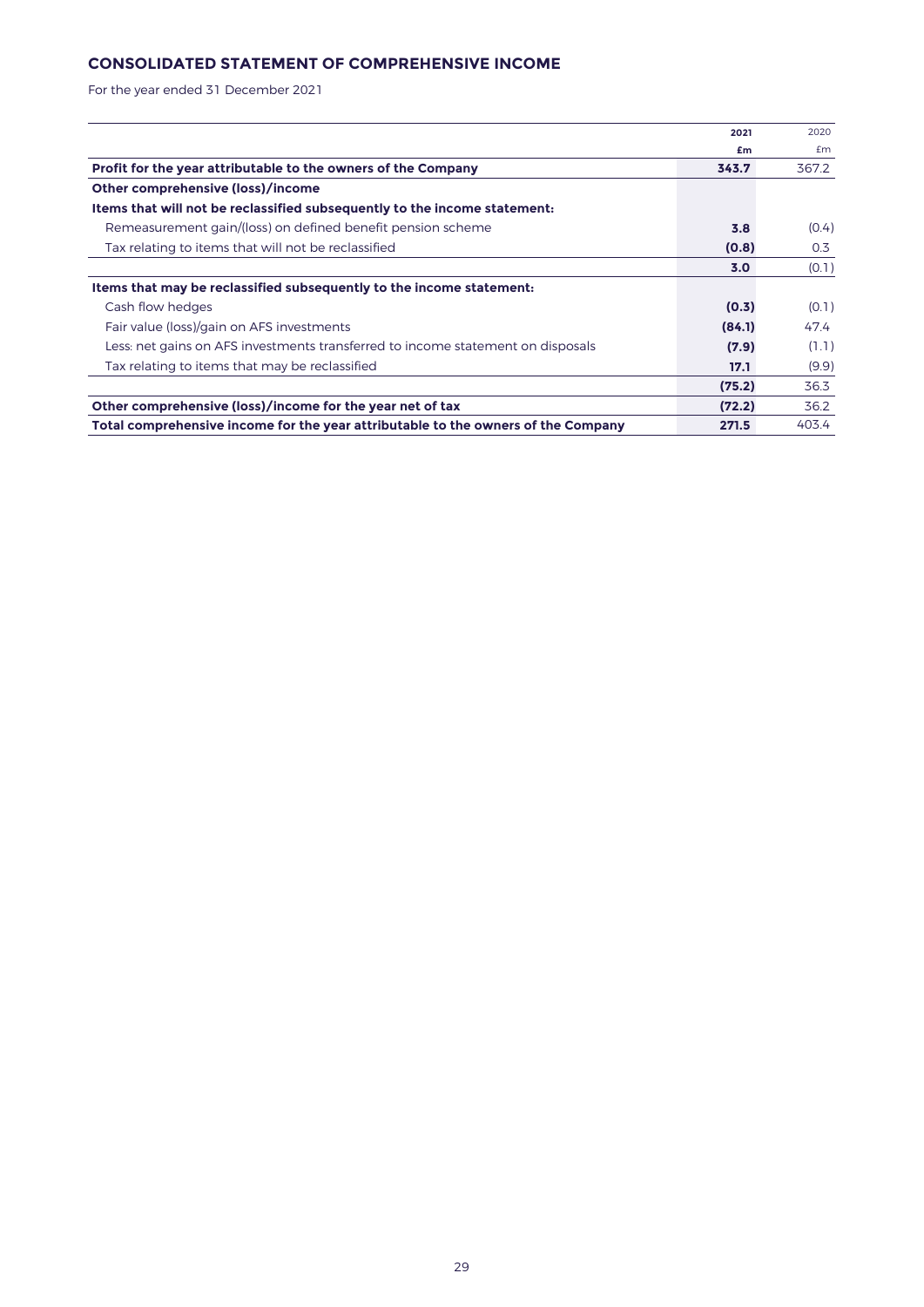## CONSOLIDATED STATEMENT OF COMPREHENSIVE INCOME

For the year ended 31 December 2021

| | 2021 | 2020 |
|---|---|---|
| | £m | £m |
| **Profit for the year attributable to the owners of the Company** | **343.7** | 367.2 |
| **Other comprehensive (loss)/income** | | |
| **Items that will not be reclassified subsequently to the income statement:** | | |
| Remeasurement gain/(loss) on defined benefit pension scheme | **3.8** | (0.4) |
| Tax relating to items that will not be reclassified | **(0.8)** | 0.3 |
| | **3.0** | (0.1) |
| **Items that may be reclassified subsequently to the income statement:** | | |
| Cash flow hedges | **(0.3)** | (0.1) |
| Fair value (loss)/gain on AFS investments | **(84.1)** | 47.4 |
| Less: net gains on AFS investments transferred to income statement on disposals | **(7.9)** | (1.1) |
| Tax relating to items that may be reclassified | **17.1** | (9.9) |
| | **(75.2)** | 36.3 |
| **Other comprehensive (loss)/income for the year net of tax** | **(72.2)** | 36.2 |
| **Total comprehensive income for the year attributable to the owners of the Company** | **271.5** | 403.4 |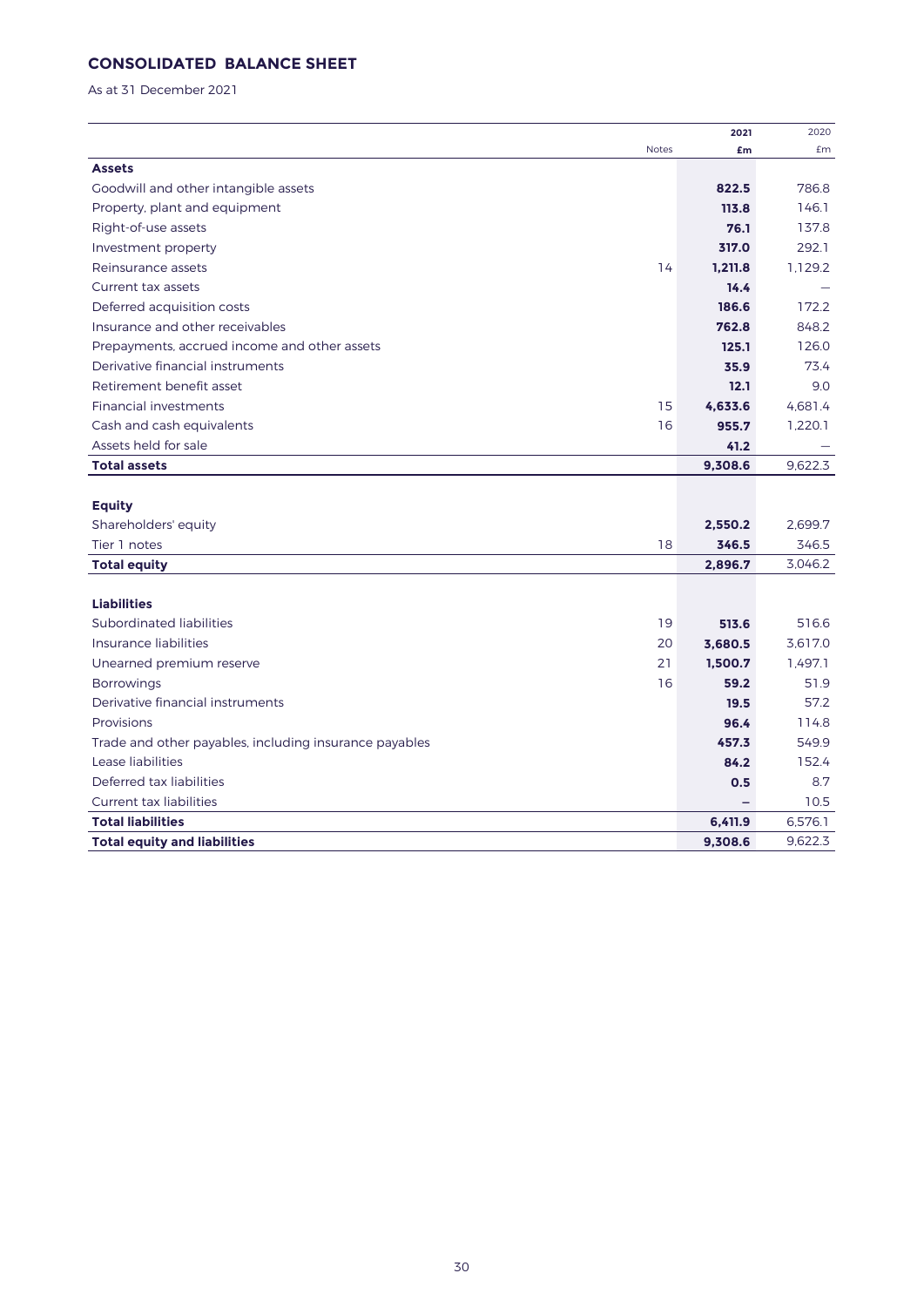## CONSOLIDATED BALANCE SHEET

As at 31 December 2021

| | Notes | **2021** **£m** | 2020 £m |
|---|---|---|---|
| **Assets** | | | |
| Goodwill and other intangible assets | | **822.5** | 786.8 |
| Property, plant and equipment | | **113.8** | 146.1 |
| Right-of-use assets | | **76.1** | 137.8 |
| Investment property | | **317.0** | 292.1 |
| Reinsurance assets | 14 | **1,211.8** | 1,129.2 |
| Current tax assets | | **14.4** | – |
| Deferred acquisition costs | | **186.6** | 172.2 |
| Insurance and other receivables | | **762.8** | 848.2 |
| Prepayments, accrued income and other assets | | **125.1** | 126.0 |
| Derivative financial instruments | | **35.9** | 73.4 |
| Retirement benefit asset | | **12.1** | 9.0 |
| Financial investments | 15 | **4,633.6** | 4,681.4 |
| Cash and cash equivalents | 16 | **955.7** | 1,220.1 |
| Assets held for sale | | **41.2** | – |
| **Total assets** | | **9,308.6** | 9,622.3 |
| | | | |
| **Equity** | | | |
| Shareholders' equity | | **2,550.2** | 2,699.7 |
| Tier 1 notes | 18 | **346.5** | 346.5 |
| **Total equity** | | **2,896.7** | 3,046.2 |
| | | | |
| **Liabilities** | | | |
| Subordinated liabilities | 19 | **513.6** | 516.6 |
| Insurance liabilities | 20 | **3,680.5** | 3,617.0 |
| Unearned premium reserve | 21 | **1,500.7** | 1,497.1 |
| Borrowings | 16 | **59.2** | 51.9 |
| Derivative financial instruments | | **19.5** | 57.2 |
| Provisions | | **96.4** | 114.8 |
| Trade and other payables, including insurance payables | | **457.3** | 549.9 |
| Lease liabilities | | **84.2** | 152.4 |
| Deferred tax liabilities | | **0.5** | 8.7 |
| Current tax liabilities | | **–** | 10.5 |
| **Total liabilities** | | **6,411.9** | 6,576.1 |
| **Total equity and liabilities** | | **9,308.6** | 9,622.3 |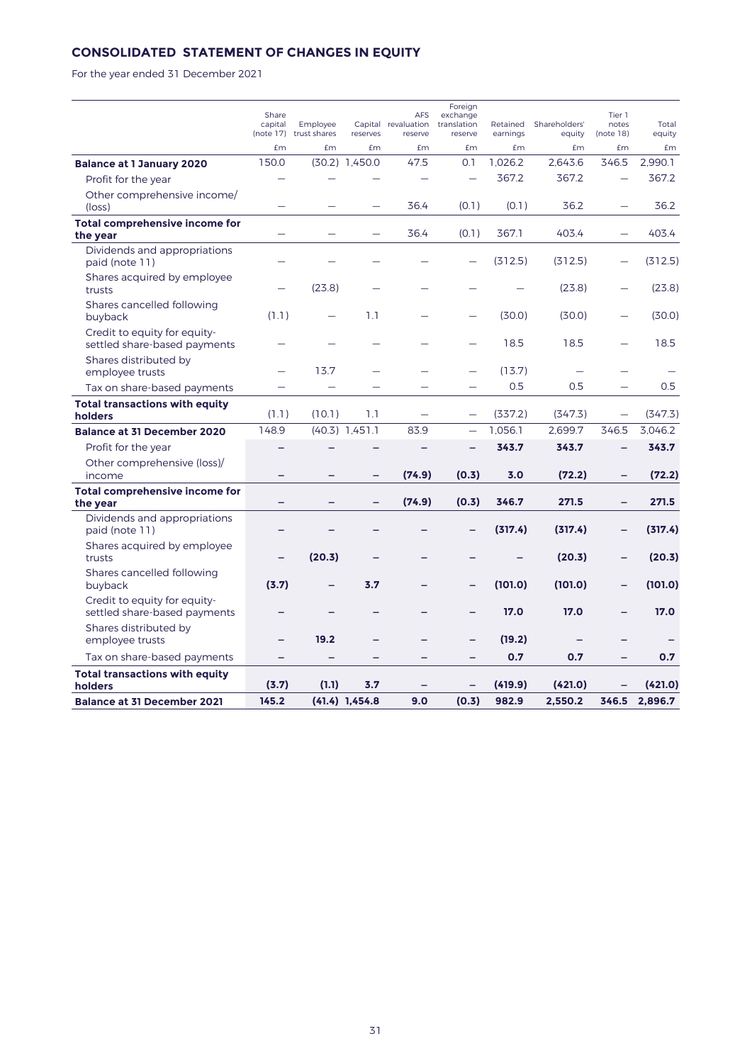## CONSOLIDATED STATEMENT OF CHANGES IN EQUITY

For the year ended 31 December 2021

| | Share capital (note 17) | Employee trust shares | Capital reserves | AFS revaluation reserve | Foreign exchange translation reserve | Retained earnings | Shareholders' equity | Tier 1 notes (note 18) | Total equity |
|---|---|---|---|---|---|---|---|---|---|
| | £m | £m | £m | £m | £m | £m | £m | £m | £m |
| **Balance at 1 January 2020** | 150.0 | (30.2) | 1,450.0 | 47.5 | 0.1 | 1,026.2 | 2,643.6 | 346.5 | 2,990.1 |
| Profit for the year | – | – | – | – | – | 367.2 | 367.2 | – | 367.2 |
| Other comprehensive income/(loss) | – | – | – | 36.4 | (0.1) | (0.1) | 36.2 | – | 36.2 |
| **Total comprehensive income for the year** | – | – | – | 36.4 | (0.1) | 367.1 | 403.4 | – | 403.4 |
| Dividends and appropriations paid (note 11) | – | – | – | – | – | (312.5) | (312.5) | – | (312.5) |
| Shares acquired by employee trusts | – | (23.8) | – | – | – | – | (23.8) | – | (23.8) |
| Shares cancelled following buyback | (1.1) | – | 1.1 | – | – | (30.0) | (30.0) | – | (30.0) |
| Credit to equity for equity-settled share-based payments | – | – | – | – | – | 18.5 | 18.5 | – | 18.5 |
| Shares distributed by employee trusts | – | 13.7 | – | – | – | (13.7) | – | – | – |
| Tax on share-based payments | – | – | – | – | – | 0.5 | 0.5 | – | 0.5 |
| **Total transactions with equity holders** | (1.1) | (10.1) | 1.1 | – | – | (337.2) | (347.3) | – | (347.3) |
| **Balance at 31 December 2020** | 148.9 | (40.3) | 1,451.1 | 83.9 | – | 1,056.1 | 2,699.7 | 346.5 | 3,046.2 |
| Profit for the year | **–** | **–** | **–** | **–** | **–** | **343.7** | **343.7** | **–** | **343.7** |
| Other comprehensive (loss)/income | **–** | **–** | **–** | **(74.9)** | **(0.3)** | **3.0** | **(72.2)** | **–** | **(72.2)** |
| **Total comprehensive income for the year** | **–** | **–** | **–** | **(74.9)** | **(0.3)** | **346.7** | **271.5** | **–** | **271.5** |
| Dividends and appropriations paid (note 11) | **–** | **–** | **–** | **–** | **–** | **(317.4)** | **(317.4)** | **–** | **(317.4)** |
| Shares acquired by employee trusts | **–** | **(20.3)** | **–** | **–** | **–** | **–** | **(20.3)** | **–** | **(20.3)** |
| Shares cancelled following buyback | **(3.7)** | **–** | **3.7** | **–** | **–** | **(101.0)** | **(101.0)** | **–** | **(101.0)** |
| Credit to equity for equity-settled share-based payments | **–** | **–** | **–** | **–** | **–** | **17.0** | **17.0** | **–** | **17.0** |
| Shares distributed by employee trusts | **–** | **19.2** | **–** | **–** | **–** | **(19.2)** | **–** | **–** | **–** |
| Tax on share-based payments | **–** | **–** | **–** | **–** | **–** | **0.7** | **0.7** | **–** | **0.7** |
| **Total transactions with equity holders** | **(3.7)** | **(1.1)** | **3.7** | **–** | **–** | **(419.9)** | **(421.0)** | **–** | **(421.0)** |
| **Balance at 31 December 2021** | **145.2** | **(41.4)** | **1,454.8** | **9.0** | **(0.3)** | **982.9** | **2,550.2** | **346.5** | **2,896.7** |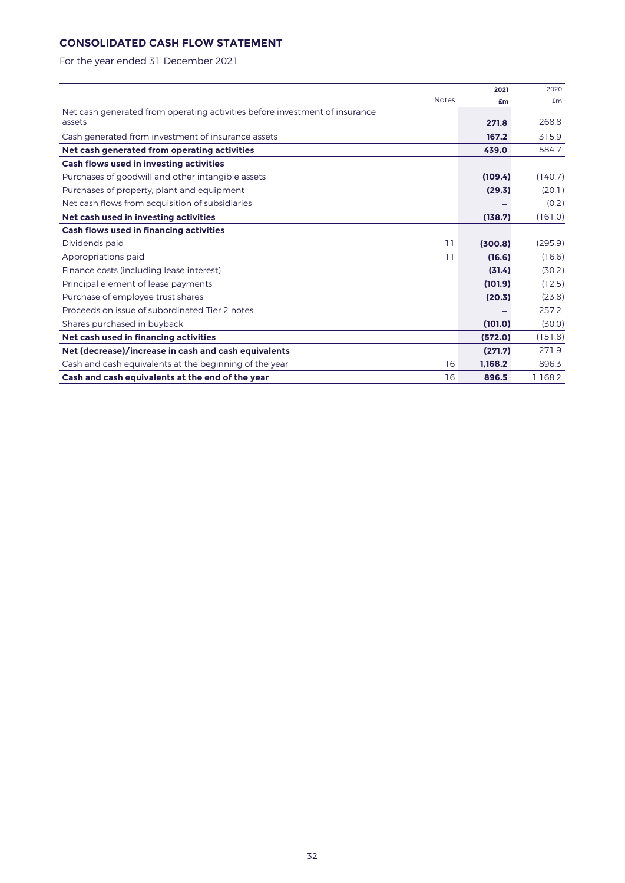## CONSOLIDATED CASH FLOW STATEMENT

For the year ended 31 December 2021

| | Notes | 2021<br>£m | 2020<br>£m |
|---|---|---|---|
| Net cash generated from operating activities before investment of insurance assets | | **271.8** | 268.8 |
| Cash generated from investment of insurance assets | | **167.2** | 315.9 |
| **Net cash generated from operating activities** | | **439.0** | 584.7 |
| **Cash flows used in investing activities** | | | |
| Purchases of goodwill and other intangible assets | | **(109.4)** | (140.7) |
| Purchases of property, plant and equipment | | **(29.3)** | (20.1) |
| Net cash flows from acquisition of subsidiaries | | **–** | (0.2) |
| **Net cash used in investing activities** | | **(138.7)** | (161.0) |
| **Cash flows used in financing activities** | | | |
| Dividends paid | 11 | **(300.8)** | (295.9) |
| Appropriations paid | 11 | **(16.6)** | (16.6) |
| Finance costs (including lease interest) | | **(31.4)** | (30.2) |
| Principal element of lease payments | | **(101.9)** | (12.5) |
| Purchase of employee trust shares | | **(20.3)** | (23.8) |
| Proceeds on issue of subordinated Tier 2 notes | | **–** | 257.2 |
| Shares purchased in buyback | | **(101.0)** | (30.0) |
| **Net cash used in financing activities** | | **(572.0)** | (151.8) |
| **Net (decrease)/increase in cash and cash equivalents** | | **(271.7)** | 271.9 |
| Cash and cash equivalents at the beginning of the year | 16 | **1,168.2** | 896.3 |
| **Cash and cash equivalents at the end of the year** | 16 | **896.5** | 1,168.2 |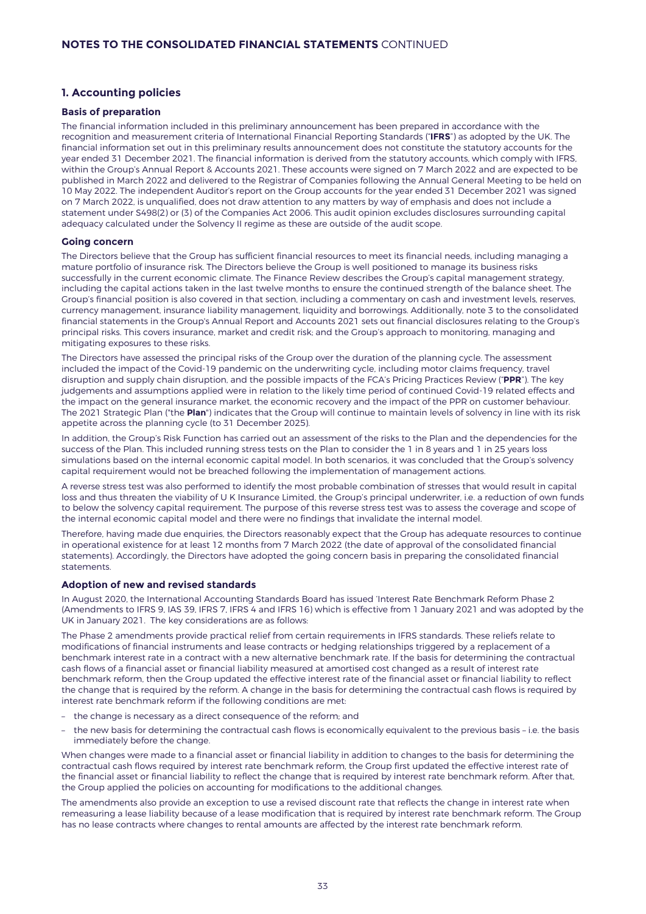## NOTES TO THE CONSOLIDATED FINANCIAL STATEMENTS CONTINUED

### 1. Accounting policies

#### Basis of preparation

The financial information included in this preliminary announcement has been prepared in accordance with the recognition and measurement criteria of International Financial Reporting Standards ("**IFRS**") as adopted by the UK. The financial information set out in this preliminary results announcement does not constitute the statutory accounts for the year ended 31 December 2021. The financial information is derived from the statutory accounts, which comply with IFRS, within the Group's Annual Report & Accounts 2021. These accounts were signed on 7 March 2022 and are expected to be published in March 2022 and delivered to the Registrar of Companies following the Annual General Meeting to be held on 10 May 2022. The independent Auditor's report on the Group accounts for the year ended 31 December 2021 was signed on 7 March 2022, is unqualified, does not draw attention to any matters by way of emphasis and does not include a statement under S498(2) or (3) of the Companies Act 2006. This audit opinion excludes disclosures surrounding capital adequacy calculated under the Solvency II regime as these are outside of the audit scope.

#### Going concern

The Directors believe that the Group has sufficient financial resources to meet its financial needs, including managing a mature portfolio of insurance risk. The Directors believe the Group is well positioned to manage its business risks successfully in the current economic climate. The Finance Review describes the Group's capital management strategy, including the capital actions taken in the last twelve months to ensure the continued strength of the balance sheet. The Group's financial position is also covered in that section, including a commentary on cash and investment levels, reserves, currency management, insurance liability management, liquidity and borrowings. Additionally, note 3 to the consolidated financial statements in the Group's Annual Report and Accounts 2021 sets out financial disclosures relating to the Group's principal risks. This covers insurance, market and credit risk; and the Group's approach to monitoring, managing and mitigating exposures to these risks.

The Directors have assessed the principal risks of the Group over the duration of the planning cycle. The assessment included the impact of the Covid-19 pandemic on the underwriting cycle, including motor claims frequency, travel disruption and supply chain disruption, and the possible impacts of the FCA's Pricing Practices Review ("**PPR**"). The key judgements and assumptions applied were in relation to the likely time period of continued Covid-19 related effects and the impact on the general insurance market, the economic recovery and the impact of the PPR on customer behaviour. The 2021 Strategic Plan ("the **Plan**") indicates that the Group will continue to maintain levels of solvency in line with its risk appetite across the planning cycle (to 31 December 2025).

In addition, the Group's Risk Function has carried out an assessment of the risks to the Plan and the dependencies for the success of the Plan. This included running stress tests on the Plan to consider the 1 in 8 years and 1 in 25 years loss simulations based on the internal economic capital model. In both scenarios, it was concluded that the Group's solvency capital requirement would not be breached following the implementation of management actions.

A reverse stress test was also performed to identify the most probable combination of stresses that would result in capital loss and thus threaten the viability of U K Insurance Limited, the Group's principal underwriter, i.e. a reduction of own funds to below the solvency capital requirement. The purpose of this reverse stress test was to assess the coverage and scope of the internal economic capital model and there were no findings that invalidate the internal model.

Therefore, having made due enquiries, the Directors reasonably expect that the Group has adequate resources to continue in operational existence for at least 12 months from 7 March 2022 (the date of approval of the consolidated financial statements). Accordingly, the Directors have adopted the going concern basis in preparing the consolidated financial statements.

#### Adoption of new and revised standards

In August 2020, the International Accounting Standards Board has issued 'Interest Rate Benchmark Reform Phase 2 (Amendments to IFRS 9, IAS 39, IFRS 7, IFRS 4 and IFRS 16) which is effective from 1 January 2021 and was adopted by the UK in January 2021. The key considerations are as follows:

The Phase 2 amendments provide practical relief from certain requirements in IFRS standards. These reliefs relate to modifications of financial instruments and lease contracts or hedging relationships triggered by a replacement of a benchmark interest rate in a contract with a new alternative benchmark rate. If the basis for determining the contractual cash flows of a financial asset or financial liability measured at amortised cost changed as a result of interest rate benchmark reform, then the Group updated the effective interest rate of the financial asset or financial liability to reflect the change that is required by the reform. A change in the basis for determining the contractual cash flows is required by interest rate benchmark reform if the following conditions are met:

- the change is necessary as a direct consequence of the reform; and
- the new basis for determining the contractual cash flows is economically equivalent to the previous basis – i.e. the basis immediately before the change.

When changes were made to a financial asset or financial liability in addition to changes to the basis for determining the contractual cash flows required by interest rate benchmark reform, the Group first updated the effective interest rate of the financial asset or financial liability to reflect the change that is required by interest rate benchmark reform. After that, the Group applied the policies on accounting for modifications to the additional changes.

The amendments also provide an exception to use a revised discount rate that reflects the change in interest rate when remeasuring a lease liability because of a lease modification that is required by interest rate benchmark reform. The Group has no lease contracts where changes to rental amounts are affected by the interest rate benchmark reform.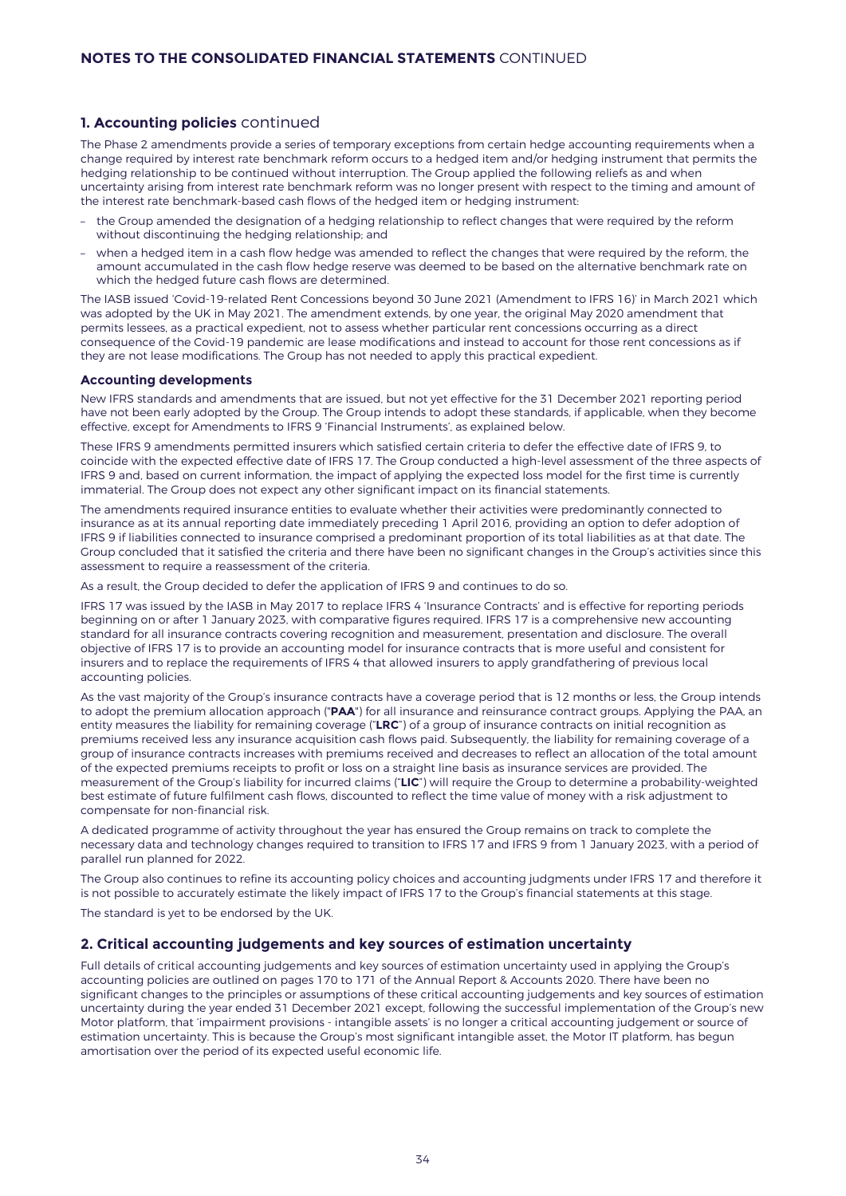## 1. Accounting policies continued

The Phase 2 amendments provide a series of temporary exceptions from certain hedge accounting requirements when a change required by interest rate benchmark reform occurs to a hedged item and/or hedging instrument that permits the hedging relationship to be continued without interruption. The Group applied the following reliefs as and when uncertainty arising from interest rate benchmark reform was no longer present with respect to the timing and amount of the interest rate benchmark-based cash flows of the hedged item or hedging instrument:

- the Group amended the designation of a hedging relationship to reflect changes that were required by the reform without discontinuing the hedging relationship; and
- when a hedged item in a cash flow hedge was amended to reflect the changes that were required by the reform, the amount accumulated in the cash flow hedge reserve was deemed to be based on the alternative benchmark rate on which the hedged future cash flows are determined.

The IASB issued 'Covid-19-related Rent Concessions beyond 30 June 2021 (Amendment to IFRS 16)' in March 2021 which was adopted by the UK in May 2021. The amendment extends, by one year, the original May 2020 amendment that permits lessees, as a practical expedient, not to assess whether particular rent concessions occurring as a direct consequence of the Covid-19 pandemic are lease modifications and instead to account for those rent concessions as if they are not lease modifications. The Group has not needed to apply this practical expedient.

### Accounting developments

New IFRS standards and amendments that are issued, but not yet effective for the 31 December 2021 reporting period have not been early adopted by the Group. The Group intends to adopt these standards, if applicable, when they become effective, except for Amendments to IFRS 9 'Financial Instruments', as explained below.

These IFRS 9 amendments permitted insurers which satisfied certain criteria to defer the effective date of IFRS 9, to coincide with the expected effective date of IFRS 17. The Group conducted a high-level assessment of the three aspects of IFRS 9 and, based on current information, the impact of applying the expected loss model for the first time is currently immaterial. The Group does not expect any other significant impact on its financial statements.

The amendments required insurance entities to evaluate whether their activities were predominantly connected to insurance as at its annual reporting date immediately preceding 1 April 2016, providing an option to defer adoption of IFRS 9 if liabilities connected to insurance comprised a predominant proportion of its total liabilities as at that date. The Group concluded that it satisfied the criteria and there have been no significant changes in the Group's activities since this assessment to require a reassessment of the criteria.

As a result, the Group decided to defer the application of IFRS 9 and continues to do so.

IFRS 17 was issued by the IASB in May 2017 to replace IFRS 4 'Insurance Contracts' and is effective for reporting periods beginning on or after 1 January 2023, with comparative figures required. IFRS 17 is a comprehensive new accounting standard for all insurance contracts covering recognition and measurement, presentation and disclosure. The overall objective of IFRS 17 is to provide an accounting model for insurance contracts that is more useful and consistent for insurers and to replace the requirements of IFRS 4 that allowed insurers to apply grandfathering of previous local accounting policies.

As the vast majority of the Group's insurance contracts have a coverage period that is 12 months or less, the Group intends to adopt the premium allocation approach ("**PAA**") for all insurance and reinsurance contract groups. Applying the PAA, an entity measures the liability for remaining coverage ("**LRC**") of a group of insurance contracts on initial recognition as premiums received less any insurance acquisition cash flows paid. Subsequently, the liability for remaining coverage of a group of insurance contracts increases with premiums received and decreases to reflect an allocation of the total amount of the expected premiums receipts to profit or loss on a straight line basis as insurance services are provided. The measurement of the Group's liability for incurred claims ("**LIC**") will require the Group to determine a probability-weighted best estimate of future fulfilment cash flows, discounted to reflect the time value of money with a risk adjustment to compensate for non-financial risk.

A dedicated programme of activity throughout the year has ensured the Group remains on track to complete the necessary data and technology changes required to transition to IFRS 17 and IFRS 9 from 1 January 2023, with a period of parallel run planned for 2022.

The Group also continues to refine its accounting policy choices and accounting judgments under IFRS 17 and therefore it is not possible to accurately estimate the likely impact of IFRS 17 to the Group's financial statements at this stage.

The standard is yet to be endorsed by the UK.

## 2. Critical accounting judgements and key sources of estimation uncertainty

Full details of critical accounting judgements and key sources of estimation uncertainty used in applying the Group's accounting policies are outlined on pages 170 to 171 of the Annual Report & Accounts 2020. There have been no significant changes to the principles or assumptions of these critical accounting judgements and key sources of estimation uncertainty during the year ended 31 December 2021 except, following the successful implementation of the Group's new Motor platform, that 'impairment provisions - intangible assets' is no longer a critical accounting judgement or source of estimation uncertainty. This is because the Group's most significant intangible asset, the Motor IT platform, has begun amortisation over the period of its expected useful economic life.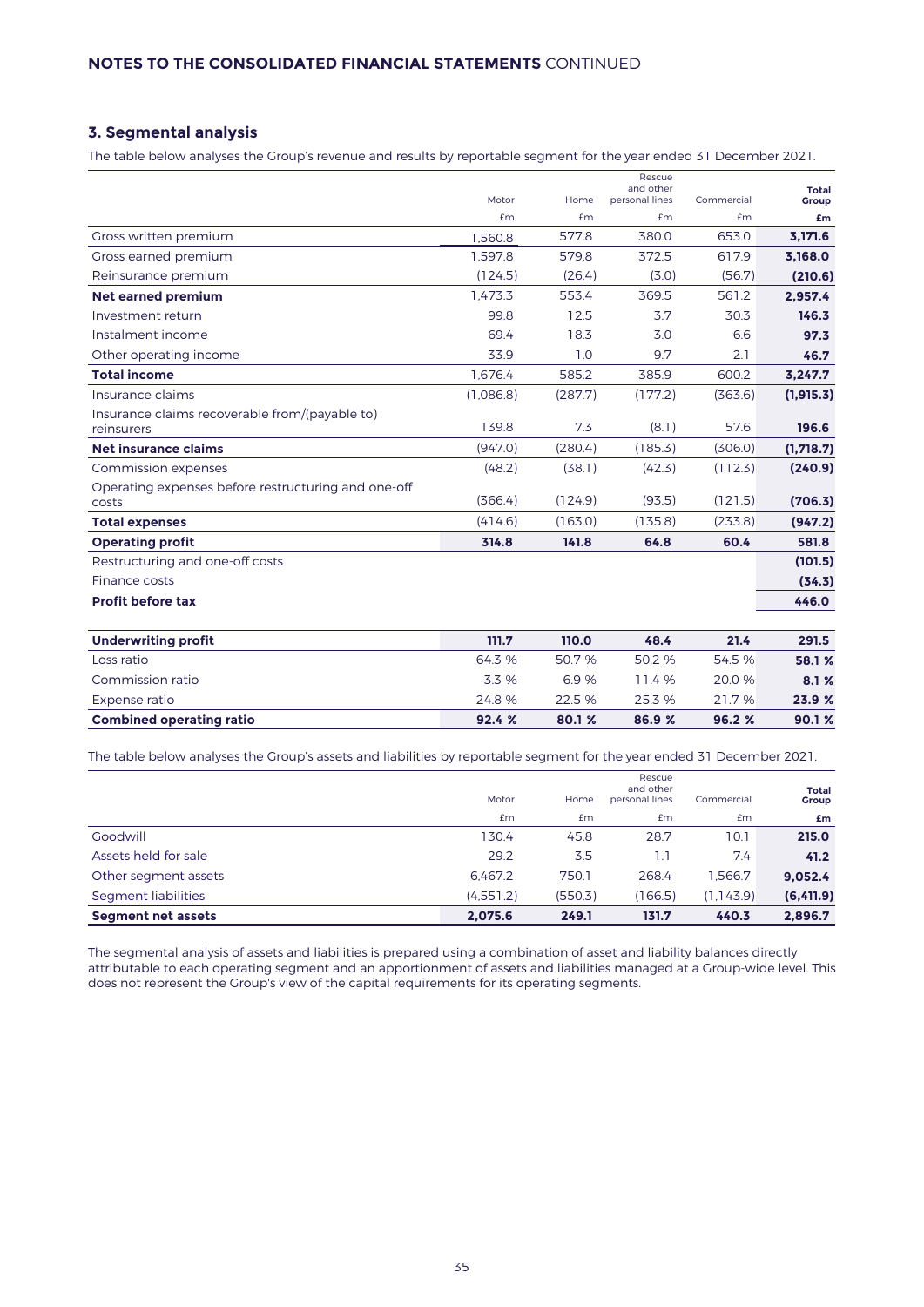## 3. Segmental analysis

The table below analyses the Group's revenue and results by reportable segment for the year ended 31 December 2021.

| | Motor | Home | Rescue and other personal lines | Commercial | **Total Group** |
|---|---|---|---|---|---|
| | £m | £m | £m | £m | **£m** |
| Gross written premium | 1,560.8 | 577.8 | 380.0 | 653.0 | **3,171.6** |
| Gross earned premium | 1,597.8 | 579.8 | 372.5 | 617.9 | **3,168.0** |
| Reinsurance premium | (124.5) | (26.4) | (3.0) | (56.7) | **(210.6)** |
| **Net earned premium** | 1,473.3 | 553.4 | 369.5 | 561.2 | **2,957.4** |
| Investment return | 99.8 | 12.5 | 3.7 | 30.3 | **146.3** |
| Instalment income | 69.4 | 18.3 | 3.0 | 6.6 | **97.3** |
| Other operating income | 33.9 | 1.0 | 9.7 | 2.1 | **46.7** |
| **Total income** | 1,676.4 | 585.2 | 385.9 | 600.2 | **3,247.7** |
| Insurance claims | (1,086.8) | (287.7) | (177.2) | (363.6) | **(1,915.3)** |
| Insurance claims recoverable from/(payable to) reinsurers | 139.8 | 7.3 | (8.1) | 57.6 | **196.6** |
| **Net insurance claims** | (947.0) | (280.4) | (185.3) | (306.0) | **(1,718.7)** |
| Commission expenses | (48.2) | (38.1) | (42.3) | (112.3) | **(240.9)** |
| Operating expenses before restructuring and one-off costs | (366.4) | (124.9) | (93.5) | (121.5) | **(706.3)** |
| **Total expenses** | (414.6) | (163.0) | (135.8) | (233.8) | **(947.2)** |
| **Operating profit** | **314.8** | **141.8** | **64.8** | **60.4** | **581.8** |
| Restructuring and one-off costs | | | | | **(101.5)** |
| Finance costs | | | | | **(34.3)** |
| **Profit before tax** | | | | | **446.0** |
| | | | | | |
| **Underwriting profit** | **111.7** | **110.0** | **48.4** | **21.4** | **291.5** |
| Loss ratio | 64.3 % | 50.7 % | 50.2 % | 54.5 % | **58.1 %** |
| Commission ratio | 3.3 % | 6.9 % | 11.4 % | 20.0 % | **8.1 %** |
| Expense ratio | 24.8 % | 22.5 % | 25.3 % | 21.7 % | **23.9 %** |
| **Combined operating ratio** | **92.4 %** | **80.1 %** | **86.9 %** | **96.2 %** | **90.1 %** |

The table below analyses the Group's assets and liabilities by reportable segment for the year ended 31 December 2021.

| | Motor | Home | Rescue and other personal lines | Commercial | **Total Group** |
|---|---|---|---|---|---|
| | £m | £m | £m | £m | **£m** |
| Goodwill | 130.4 | 45.8 | 28.7 | 10.1 | **215.0** |
| Assets held for sale | 29.2 | 3.5 | 1.1 | 7.4 | **41.2** |
| Other segment assets | 6,467.2 | 750.1 | 268.4 | 1,566.7 | **9,052.4** |
| Segment liabilities | (4,551.2) | (550.3) | (166.5) | (1,143.9) | **(6,411.9)** |
| **Segment net assets** | **2,075.6** | **249.1** | **131.7** | **440.3** | **2,896.7** |

The segmental analysis of assets and liabilities is prepared using a combination of asset and liability balances directly attributable to each operating segment and an apportionment of assets and liabilities managed at a Group-wide level. This does not represent the Group's view of the capital requirements for its operating segments.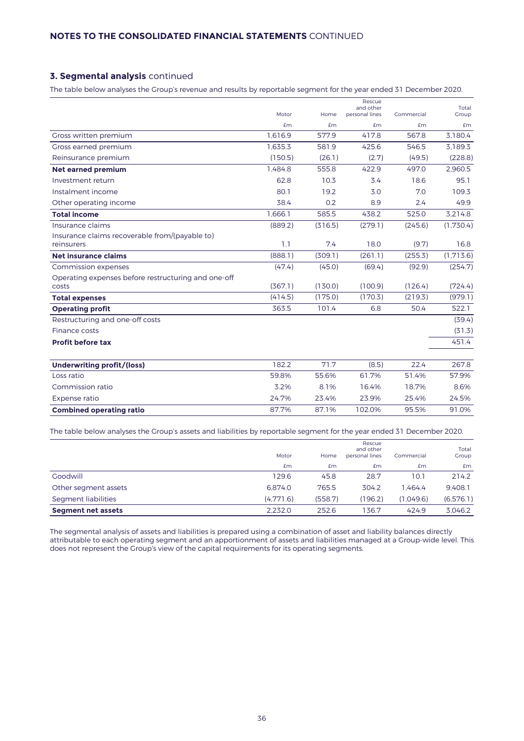## 3. Segmental analysis continued

The table below analyses the Group's revenue and results by reportable segment for the year ended 31 December 2020.

| | Motor | Home | Rescue and other personal lines | Commercial | Total Group |
|---|---|---|---|---|---|
| | £m | £m | £m | £m | £m |
| Gross written premium | 1,616.9 | 577.9 | 417.8 | 567.8 | 3,180.4 |
| Gross earned premium | 1,635.3 | 581.9 | 425.6 | 546.5 | 3,189.3 |
| Reinsurance premium | (150.5) | (26.1) | (2.7) | (49.5) | (228.8) |
| **Net earned premium** | 1,484.8 | 555.8 | 422.9 | 497.0 | 2,960.5 |
| Investment return | 62.8 | 10.3 | 3.4 | 18.6 | 95.1 |
| Instalment income | 80.1 | 19.2 | 3.0 | 7.0 | 109.3 |
| Other operating income | 38.4 | 0.2 | 8.9 | 2.4 | 49.9 |
| **Total income** | 1,666.1 | 585.5 | 438.2 | 525.0 | 3,214.8 |
| Insurance claims | (889.2) | (316.5) | (279.1) | (245.6) | (1,730.4) |
| Insurance claims recoverable from/(payable to) reinsurers | 1.1 | 7.4 | 18.0 | (9.7) | 16.8 |
| **Net insurance claims** | (888.1) | (309.1) | (261.1) | (255.3) | (1,713.6) |
| Commission expenses | (47.4) | (45.0) | (69.4) | (92.9) | (254.7) |
| Operating expenses before restructuring and one-off costs | (367.1) | (130.0) | (100.9) | (126.4) | (724.4) |
| **Total expenses** | (414.5) | (175.0) | (170.3) | (219.3) | (979.1) |
| **Operating profit** | 363.5 | 101.4 | 6.8 | 50.4 | 522.1 |
| Restructuring and one-off costs | | | | | (39.4) |
| Finance costs | | | | | (31.3) |
| **Profit before tax** | | | | | 451.4 |

| | Motor | Home | Rescue and other personal lines | Commercial | Total Group |
|---|---|---|---|---|---|
| **Underwriting profit/(loss)** | 182.2 | 71.7 | (8.5) | 22.4 | 267.8 |
| Loss ratio | 59.8% | 55.6% | 61.7% | 51.4% | 57.9% |
| Commission ratio | 3.2% | 8.1% | 16.4% | 18.7% | 8.6% |
| Expense ratio | 24.7% | 23.4% | 23.9% | 25.4% | 24.5% |
| **Combined operating ratio** | 87.7% | 87.1% | 102.0% | 95.5% | 91.0% |

The table below analyses the Group's assets and liabilities by reportable segment for the year ended 31 December 2020.

| | Motor | Home | Rescue and other personal lines | Commercial | Total Group |
|---|---|---|---|---|---|
| | £m | £m | £m | £m | £m |
| Goodwill | 129.6 | 45.8 | 28.7 | 10.1 | 214.2 |
| Other segment assets | 6,874.0 | 765.5 | 304.2 | 1,464.4 | 9,408.1 |
| Segment liabilities | (4,771.6) | (558.7) | (196.2) | (1,049.6) | (6,576.1) |
| **Segment net assets** | 2,232.0 | 252.6 | 136.7 | 424.9 | 3,046.2 |

The segmental analysis of assets and liabilities is prepared using a combination of asset and liability balances directly attributable to each operating segment and an apportionment of assets and liabilities managed at a Group-wide level. This does not represent the Group's view of the capital requirements for its operating segments.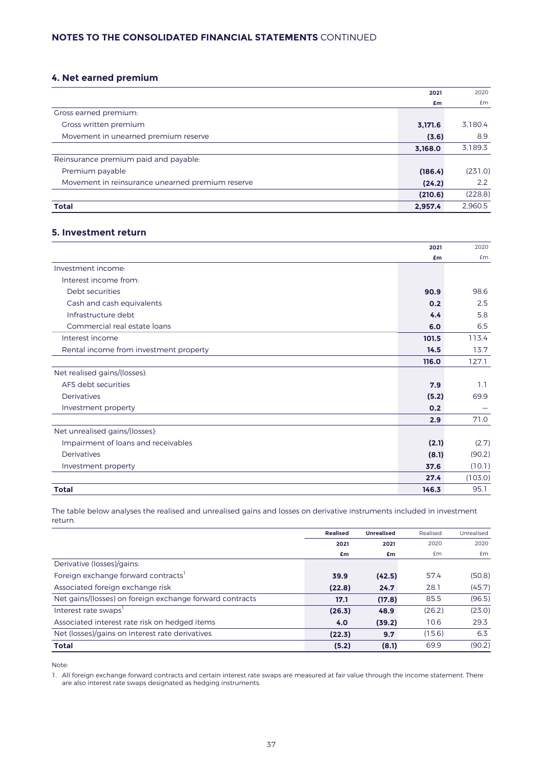## 4. Net earned premium

| | 2021<br>£m | 2020<br>£m |
|---|---|---|
| Gross earned premium: | | |
| Gross written premium | **3,171.6** | 3,180.4 |
| Movement in unearned premium reserve | **(3.6)** | 8.9 |
| | **3,168.0** | 3,189.3 |
| Reinsurance premium paid and payable: | | |
| Premium payable | **(186.4)** | (231.0) |
| Movement in reinsurance unearned premium reserve | **(24.2)** | 2.2 |
| | **(210.6)** | (228.8) |
| **Total** | **2,957.4** | 2,960.5 |

## 5. Investment return

| | 2021<br>£m | 2020<br>£m |
|---|---|---|
| Investment income: | | |
| Interest income from: | | |
| Debt securities | **90.9** | 98.6 |
| Cash and cash equivalents | **0.2** | 2.5 |
| Infrastructure debt | **4.4** | 5.8 |
| Commercial real estate loans | **6.0** | 6.5 |
| Interest income | **101.5** | 113.4 |
| Rental income from investment property | **14.5** | 13.7 |
| | **116.0** | 127.1 |
| Net realised gains/(losses): | | |
| AFS debt securities | **7.9** | 1.1 |
| Derivatives | **(5.2)** | 69.9 |
| Investment property | **0.2** | — |
| | **2.9** | 71.0 |
| Net unrealised gains/(losses): | | |
| Impairment of loans and receivables | **(2.1)** | (2.7) |
| Derivatives | **(8.1)** | (90.2) |
| Investment property | **37.6** | (10.1) |
| | **27.4** | (103.0) |
| **Total** | **146.3** | 95.1 |

The table below analyses the realised and unrealised gains and losses on derivative instruments included in investment return.

| | Realised<br>2021<br>£m | Unrealised<br>2021<br>£m | Realised<br>2020<br>£m | Unrealised<br>2020<br>£m |
|---|---|---|---|---|
| Derivative (losses)/gains: | | | | |
| Foreign exchange forward contracts[1] | **39.9** | **(42.5)** | 57.4 | (50.8) |
| Associated foreign exchange risk | **(22.8)** | **24.7** | 28.1 | (45.7) |
| Net gains/(losses) on foreign exchange forward contracts | **17.1** | **(17.8)** | 85.5 | (96.5) |
| Interest rate swaps[1] | **(26.3)** | **48.9** | (26.2) | (23.0) |
| Associated interest rate risk on hedged items | **4.0** | **(39.2)** | 10.6 | 29.3 |
| Net (losses)/gains on interest rate derivatives | **(22.3)** | **9.7** | (15.6) | 6.3 |
| **Total** | **(5.2)** | **(8.1)** | 69.9 | (90.2) |

Note:

1. All foreign exchange forward contracts and certain interest rate swaps are measured at fair value through the income statement. There are also interest rate swaps designated as hedging instruments.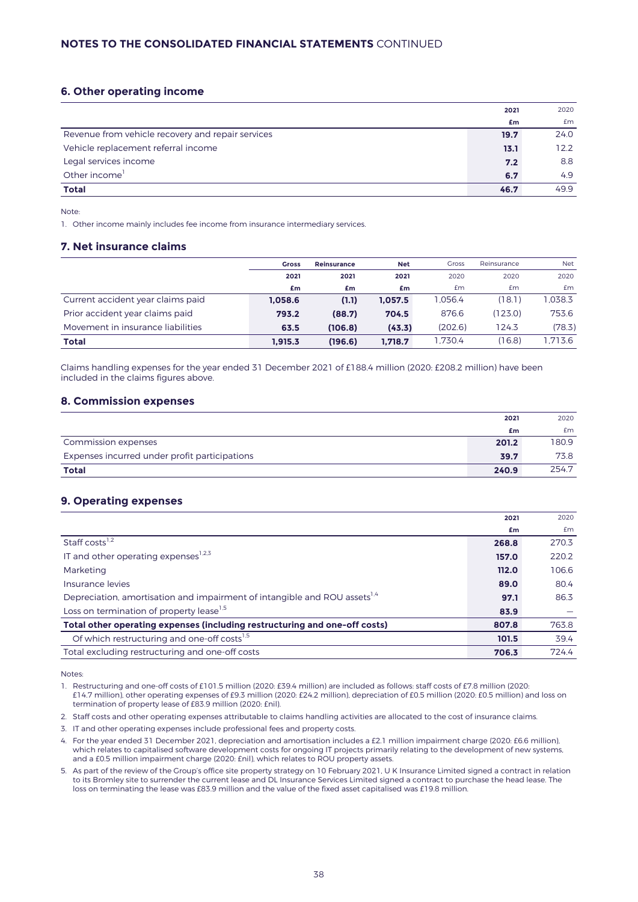NOTES TO THE CONSOLIDATED FINANCIAL STATEMENTS CONTINUED

## 6. Other operating income

| | 2021 £m | 2020 £m |
|---|---|---|
| Revenue from vehicle recovery and repair services | **19.7** | 24.0 |
| Vehicle replacement referral income | **13.1** | 12.2 |
| Legal services income | **7.2** | 8.8 |
| Other income[1] | **6.7** | 4.9 |
| **Total** | **46.7** | 49.9 |

Note:

1. Other income mainly includes fee income from insurance intermediary services.

## 7. Net insurance claims

| | Gross 2021 £m | Reinsurance 2021 £m | Net 2021 £m | Gross 2020 £m | Reinsurance 2020 £m | Net 2020 £m |
|---|---|---|---|---|---|---|
| Current accident year claims paid | **1,058.6** | **(1.1)** | **1,057.5** | 1,056.4 | (18.1) | 1,038.3 |
| Prior accident year claims paid | **793.2** | **(88.7)** | **704.5** | 876.6 | (123.0) | 753.6 |
| Movement in insurance liabilities | **63.5** | **(106.8)** | **(43.3)** | (202.6) | 124.3 | (78.3) |
| **Total** | **1,915.3** | **(196.6)** | **1,718.7** | 1,730.4 | (16.8) | 1,713.6 |

Claims handling expenses for the year ended 31 December 2021 of £188.4 million (2020: £208.2 million) have been included in the claims figures above.

## 8. Commission expenses

| | 2021 £m | 2020 £m |
|---|---|---|
| Commission expenses | **201.2** | 180.9 |
| Expenses incurred under profit participations | **39.7** | 73.8 |
| **Total** | **240.9** | 254.7 |

## 9. Operating expenses

| | 2021 £m | 2020 £m |
|---|---|---|
| Staff costs[1,2] | **268.8** | 270.3 |
| IT and other operating expenses[1,2,3] | **157.0** | 220.2 |
| Marketing | **112.0** | 106.6 |
| Insurance levies | **89.0** | 80.4 |
| Depreciation, amortisation and impairment of intangible and ROU assets[1,4] | **97.1** | 86.3 |
| Loss on termination of property lease[1,5] | **83.9** | — |
| **Total other operating expenses (including restructuring and one-off costs)** | **807.8** | 763.8 |
| Of which restructuring and one-off costs[1,5] | **101.5** | 39.4 |
| Total excluding restructuring and one-off costs | **706.3** | 724.4 |

Notes:

1. Restructuring and one-off costs of £101.5 million (2020: £39.4 million) are included as follows: staff costs of £7.8 million (2020: £14.7 million), other operating expenses of £9.3 million (2020: £24.2 million), depreciation of £0.5 million (2020: £0.5 million) and loss on termination of property lease of £83.9 million (2020: £nil).
2. Staff costs and other operating expenses attributable to claims handling activities are allocated to the cost of insurance claims.
3. IT and other operating expenses include professional fees and property costs.
4. For the year ended 31 December 2021, depreciation and amortisation includes a £2.1 million impairment charge (2020: £6.6 million), which relates to capitalised software development costs for ongoing IT projects primarily relating to the development of new systems, and a £0.5 million impairment charge (2020: £nil), which relates to ROU property assets.
5. As part of the review of the Group's office site property strategy on 10 February 2021, U K Insurance Limited signed a contract in relation to its Bromley site to surrender the current lease and DL Insurance Services Limited signed a contract to purchase the head lease. The loss on terminating the lease was £83.9 million and the value of the fixed asset capitalised was £19.8 million.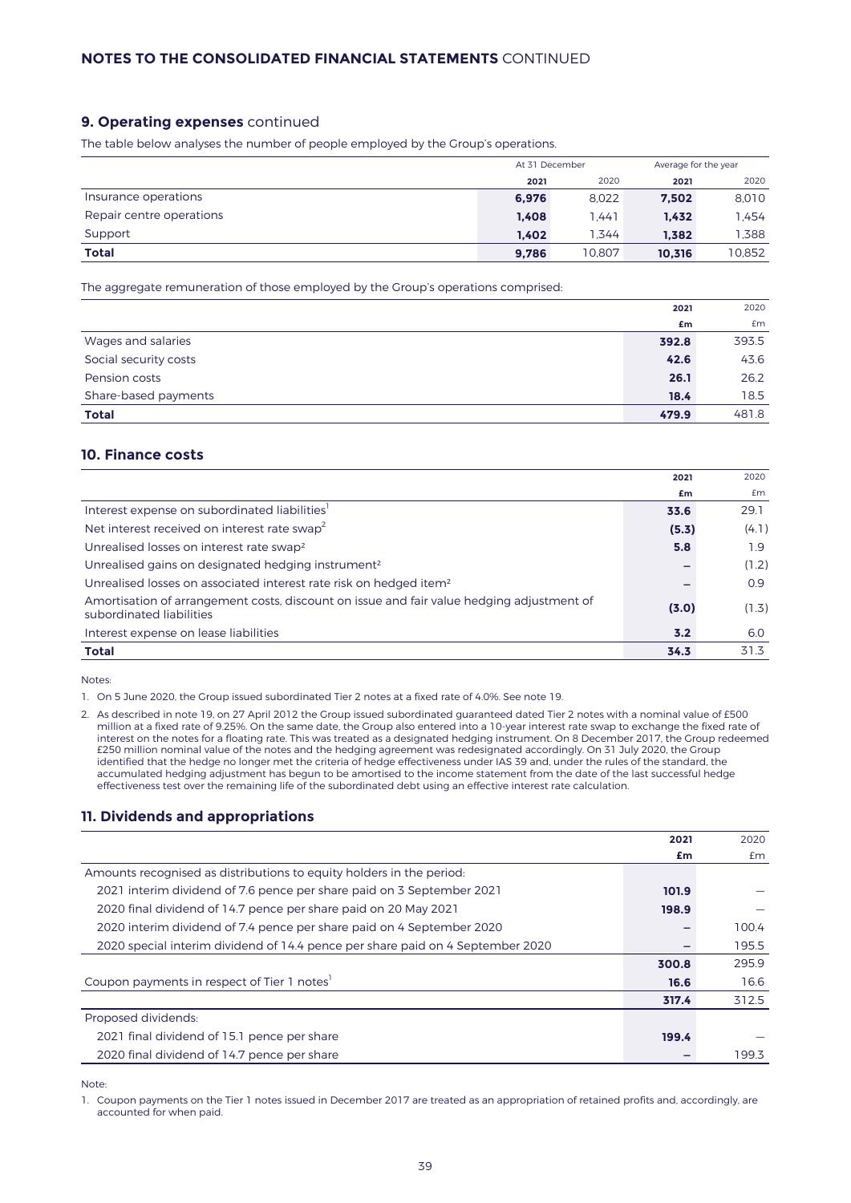## 9. Operating expenses continued

The table below analyses the number of people employed by the Group's operations.

| | At 31 December | | Average for the year | |
|---|---|---|---|---|
| | **2021** | 2020 | **2021** | 2020 |
| Insurance operations | **6,976** | 8,022 | **7,502** | 8,010 |
| Repair centre operations | **1,408** | 1,441 | **1,432** | 1,454 |
| Support | **1,402** | 1,344 | **1,382** | 1,388 |
| **Total** | **9,786** | 10,807 | **10,316** | 10,852 |

The aggregate remuneration of those employed by the Group's operations comprised:

| | **2021** | 2020 |
|---|---|---|
| | **£m** | £m |
| Wages and salaries | **392.8** | 393.5 |
| Social security costs | **42.6** | 43.6 |
| Pension costs | **26.1** | 26.2 |
| Share-based payments | **18.4** | 18.5 |
| **Total** | **479.9** | 481.8 |

## 10. Finance costs

| | **2021** | 2020 |
|---|---|---|
| | **£m** | £m |
| Interest expense on subordinated liabilities[1] | **33.6** | 29.1 |
| Net interest received on interest rate swap[2] | **(5.3)** | (4.1) |
| Unrealised losses on interest rate swap[2] | **5.8** | 1.9 |
| Unrealised gains on designated hedging instrument[2] | **–** | (1.2) |
| Unrealised losses on associated interest rate risk on hedged item[2] | **–** | 0.9 |
| Amortisation of arrangement costs, discount on issue and fair value hedging adjustment of subordinated liabilities | **(3.0)** | (1.3) |
| Interest expense on lease liabilities | **3.2** | 6.0 |
| **Total** | **34.3** | 31.3 |

Notes:

1. On 5 June 2020, the Group issued subordinated Tier 2 notes at a fixed rate of 4.0%. See note 19.
2. As described in note 19, on 27 April 2012 the Group issued subordinated guaranteed dated Tier 2 notes with a nominal value of £500 million at a fixed rate of 9.25%. On the same date, the Group also entered into a 10-year interest rate swap to exchange the fixed rate of interest on the notes for a floating rate. This was treated as a designated hedging instrument. On 8 December 2017, the Group redeemed £250 million nominal value of the notes and the hedging agreement was redesignated accordingly. On 31 July 2020, the Group identified that the hedge no longer met the criteria of hedge effectiveness under IAS 39 and, under the rules of the standard, the accumulated hedging adjustment has begun to be amortised to the income statement from the date of the last successful hedge effectiveness test over the remaining life of the subordinated debt using an effective interest rate calculation.

## 11. Dividends and appropriations

| | **2021** | 2020 |
|---|---|---|
| | **£m** | £m |
| Amounts recognised as distributions to equity holders in the period: | | |
| 2021 interim dividend of 7.6 pence per share paid on 3 September 2021 | **101.9** | – |
| 2020 final dividend of 14.7 pence per share paid on 20 May 2021 | **198.9** | – |
| 2020 interim dividend of 7.4 pence per share paid on 4 September 2020 | **–** | 100.4 |
| 2020 special interim dividend of 14.4 pence per share paid on 4 September 2020 | **–** | 195.5 |
| | **300.8** | 295.9 |
| Coupon payments in respect of Tier 1 notes[1] | **16.6** | 16.6 |
| | **317.4** | 312.5 |
| Proposed dividends: | | |
| 2021 final dividend of 15.1 pence per share | **199.4** | – |
| 2020 final dividend of 14.7 pence per share | **–** | 199.3 |

Note:

1. Coupon payments on the Tier 1 notes issued in December 2017 are treated as an appropriation of retained profits and, accordingly, are accounted for when paid.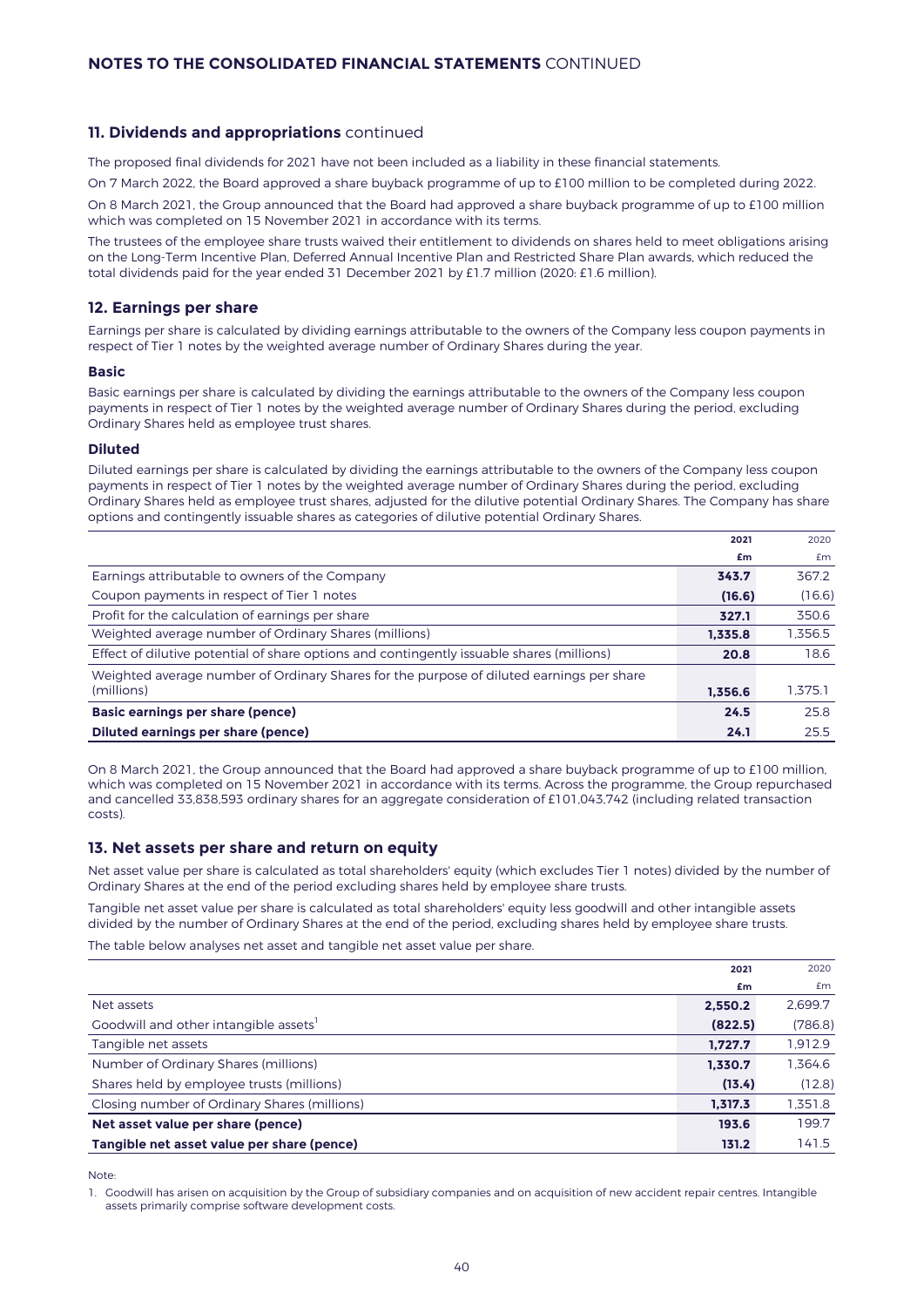### 11. Dividends and appropriations continued

The proposed final dividends for 2021 have not been included as a liability in these financial statements.

On 7 March 2022, the Board approved a share buyback programme of up to £100 million to be completed during 2022.

On 8 March 2021, the Group announced that the Board had approved a share buyback programme of up to £100 million which was completed on 15 November 2021 in accordance with its terms.

The trustees of the employee share trusts waived their entitlement to dividends on shares held to meet obligations arising on the Long-Term Incentive Plan, Deferred Annual Incentive Plan and Restricted Share Plan awards, which reduced the total dividends paid for the year ended 31 December 2021 by £1.7 million (2020: £1.6 million).

### 12. Earnings per share

Earnings per share is calculated by dividing earnings attributable to the owners of the Company less coupon payments in respect of Tier 1 notes by the weighted average number of Ordinary Shares during the year.

#### Basic

Basic earnings per share is calculated by dividing the earnings attributable to the owners of the Company less coupon payments in respect of Tier 1 notes by the weighted average number of Ordinary Shares during the period, excluding Ordinary Shares held as employee trust shares.

#### Diluted

Diluted earnings per share is calculated by dividing the earnings attributable to the owners of the Company less coupon payments in respect of Tier 1 notes by the weighted average number of Ordinary Shares during the period, excluding Ordinary Shares held as employee trust shares, adjusted for the dilutive potential Ordinary Shares. The Company has share options and contingently issuable shares as categories of dilutive potential Ordinary Shares.

| | 2021 | 2020 |
|---|---|---|
| | £m | £m |
| Earnings attributable to owners of the Company | **343.7** | 367.2 |
| Coupon payments in respect of Tier 1 notes | **(16.6)** | (16.6) |
| Profit for the calculation of earnings per share | **327.1** | 350.6 |
| Weighted average number of Ordinary Shares (millions) | **1,335.8** | 1,356.5 |
| Effect of dilutive potential of share options and contingently issuable shares (millions) | **20.8** | 18.6 |
| Weighted average number of Ordinary Shares for the purpose of diluted earnings per share (millions) | **1,356.6** | 1,375.1 |
| **Basic earnings per share (pence)** | **24.5** | 25.8 |
| **Diluted earnings per share (pence)** | **24.1** | 25.5 |

On 8 March 2021, the Group announced that the Board had approved a share buyback programme of up to £100 million, which was completed on 15 November 2021 in accordance with its terms. Across the programme, the Group repurchased and cancelled 33,838,593 ordinary shares for an aggregate consideration of £101,043,742 (including related transaction costs).

### 13. Net assets per share and return on equity

Net asset value per share is calculated as total shareholders' equity (which excludes Tier 1 notes) divided by the number of Ordinary Shares at the end of the period excluding shares held by employee share trusts.

Tangible net asset value per share is calculated as total shareholders' equity less goodwill and other intangible assets divided by the number of Ordinary Shares at the end of the period, excluding shares held by employee share trusts.

The table below analyses net asset and tangible net asset value per share.

| | 2021 | 2020 |
|---|---|---|
| | £m | £m |
| Net assets | **2,550.2** | 2,699.7 |
| Goodwill and other intangible assets[1] | **(822.5)** | (786.8) |
| Tangible net assets | **1,727.7** | 1,912.9 |
| Number of Ordinary Shares (millions) | **1,330.7** | 1,364.6 |
| Shares held by employee trusts (millions) | **(13.4)** | (12.8) |
| Closing number of Ordinary Shares (millions) | **1,317.3** | 1,351.8 |
| **Net asset value per share (pence)** | **193.6** | 199.7 |
| **Tangible net asset value per share (pence)** | **131.2** | 141.5 |

Note:

1. Goodwill has arisen on acquisition by the Group of subsidiary companies and on acquisition of new accident repair centres. Intangible assets primarily comprise software development costs.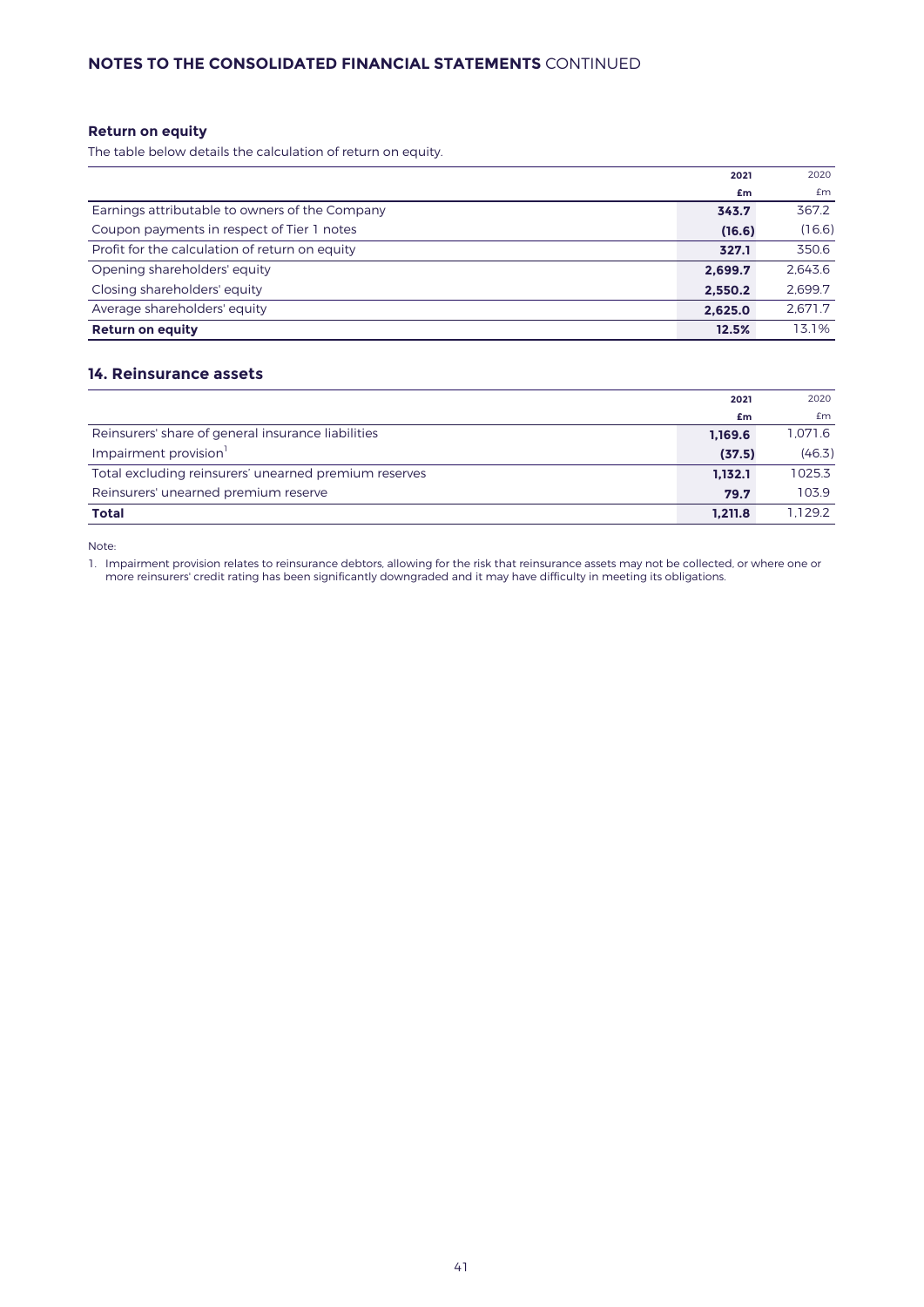### Return on equity

The table below details the calculation of return on equity.

| | 2021 | 2020 |
|---|---|---|
| | £m | £m |
| Earnings attributable to owners of the Company | **343.7** | 367.2 |
| Coupon payments in respect of Tier 1 notes | **(16.6)** | (16.6) |
| Profit for the calculation of return on equity | **327.1** | 350.6 |
| Opening shareholders' equity | **2,699.7** | 2,643.6 |
| Closing shareholders' equity | **2,550.2** | 2,699.7 |
| Average shareholders' equity | **2,625.0** | 2,671.7 |
| **Return on equity** | **12.5%** | 13.1% |

## 14. Reinsurance assets

| | 2021 | 2020 |
|---|---|---|
| | £m | £m |
| Reinsurers' share of general insurance liabilities | **1,169.6** | 1,071.6 |
| Impairment provision[1] | **(37.5)** | (46.3) |
| Total excluding reinsurers' unearned premium reserves | **1,132.1** | 1025.3 |
| Reinsurers' unearned premium reserve | **79.7** | 103.9 |
| **Total** | **1,211.8** | 1,129.2 |

Note:

1. Impairment provision relates to reinsurance debtors, allowing for the risk that reinsurance assets may not be collected, or where one or more reinsurers' credit rating has been significantly downgraded and it may have difficulty in meeting its obligations.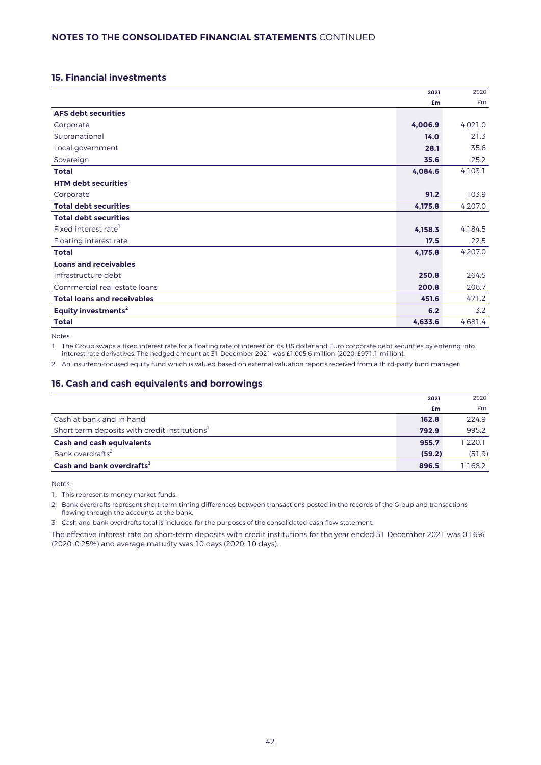## 15. Financial investments

| | 2021 £m | 2020 £m |
|---|---|---|
| **AFS debt securities** | | |
| Corporate | **4,006.9** | 4,021.0 |
| Supranational | **14.0** | 21.3 |
| Local government | **28.1** | 35.6 |
| Sovereign | **35.6** | 25.2 |
| **Total** | **4,084.6** | 4,103.1 |
| **HTM debt securities** | | |
| Corporate | **91.2** | 103.9 |
| **Total debt securities** | **4,175.8** | 4,207.0 |
| **Total debt securities** | | |
| Fixed interest rate[1] | **4,158.3** | 4,184.5 |
| Floating interest rate | **17.5** | 22.5 |
| **Total** | **4,175.8** | 4,207.0 |
| **Loans and receivables** | | |
| Infrastructure debt | **250.8** | 264.5 |
| Commercial real estate loans | **200.8** | 206.7 |
| **Total loans and receivables** | **451.6** | 471.2 |
| **Equity investments[2]** | **6.2** | 3.2 |
| **Total** | **4,633.6** | 4,681.4 |

Notes:

1. The Group swaps a fixed interest rate for a floating rate of interest on its US dollar and Euro corporate debt securities by entering into interest rate derivatives. The hedged amount at 31 December 2021 was £1,005.6 million (2020: £971.1 million).
2. An insurtech-focused equity fund which is valued based on external valuation reports received from a third-party fund manager.

## 16. Cash and cash equivalents and borrowings

| | 2021 £m | 2020 £m |
|---|---|---|
| Cash at bank and in hand | **162.8** | 224.9 |
| Short term deposits with credit institutions[1] | **792.9** | 995.2 |
| **Cash and cash equivalents** | **955.7** | 1,220.1 |
| Bank overdrafts[2] | **(59.2)** | (51.9) |
| **Cash and bank overdrafts[3]** | **896.5** | 1,168.2 |

Notes:

1. This represents money market funds.
2. Bank overdrafts represent short-term timing differences between transactions posted in the records of the Group and transactions flowing through the accounts at the bank.
3. Cash and bank overdrafts total is included for the purposes of the consolidated cash flow statement.

The effective interest rate on short-term deposits with credit institutions for the year ended 31 December 2021 was 0.16% (2020: 0.25%) and average maturity was 10 days (2020: 10 days).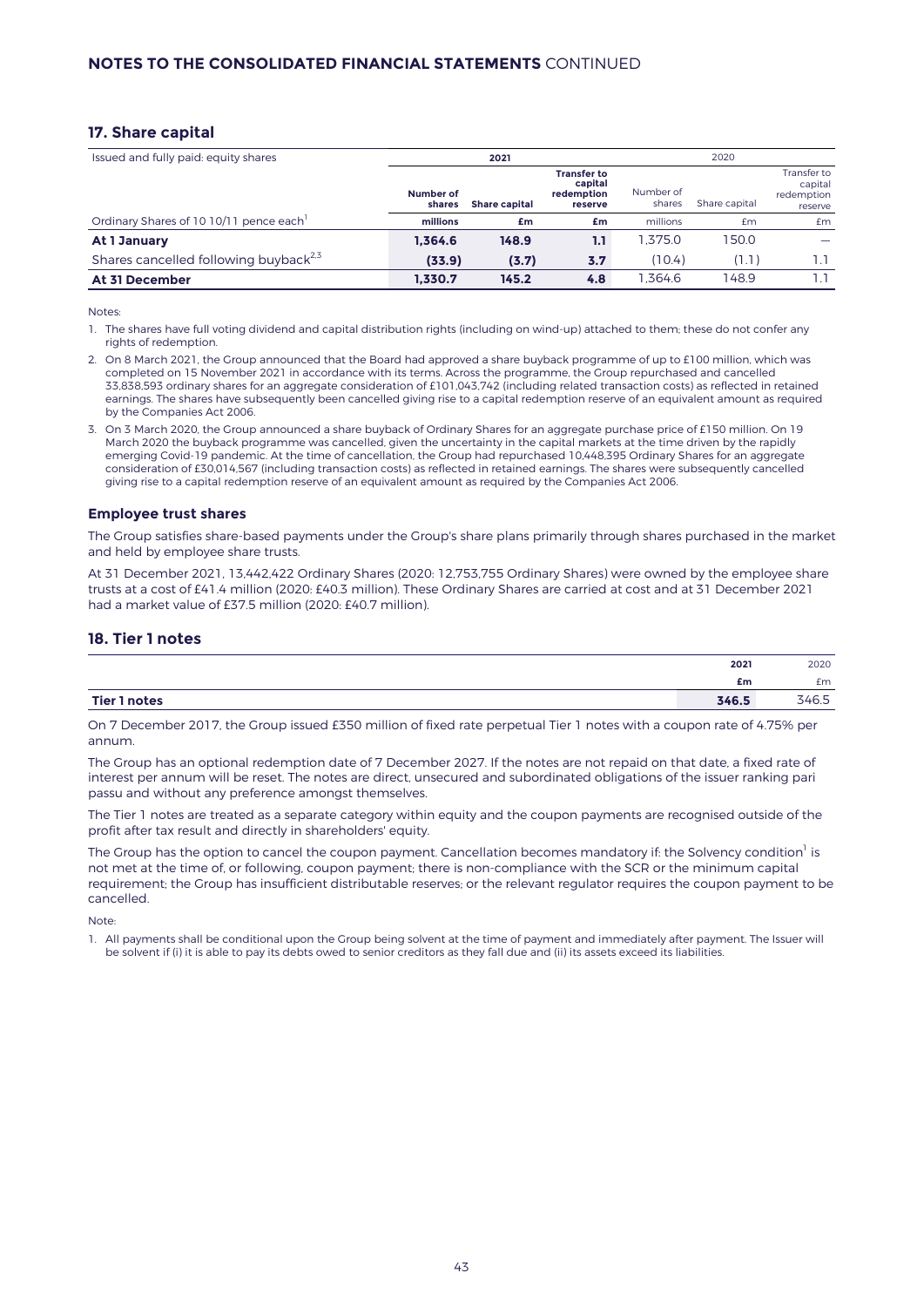## 17. Share capital

| Issued and fully paid: equity shares | 2021 | | | 2020 | | |
|---|---|---|---|---|---|---|
| | **Number of shares** | **Share capital** | **Transfer to capital redemption reserve** | Number of shares | Share capital | Transfer to capital redemption reserve |
| Ordinary Shares of 10 10/11 pence each[1] | **millions** | **£m** | **£m** | millions | £m | £m |
| **At 1 January** | **1,364.6** | **148.9** | **1.1** | 1,375.0 | 150.0 | — |
| Shares cancelled following buyback[2,3] | **(33.9)** | **(3.7)** | **3.7** | (10.4) | (1.1) | 1.1 |
| **At 31 December** | **1,330.7** | **145.2** | **4.8** | 1,364.6 | 148.9 | 1.1 |

Notes:

1. The shares have full voting dividend and capital distribution rights (including on wind-up) attached to them; these do not confer any rights of redemption.
2. On 8 March 2021, the Group announced that the Board had approved a share buyback programme of up to £100 million, which was completed on 15 November 2021 in accordance with its terms. Across the programme, the Group repurchased and cancelled 33,838,593 ordinary shares for an aggregate consideration of £101,043,742 (including related transaction costs) as reflected in retained earnings. The shares have subsequently been cancelled giving rise to a capital redemption reserve of an equivalent amount as required by the Companies Act 2006.
3. On 3 March 2020, the Group announced a share buyback of Ordinary Shares for an aggregate purchase price of £150 million. On 19 March 2020 the buyback programme was cancelled, given the uncertainty in the capital markets at the time driven by the rapidly emerging Covid-19 pandemic. At the time of cancellation, the Group had repurchased 10,448,395 Ordinary Shares for an aggregate consideration of £30,014,567 (including transaction costs) as reflected in retained earnings. The shares were subsequently cancelled giving rise to a capital redemption reserve of an equivalent amount as required by the Companies Act 2006.

### Employee trust shares

The Group satisfies share-based payments under the Group's share plans primarily through shares purchased in the market and held by employee share trusts.

At 31 December 2021, 13,442,422 Ordinary Shares (2020: 12,753,755 Ordinary Shares) were owned by the employee share trusts at a cost of £41.4 million (2020: £40.3 million). These Ordinary Shares are carried at cost and at 31 December 2021 had a market value of £37.5 million (2020: £40.7 million).

## 18. Tier 1 notes

| | **2021** | 2020 |
|---|---|---|
| | **£m** | £m |
| **Tier 1 notes** | **346.5** | 346.5 |

On 7 December 2017, the Group issued £350 million of fixed rate perpetual Tier 1 notes with a coupon rate of 4.75% per annum.

The Group has an optional redemption date of 7 December 2027. If the notes are not repaid on that date, a fixed rate of interest per annum will be reset. The notes are direct, unsecured and subordinated obligations of the issuer ranking pari passu and without any preference amongst themselves.

The Tier 1 notes are treated as a separate category within equity and the coupon payments are recognised outside of the profit after tax result and directly in shareholders' equity.

The Group has the option to cancel the coupon payment. Cancellation becomes mandatory if: the Solvency condition[1] is not met at the time of, or following, coupon payment; there is non-compliance with the SCR or the minimum capital requirement; the Group has insufficient distributable reserves; or the relevant regulator requires the coupon payment to be cancelled.

Note:

1. All payments shall be conditional upon the Group being solvent at the time of payment and immediately after payment. The Issuer will be solvent if (i) it is able to pay its debts owed to senior creditors as they fall due and (ii) its assets exceed its liabilities.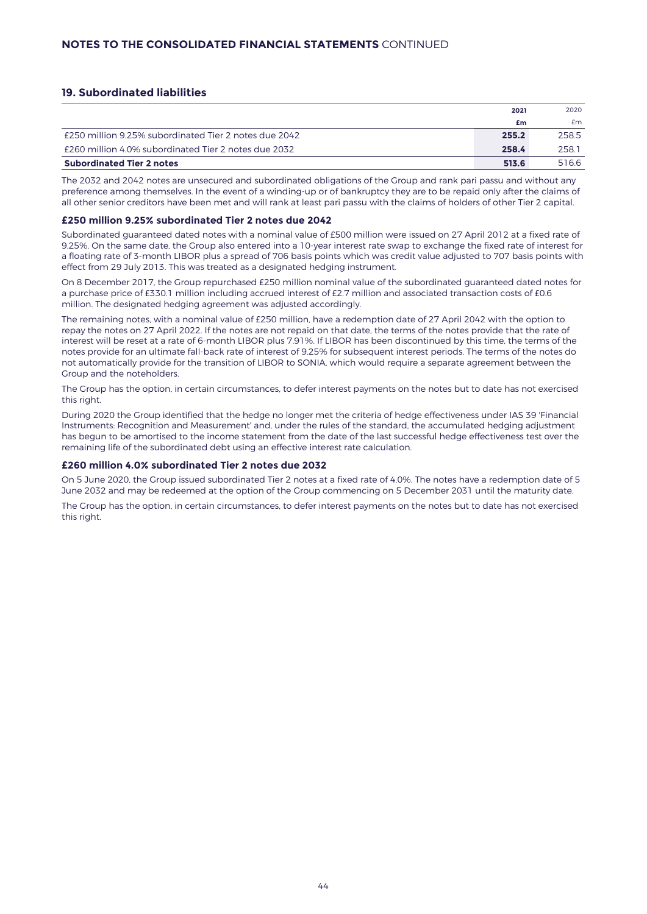## 19. Subordinated liabilities

| | 2021 | 2020 |
|---|---|---|
| | £m | £m |
| £250 million 9.25% subordinated Tier 2 notes due 2042 | 255.2 | 258.5 |
| £260 million 4.0% subordinated Tier 2 notes due 2032 | 258.4 | 258.1 |
| **Subordinated Tier 2 notes** | **513.6** | **516.6** |

The 2032 and 2042 notes are unsecured and subordinated obligations of the Group and rank pari passu and without any preference among themselves. In the event of a winding-up or of bankruptcy they are to be repaid only after the claims of all other senior creditors have been met and will rank at least pari passu with the claims of holders of other Tier 2 capital.

### £250 million 9.25% subordinated Tier 2 notes due 2042

Subordinated guaranteed dated notes with a nominal value of £500 million were issued on 27 April 2012 at a fixed rate of 9.25%. On the same date, the Group also entered into a 10-year interest rate swap to exchange the fixed rate of interest for a floating rate of 3-month LIBOR plus a spread of 706 basis points which was credit value adjusted to 707 basis points with effect from 29 July 2013. This was treated as a designated hedging instrument.

On 8 December 2017, the Group repurchased £250 million nominal value of the subordinated guaranteed dated notes for a purchase price of £330.1 million including accrued interest of £2.7 million and associated transaction costs of £0.6 million. The designated hedging agreement was adjusted accordingly.

The remaining notes, with a nominal value of £250 million, have a redemption date of 27 April 2042 with the option to repay the notes on 27 April 2022. If the notes are not repaid on that date, the terms of the notes provide that the rate of interest will be reset at a rate of 6-month LIBOR plus 7.91%. If LIBOR has been discontinued by this time, the terms of the notes provide for an ultimate fall-back rate of interest of 9.25% for subsequent interest periods. The terms of the notes do not automatically provide for the transition of LIBOR to SONIA, which would require a separate agreement between the Group and the noteholders.

The Group has the option, in certain circumstances, to defer interest payments on the notes but to date has not exercised this right.

During 2020 the Group identified that the hedge no longer met the criteria of hedge effectiveness under IAS 39 'Financial Instruments: Recognition and Measurement' and, under the rules of the standard, the accumulated hedging adjustment has begun to be amortised to the income statement from the date of the last successful hedge effectiveness test over the remaining life of the subordinated debt using an effective interest rate calculation.

### £260 million 4.0% subordinated Tier 2 notes due 2032

On 5 June 2020, the Group issued subordinated Tier 2 notes at a fixed rate of 4.0%. The notes have a redemption date of 5 June 2032 and may be redeemed at the option of the Group commencing on 5 December 2031 until the maturity date.

The Group has the option, in certain circumstances, to defer interest payments on the notes but to date has not exercised this right.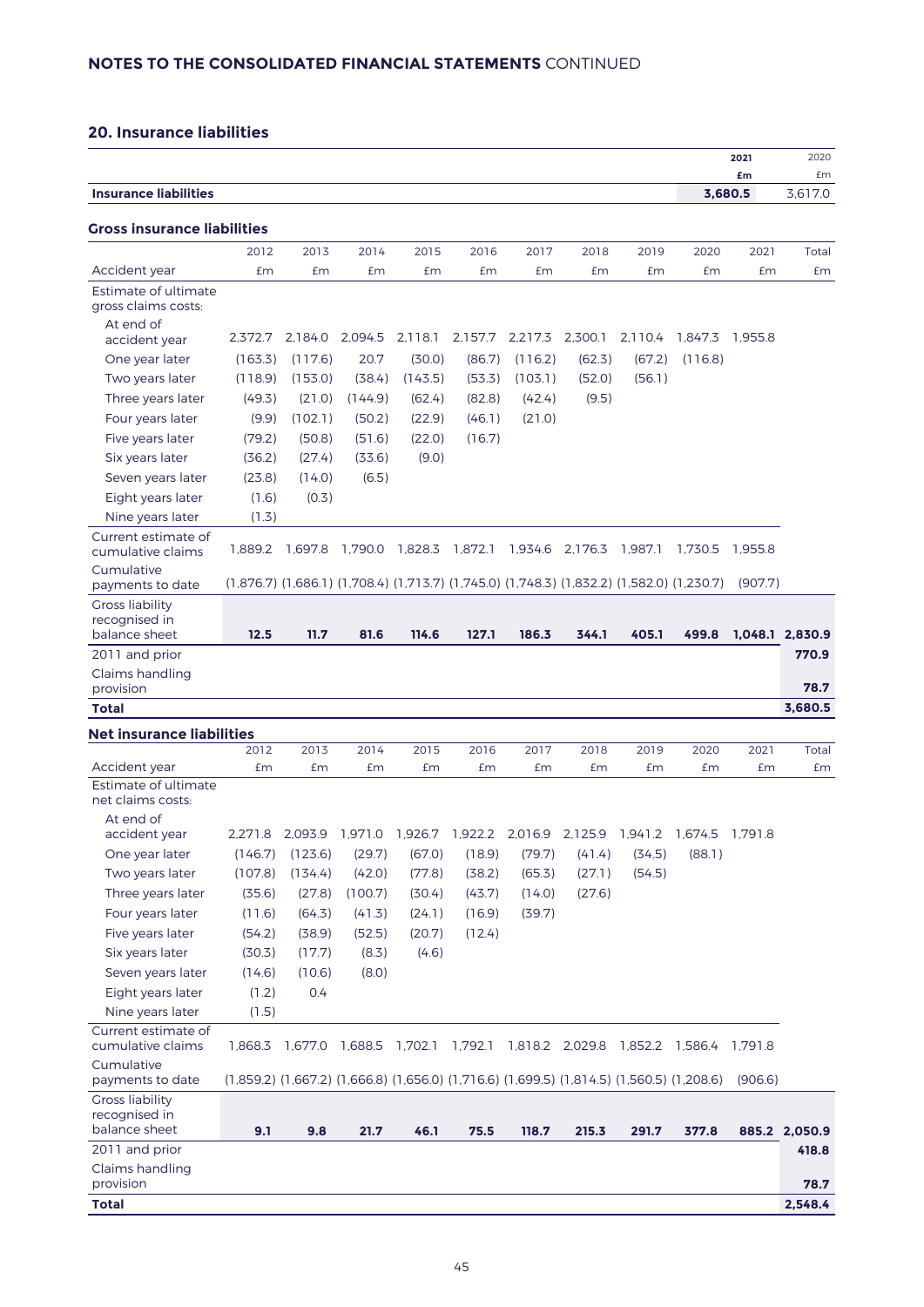## 20. Insurance liabilities

| | 2021 £m | 2020 £m |
|---|---|---|
| **Insurance liabilities** | **3,680.5** | 3,617.0 |

### Gross insurance liabilities

| Accident year | 2012 £m | 2013 £m | 2014 £m | 2015 £m | 2016 £m | 2017 £m | 2018 £m | 2019 £m | 2020 £m | 2021 £m | Total £m |
|---|---|---|---|---|---|---|---|---|---|---|---|
| Estimate of ultimate gross claims costs: | | | | | | | | | | | |
| At end of accident year | 2,372.7 | 2,184.0 | 2,094.5 | 2,118.1 | 2,157.7 | 2,217.3 | 2,300.1 | 2,110.4 | 1,847.3 | 1,955.8 | |
| One year later | (163.3) | (117.6) | 20.7 | (30.0) | (86.7) | (116.2) | (62.3) | (67.2) | (116.8) | | |
| Two years later | (118.9) | (153.0) | (38.4) | (143.5) | (53.3) | (103.1) | (52.0) | (56.1) | | | |
| Three years later | (49.3) | (21.0) | (144.9) | (62.4) | (82.8) | (42.4) | (9.5) | | | | |
| Four years later | (9.9) | (102.1) | (50.2) | (22.9) | (46.1) | (21.0) | | | | | |
| Five years later | (79.2) | (50.8) | (51.6) | (22.0) | (16.7) | | | | | | |
| Six years later | (36.2) | (27.4) | (33.6) | (9.0) | | | | | | | |
| Seven years later | (23.8) | (14.0) | (6.5) | | | | | | | | |
| Eight years later | (1.6) | (0.3) | | | | | | | | | |
| Nine years later | (1.3) | | | | | | | | | | |
| Current estimate of cumulative claims | 1,889.2 | 1,697.8 | 1,790.0 | 1,828.3 | 1,872.1 | 1,934.6 | 2,176.3 | 1,987.1 | 1,730.5 | 1,955.8 | |
| Cumulative payments to date | (1,876.7) | (1,686.1) | (1,708.4) | (1,713.7) | (1,745.0) | (1,748.3) | (1,832.2) | (1,582.0) | (1,230.7) | (907.7) | |
| **Gross liability recognised in balance sheet** | **12.5** | **11.7** | **81.6** | **114.6** | **127.1** | **186.3** | **344.1** | **405.1** | **499.8** | **1,048.1** | **2,830.9** |
| 2011 and prior | | | | | | | | | | | **770.9** |
| Claims handling provision | | | | | | | | | | | **78.7** |
| **Total** | | | | | | | | | | | **3,680.5** |

### Net insurance liabilities

| Accident year | 2012 £m | 2013 £m | 2014 £m | 2015 £m | 2016 £m | 2017 £m | 2018 £m | 2019 £m | 2020 £m | 2021 £m | Total £m |
|---|---|---|---|---|---|---|---|---|---|---|---|
| Estimate of ultimate net claims costs: | | | | | | | | | | | |
| At end of accident year | 2,271.8 | 2,093.9 | 1,971.0 | 1,926.7 | 1,922.2 | 2,016.9 | 2,125.9 | 1,941.2 | 1,674.5 | 1,791.8 | |
| One year later | (146.7) | (123.6) | (29.7) | (67.0) | (18.9) | (79.7) | (41.4) | (34.5) | (88.1) | | |
| Two years later | (107.8) | (134.4) | (42.0) | (77.8) | (38.2) | (65.3) | (27.1) | (54.5) | | | |
| Three years later | (35.6) | (27.8) | (100.7) | (30.4) | (43.7) | (14.0) | (27.6) | | | | |
| Four years later | (11.6) | (64.3) | (41.3) | (24.1) | (16.9) | (39.7) | | | | | |
| Five years later | (54.2) | (38.9) | (52.5) | (20.7) | (12.4) | | | | | | |
| Six years later | (30.3) | (17.7) | (8.3) | (4.6) | | | | | | | |
| Seven years later | (14.6) | (10.6) | (8.0) | | | | | | | | |
| Eight years later | (1.2) | 0.4 | | | | | | | | | |
| Nine years later | (1.5) | | | | | | | | | | |
| Current estimate of cumulative claims | 1,868.3 | 1,677.0 | 1,688.5 | 1,702.1 | 1,792.1 | 1,818.2 | 2,029.8 | 1,852.2 | 1,586.4 | 1,791.8 | |
| Cumulative payments to date | (1,859.2) | (1,667.2) | (1,666.8) | (1,656.0) | (1,716.6) | (1,699.5) | (1,814.5) | (1,560.5) | (1,208.6) | (906.6) | |
| **Gross liability recognised in balance sheet** | **9.1** | **9.8** | **21.7** | **46.1** | **75.5** | **118.7** | **215.3** | **291.7** | **377.8** | **885.2** | **2,050.9** |
| 2011 and prior | | | | | | | | | | | **418.8** |
| Claims handling provision | | | | | | | | | | | **78.7** |
| **Total** | | | | | | | | | | | **2,548.4** |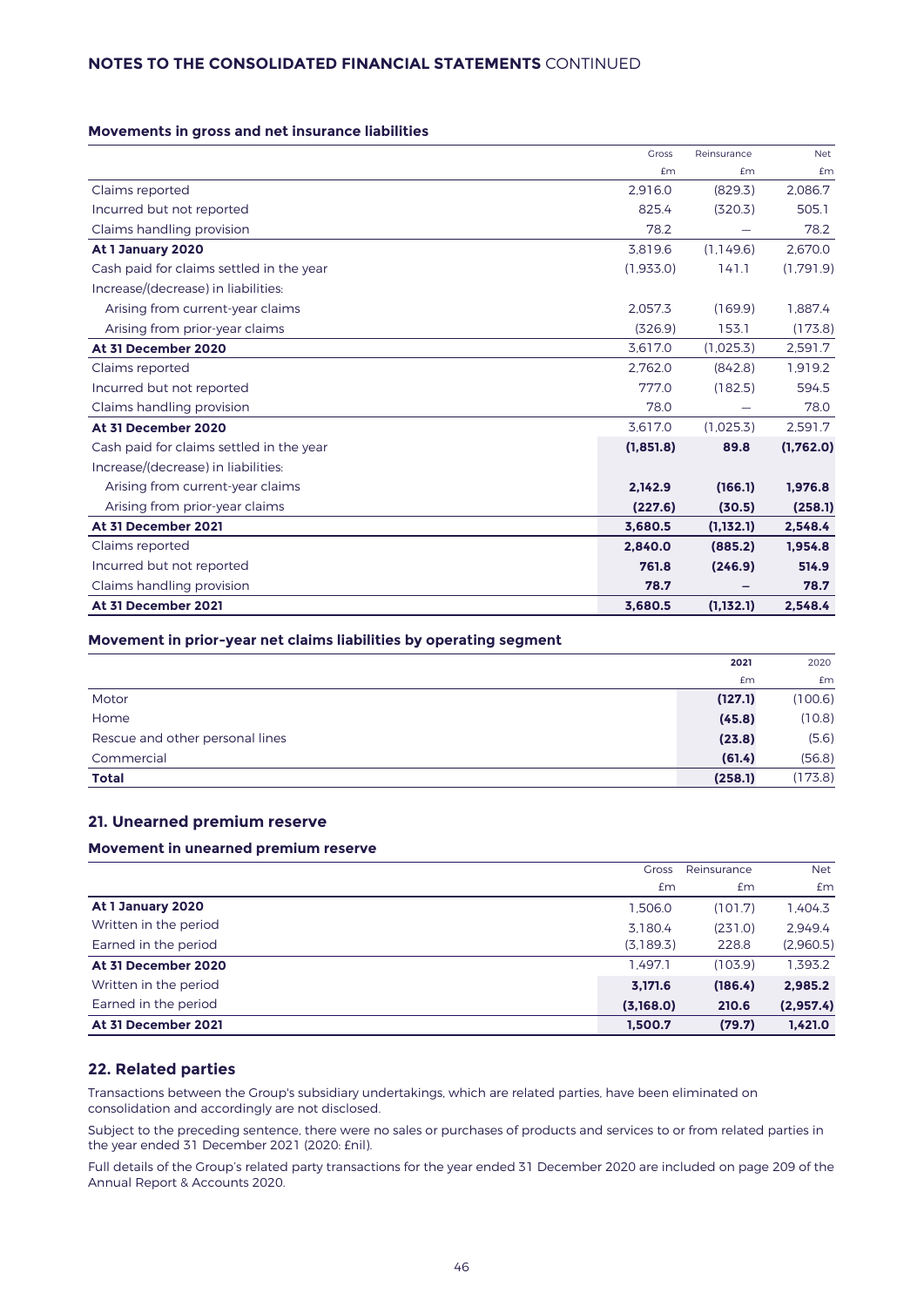### Movements in gross and net insurance liabilities

| | Gross £m | Reinsurance £m | Net £m |
|---|---|---|---|
| Claims reported | 2,916.0 | (829.3) | 2,086.7 |
| Incurred but not reported | 825.4 | (320.3) | 505.1 |
| Claims handling provision | 78.2 | — | 78.2 |
| **At 1 January 2020** | 3,819.6 | (1,149.6) | 2,670.0 |
| Cash paid for claims settled in the year | (1,933.0) | 141.1 | (1,791.9) |
| Increase/(decrease) in liabilities: | | | |
| Arising from current-year claims | 2,057.3 | (169.9) | 1,887.4 |
| Arising from prior-year claims | (326.9) | 153.1 | (173.8) |
| **At 31 December 2020** | 3,617.0 | (1,025.3) | 2,591.7 |
| Claims reported | 2,762.0 | (842.8) | 1,919.2 |
| Incurred but not reported | 777.0 | (182.5) | 594.5 |
| Claims handling provision | 78.0 | — | 78.0 |
| **At 31 December 2020** | 3,617.0 | (1,025.3) | 2,591.7 |
| Cash paid for claims settled in the year | **(1,851.8)** | **89.8** | **(1,762.0)** |
| Increase/(decrease) in liabilities: | | | |
| Arising from current-year claims | **2,142.9** | **(166.1)** | **1,976.8** |
| Arising from prior-year claims | **(227.6)** | **(30.5)** | **(258.1)** |
| **At 31 December 2021** | **3,680.5** | **(1,132.1)** | **2,548.4** |
| Claims reported | **2,840.0** | **(885.2)** | **1,954.8** |
| Incurred but not reported | **761.8** | **(246.9)** | **514.9** |
| Claims handling provision | **78.7** | **–** | **78.7** |
| **At 31 December 2021** | **3,680.5** | **(1,132.1)** | **2,548.4** |

### Movement in prior-year net claims liabilities by operating segment

| | **2021** £m | 2020 £m |
|---|---|---|
| Motor | **(127.1)** | (100.6) |
| Home | **(45.8)** | (10.8) |
| Rescue and other personal lines | **(23.8)** | (5.6) |
| Commercial | **(61.4)** | (56.8) |
| **Total** | **(258.1)** | (173.8) |

## 21. Unearned premium reserve

### Movement in unearned premium reserve

| | Gross £m | Reinsurance £m | Net £m |
|---|---|---|---|
| **At 1 January 2020** | 1,506.0 | (101.7) | 1,404.3 |
| Written in the period | 3,180.4 | (231.0) | 2,949.4 |
| Earned in the period | (3,189.3) | 228.8 | (2,960.5) |
| **At 31 December 2020** | 1,497.1 | (103.9) | 1,393.2 |
| Written in the period | **3,171.6** | **(186.4)** | **2,985.2** |
| Earned in the period | **(3,168.0)** | **210.6** | **(2,957.4)** |
| **At 31 December 2021** | **1,500.7** | **(79.7)** | **1,421.0** |

## 22. Related parties

Transactions between the Group's subsidiary undertakings, which are related parties, have been eliminated on consolidation and accordingly are not disclosed.

Subject to the preceding sentence, there were no sales or purchases of products and services to or from related parties in the year ended 31 December 2021 (2020: £nil).

Full details of the Group's related party transactions for the year ended 31 December 2020 are included on page 209 of the Annual Report & Accounts 2020.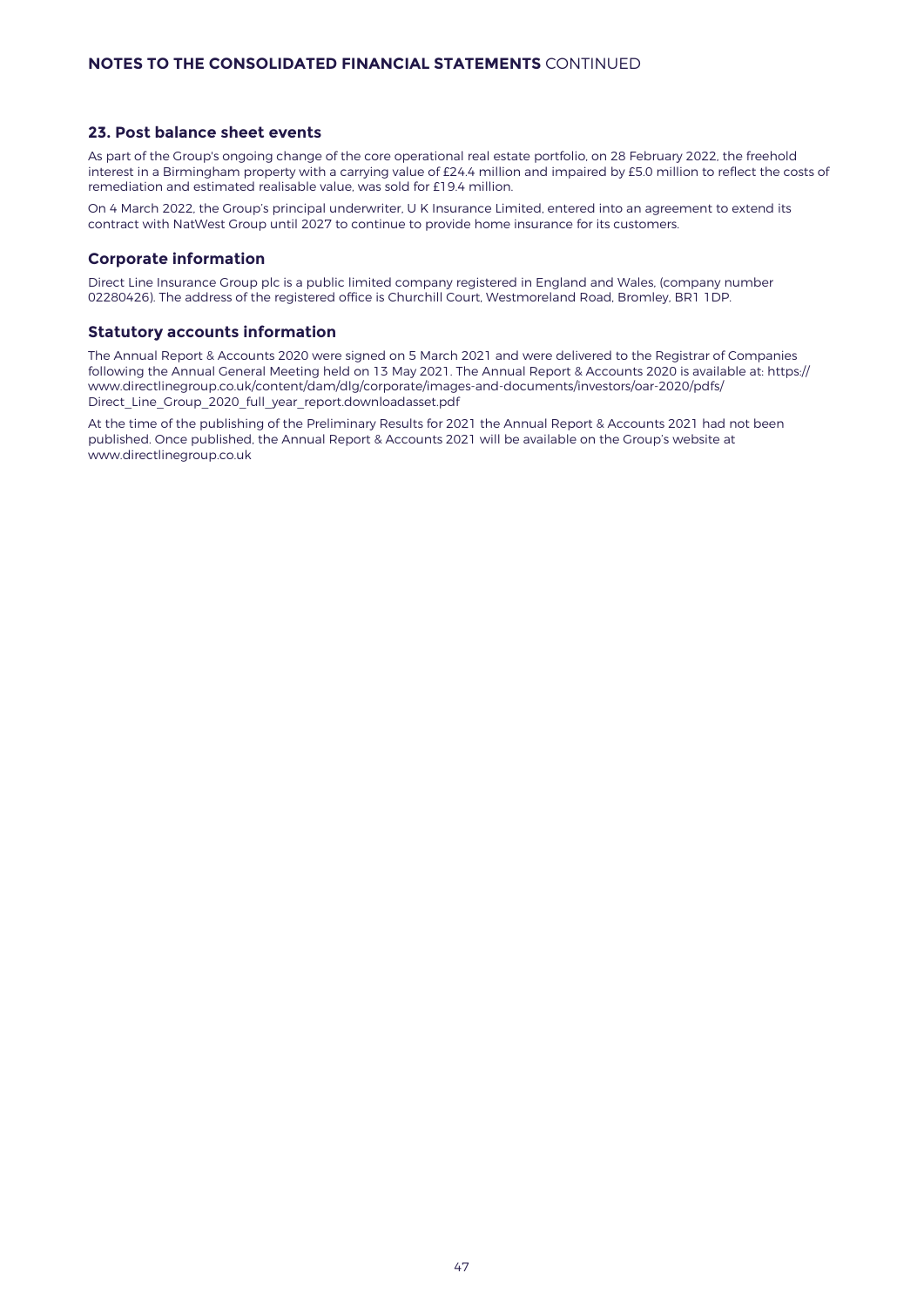## 23. Post balance sheet events

As part of the Group's ongoing change of the core operational real estate portfolio, on 28 February 2022, the freehold interest in a Birmingham property with a carrying value of £24.4 million and impaired by £5.0 million to reflect the costs of remediation and estimated realisable value, was sold for £19.4 million.

On 4 March 2022, the Group's principal underwriter, U K Insurance Limited, entered into an agreement to extend its contract with NatWest Group until 2027 to continue to provide home insurance for its customers.

## Corporate information

Direct Line Insurance Group plc is a public limited company registered in England and Wales, (company number 02280426). The address of the registered office is Churchill Court, Westmoreland Road, Bromley, BR1 1DP.

## Statutory accounts information

The Annual Report & Accounts 2020 were signed on 5 March 2021 and were delivered to the Registrar of Companies following the Annual General Meeting held on 13 May 2021. The Annual Report & Accounts 2020 is available at: https://www.directlinegroup.co.uk/content/dam/dlg/corporate/images-and-documents/investors/oar-2020/pdfs/Direct_Line_Group_2020_full_year_report.downloadasset.pdf

At the time of the publishing of the Preliminary Results for 2021 the Annual Report & Accounts 2021 had not been published. Once published, the Annual Report & Accounts 2021 will be available on the Group's website at www.directlinegroup.co.uk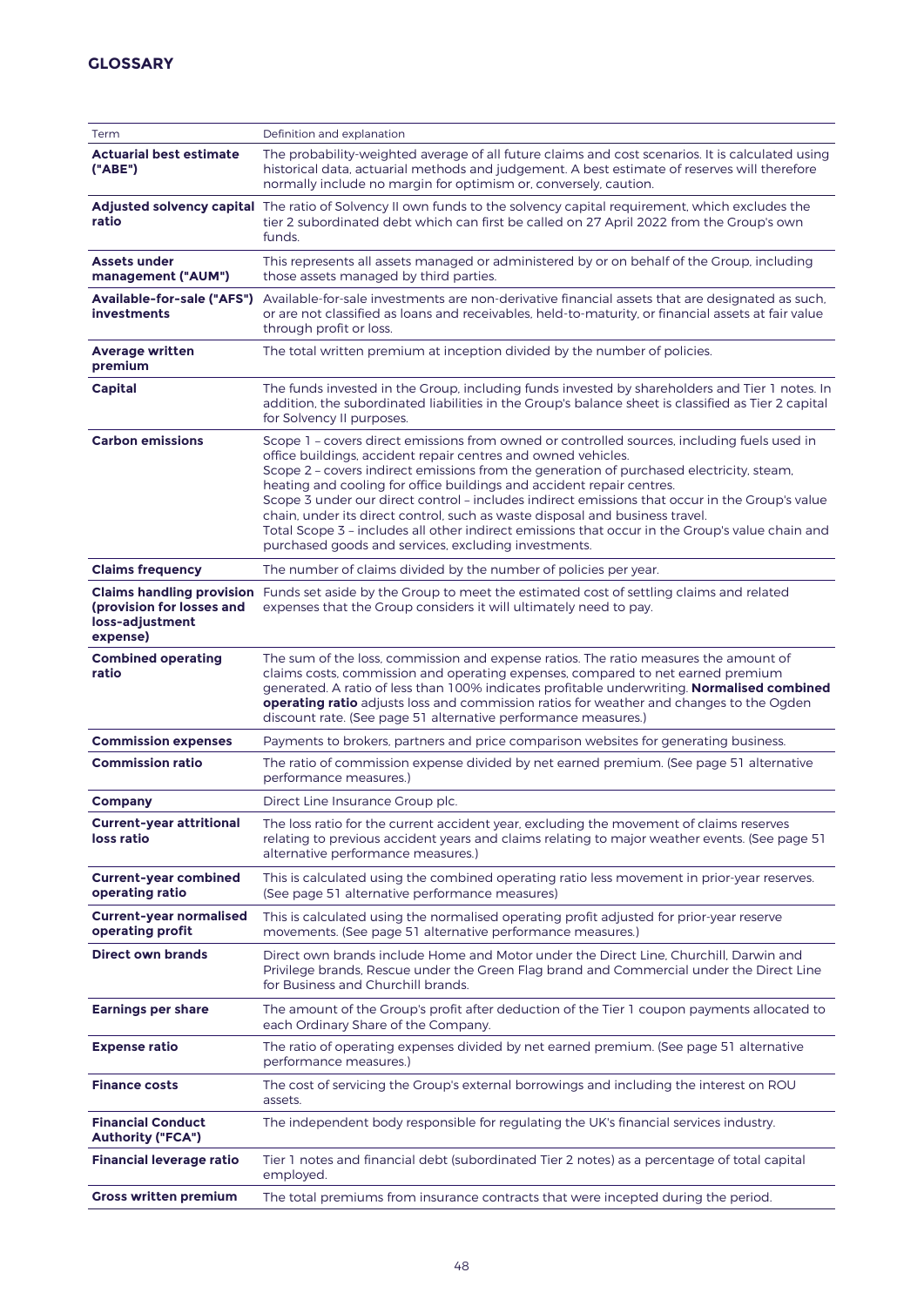## GLOSSARY

| Term | Definition and explanation |
|---|---|
| **Actuarial best estimate ("ABE")** | The probability-weighted average of all future claims and cost scenarios. It is calculated using historical data, actuarial methods and judgement. A best estimate of reserves will therefore normally include no margin for optimism or, conversely, caution. |
| **Adjusted solvency capital ratio** | The ratio of Solvency II own funds to the solvency capital requirement, which excludes the tier 2 subordinated debt which can first be called on 27 April 2022 from the Group's own funds. |
| **Assets under management ("AUM")** | This represents all assets managed or administered by or on behalf of the Group, including those assets managed by third parties. |
| **Available-for-sale ("AFS") investments** | Available-for-sale investments are non-derivative financial assets that are designated as such, or are not classified as loans and receivables, held-to-maturity, or financial assets at fair value through profit or loss. |
| **Average written premium** | The total written premium at inception divided by the number of policies. |
| **Capital** | The funds invested in the Group, including funds invested by shareholders and Tier 1 notes. In addition, the subordinated liabilities in the Group's balance sheet is classified as Tier 2 capital for Solvency II purposes. |
| **Carbon emissions** | Scope 1 – covers direct emissions from owned or controlled sources, including fuels used in office buildings, accident repair centres and owned vehicles.<br>Scope 2 – covers indirect emissions from the generation of purchased electricity, steam, heating and cooling for office buildings and accident repair centres.<br>Scope 3 under our direct control – includes indirect emissions that occur in the Group's value chain, under its direct control, such as waste disposal and business travel.<br>Total Scope 3 – includes all other indirect emissions that occur in the Group's value chain and purchased goods and services, excluding investments. |
| **Claims frequency** | The number of claims divided by the number of policies per year. |
| **Claims handling provision (provision for losses and loss-adjustment expense)** | Funds set aside by the Group to meet the estimated cost of settling claims and related expenses that the Group considers it will ultimately need to pay. |
| **Combined operating ratio** | The sum of the loss, commission and expense ratios. The ratio measures the amount of claims costs, commission and operating expenses, compared to net earned premium generated. A ratio of less than 100% indicates profitable underwriting. **Normalised combined operating ratio** adjusts loss and commission ratios for weather and changes to the Ogden discount rate. (See page 51 alternative performance measures.) |
| **Commission expenses** | Payments to brokers, partners and price comparison websites for generating business. |
| **Commission ratio** | The ratio of commission expense divided by net earned premium. (See page 51 alternative performance measures.) |
| **Company** | Direct Line Insurance Group plc. |
| **Current-year attritional loss ratio** | The loss ratio for the current accident year, excluding the movement of claims reserves relating to previous accident years and claims relating to major weather events. (See page 51 alternative performance measures.) |
| **Current-year combined operating ratio** | This is calculated using the combined operating ratio less movement in prior-year reserves. (See page 51 alternative performance measures) |
| **Current-year normalised operating profit** | This is calculated using the normalised operating profit adjusted for prior-year reserve movements. (See page 51 alternative performance measures.) |
| **Direct own brands** | Direct own brands include Home and Motor under the Direct Line, Churchill, Darwin and Privilege brands, Rescue under the Green Flag brand and Commercial under the Direct Line for Business and Churchill brands. |
| **Earnings per share** | The amount of the Group's profit after deduction of the Tier 1 coupon payments allocated to each Ordinary Share of the Company. |
| **Expense ratio** | The ratio of operating expenses divided by net earned premium. (See page 51 alternative performance measures.) |
| **Finance costs** | The cost of servicing the Group's external borrowings and including the interest on ROU assets. |
| **Financial Conduct Authority ("FCA")** | The independent body responsible for regulating the UK's financial services industry. |
| **Financial leverage ratio** | Tier 1 notes and financial debt (subordinated Tier 2 notes) as a percentage of total capital employed. |
| **Gross written premium** | The total premiums from insurance contracts that were incepted during the period. |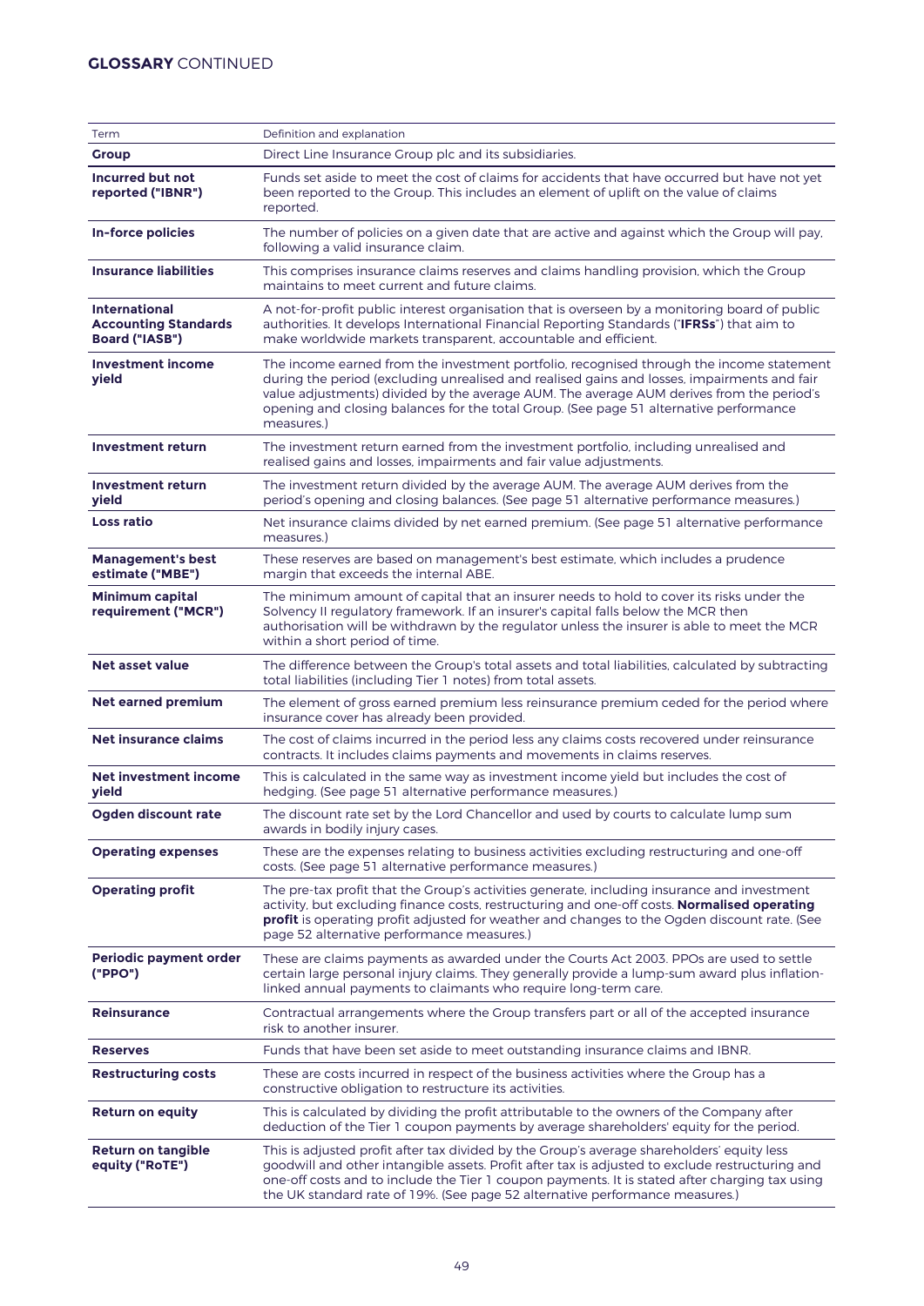# GLOSSARY CONTINUED

| Term | Definition and explanation |
|---|---|
| **Group** | Direct Line Insurance Group plc and its subsidiaries. |
| **Incurred but not reported ("IBNR")** | Funds set aside to meet the cost of claims for accidents that have occurred but have not yet been reported to the Group. This includes an element of uplift on the value of claims reported. |
| **In-force policies** | The number of policies on a given date that are active and against which the Group will pay, following a valid insurance claim. |
| **Insurance liabilities** | This comprises insurance claims reserves and claims handling provision, which the Group maintains to meet current and future claims. |
| **International Accounting Standards Board ("IASB")** | A not-for-profit public interest organisation that is overseen by a monitoring board of public authorities. It develops International Financial Reporting Standards ("**IFRSs**") that aim to make worldwide markets transparent, accountable and efficient. |
| **Investment income yield** | The income earned from the investment portfolio, recognised through the income statement during the period (excluding unrealised and realised gains and losses, impairments and fair value adjustments) divided by the average AUM. The average AUM derives from the period's opening and closing balances for the total Group. (See page 51 alternative performance measures.) |
| **Investment return** | The investment return earned from the investment portfolio, including unrealised and realised gains and losses, impairments and fair value adjustments. |
| **Investment return yield** | The investment return divided by the average AUM. The average AUM derives from the period's opening and closing balances. (See page 51 alternative performance measures.) |
| **Loss ratio** | Net insurance claims divided by net earned premium. (See page 51 alternative performance measures.) |
| **Management's best estimate ("MBE")** | These reserves are based on management's best estimate, which includes a prudence margin that exceeds the internal ABE. |
| **Minimum capital requirement ("MCR")** | The minimum amount of capital that an insurer needs to hold to cover its risks under the Solvency II regulatory framework. If an insurer's capital falls below the MCR then authorisation will be withdrawn by the regulator unless the insurer is able to meet the MCR within a short period of time. |
| **Net asset value** | The difference between the Group's total assets and total liabilities, calculated by subtracting total liabilities (including Tier 1 notes) from total assets. |
| **Net earned premium** | The element of gross earned premium less reinsurance premium ceded for the period where insurance cover has already been provided. |
| **Net insurance claims** | The cost of claims incurred in the period less any claims costs recovered under reinsurance contracts. It includes claims payments and movements in claims reserves. |
| **Net investment income yield** | This is calculated in the same way as investment income yield but includes the cost of hedging. (See page 51 alternative performance measures.) |
| **Ogden discount rate** | The discount rate set by the Lord Chancellor and used by courts to calculate lump sum awards in bodily injury cases. |
| **Operating expenses** | These are the expenses relating to business activities excluding restructuring and one-off costs. (See page 51 alternative performance measures.) |
| **Operating profit** | The pre-tax profit that the Group's activities generate, including insurance and investment activity, but excluding finance costs, restructuring and one-off costs. **Normalised operating profit** is operating profit adjusted for weather and changes to the Ogden discount rate. (See page 52 alternative performance measures.) |
| **Periodic payment order ("PPO")** | These are claims payments as awarded under the Courts Act 2003. PPOs are used to settle certain large personal injury claims. They generally provide a lump-sum award plus inflation-linked annual payments to claimants who require long-term care. |
| **Reinsurance** | Contractual arrangements where the Group transfers part or all of the accepted insurance risk to another insurer. |
| **Reserves** | Funds that have been set aside to meet outstanding insurance claims and IBNR. |
| **Restructuring costs** | These are costs incurred in respect of the business activities where the Group has a constructive obligation to restructure its activities. |
| **Return on equity** | This is calculated by dividing the profit attributable to the owners of the Company after deduction of the Tier 1 coupon payments by average shareholders' equity for the period. |
| **Return on tangible equity ("RoTE")** | This is adjusted profit after tax divided by the Group's average shareholders' equity less goodwill and other intangible assets. Profit after tax is adjusted to exclude restructuring and one-off costs and to include the Tier 1 coupon payments. It is stated after charging tax using the UK standard rate of 19%. (See page 52 alternative performance measures.) |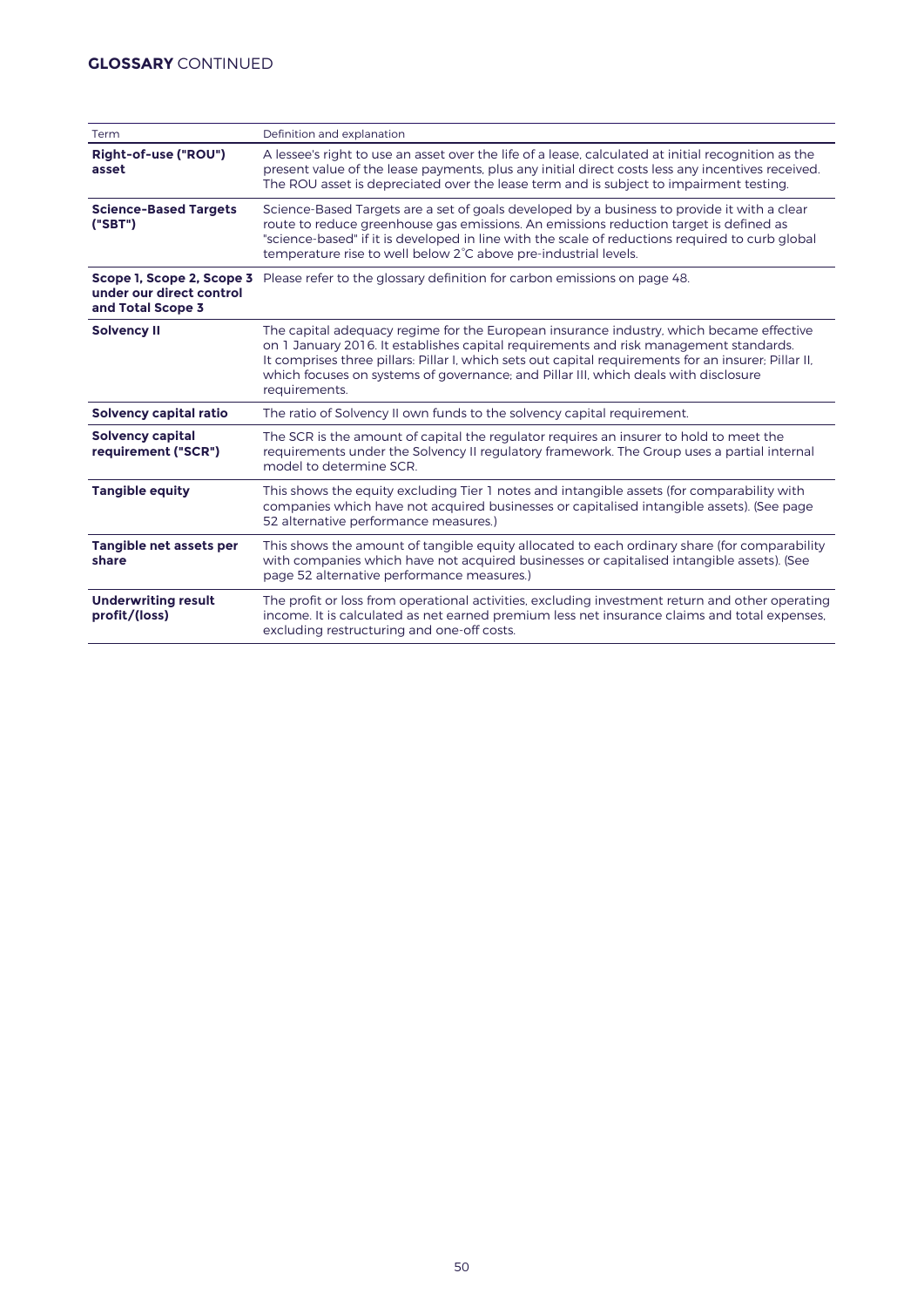## GLOSSARY CONTINUED

| Term | Definition and explanation |
| --- | --- |
| **Right-of-use ("ROU") asset** | A lessee's right to use an asset over the life of a lease, calculated at initial recognition as the present value of the lease payments, plus any initial direct costs less any incentives received. The ROU asset is depreciated over the lease term and is subject to impairment testing. |
| **Science-Based Targets ("SBT")** | Science-Based Targets are a set of goals developed by a business to provide it with a clear route to reduce greenhouse gas emissions. An emissions reduction target is defined as "science-based" if it is developed in line with the scale of reductions required to curb global temperature rise to well below 2˚C above pre-industrial levels. |
| **Scope 1, Scope 2, Scope 3 under our direct control and Total Scope 3** | Please refer to the glossary definition for carbon emissions on page 48. |
| **Solvency II** | The capital adequacy regime for the European insurance industry, which became effective on 1 January 2016. It establishes capital requirements and risk management standards. It comprises three pillars: Pillar I, which sets out capital requirements for an insurer; Pillar II, which focuses on systems of governance; and Pillar III, which deals with disclosure requirements. |
| **Solvency capital ratio** | The ratio of Solvency II own funds to the solvency capital requirement. |
| **Solvency capital requirement ("SCR")** | The SCR is the amount of capital the regulator requires an insurer to hold to meet the requirements under the Solvency II regulatory framework. The Group uses a partial internal model to determine SCR. |
| **Tangible equity** | This shows the equity excluding Tier 1 notes and intangible assets (for comparability with companies which have not acquired businesses or capitalised intangible assets). (See page 52 alternative performance measures.) |
| **Tangible net assets per share** | This shows the amount of tangible equity allocated to each ordinary share (for comparability with companies which have not acquired businesses or capitalised intangible assets). (See page 52 alternative performance measures.) |
| **Underwriting result profit/(loss)** | The profit or loss from operational activities, excluding investment return and other operating income. It is calculated as net earned premium less net insurance claims and total expenses, excluding restructuring and one-off costs. |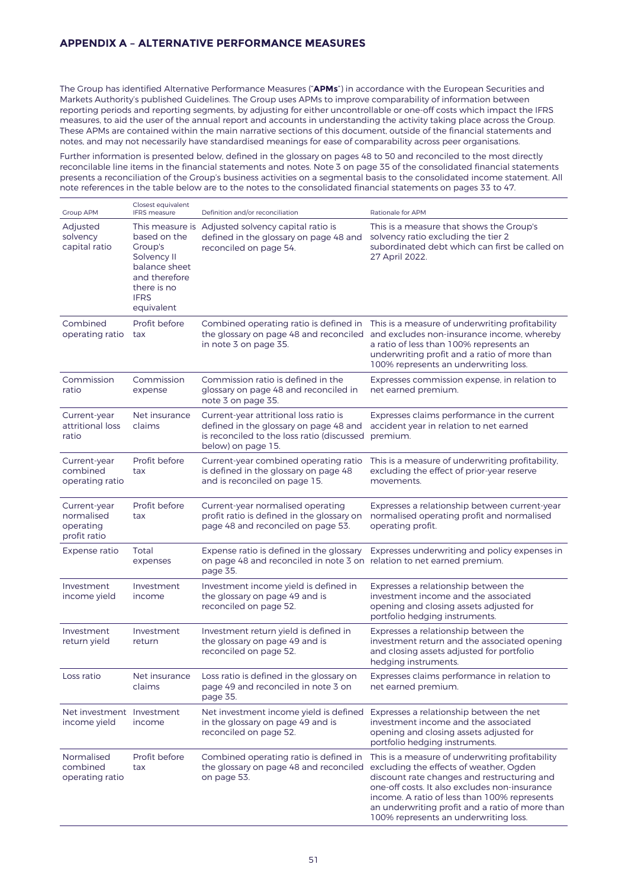## APPENDIX A – ALTERNATIVE PERFORMANCE MEASURES

The Group has identified Alternative Performance Measures ("**APMs**") in accordance with the European Securities and Markets Authority's published Guidelines. The Group uses APMs to improve comparability of information between reporting periods and reporting segments, by adjusting for either uncontrollable or one-off costs which impact the IFRS measures, to aid the user of the annual report and accounts in understanding the activity taking place across the Group. These APMs are contained within the main narrative sections of this document, outside of the financial statements and notes, and may not necessarily have standardised meanings for ease of comparability across peer organisations.

Further information is presented below, defined in the glossary on pages 48 to 50 and reconciled to the most directly reconcilable line items in the financial statements and notes. Note 3 on page 35 of the consolidated financial statements presents a reconciliation of the Group's business activities on a segmental basis to the consolidated income statement. All note references in the table below are to the notes to the consolidated financial statements on pages 33 to 47.

| Group APM | Closest equivalent IFRS measure | Definition and/or reconciliation | Rationale for APM |
|---|---|---|---|
| Adjusted solvency capital ratio | This measure is based on the Group's Solvency II balance sheet and therefore there is no IFRS equivalent | Adjusted solvency capital ratio is defined in the glossary on page 48 and reconciled on page 54. | This is a measure that shows the Group's solvency ratio excluding the tier 2 subordinated debt which can first be called on 27 April 2022. |
| Combined operating ratio | Profit before tax | Combined operating ratio is defined in the glossary on page 48 and reconciled in note 3 on page 35. | This is a measure of underwriting profitability and excludes non-insurance income, whereby a ratio of less than 100% represents an underwriting profit and a ratio of more than 100% represents an underwriting loss. |
| Commission ratio | Commission expense | Commission ratio is defined in the glossary on page 48 and reconciled in note 3 on page 35. | Expresses commission expense, in relation to net earned premium. |
| Current-year attritional loss ratio | Net insurance claims | Current-year attritional loss ratio is defined in the glossary on page 48 and is reconciled to the loss ratio (discussed below) on page 15. | Expresses claims performance in the current accident year in relation to net earned premium. |
| Current-year combined operating ratio | Profit before tax | Current-year combined operating ratio is defined in the glossary on page 48 and is reconciled on page 15. | This is a measure of underwriting profitability, excluding the effect of prior-year reserve movements. |
| Current-year normalised operating profit ratio | Profit before tax | Current-year normalised operating profit ratio is defined in the glossary on page 48 and reconciled on page 53. | Expresses a relationship between current-year normalised operating profit and normalised operating profit. |
| Expense ratio | Total expenses | Expense ratio is defined in the glossary on page 48 and reconciled in note 3 on page 35. | Expresses underwriting and policy expenses in relation to net earned premium. |
| Investment income yield | Investment income | Investment income yield is defined in the glossary on page 49 and is reconciled on page 52. | Expresses a relationship between the investment income and the associated opening and closing assets adjusted for portfolio hedging instruments. |
| Investment return yield | Investment return | Investment return yield is defined in the glossary on page 49 and is reconciled on page 52. | Expresses a relationship between the investment return and the associated opening and closing assets adjusted for portfolio hedging instruments. |
| Loss ratio | Net insurance claims | Loss ratio is defined in the glossary on page 49 and reconciled in note 3 on page 35. | Expresses claims performance in relation to net earned premium. |
| Net investment income yield | Investment income | Net investment income yield is defined in the glossary on page 49 and is reconciled on page 52. | Expresses a relationship between the net investment income and the associated opening and closing assets adjusted for portfolio hedging instruments. |
| Normalised combined operating ratio | Profit before tax | Combined operating ratio is defined in the glossary on page 48 and reconciled on page 53. | This is a measure of underwriting profitability excluding the effects of weather, Ogden discount rate changes and restructuring and one-off costs. It also excludes non-insurance income. A ratio of less than 100% represents an underwriting profit and a ratio of more than 100% represents an underwriting loss. |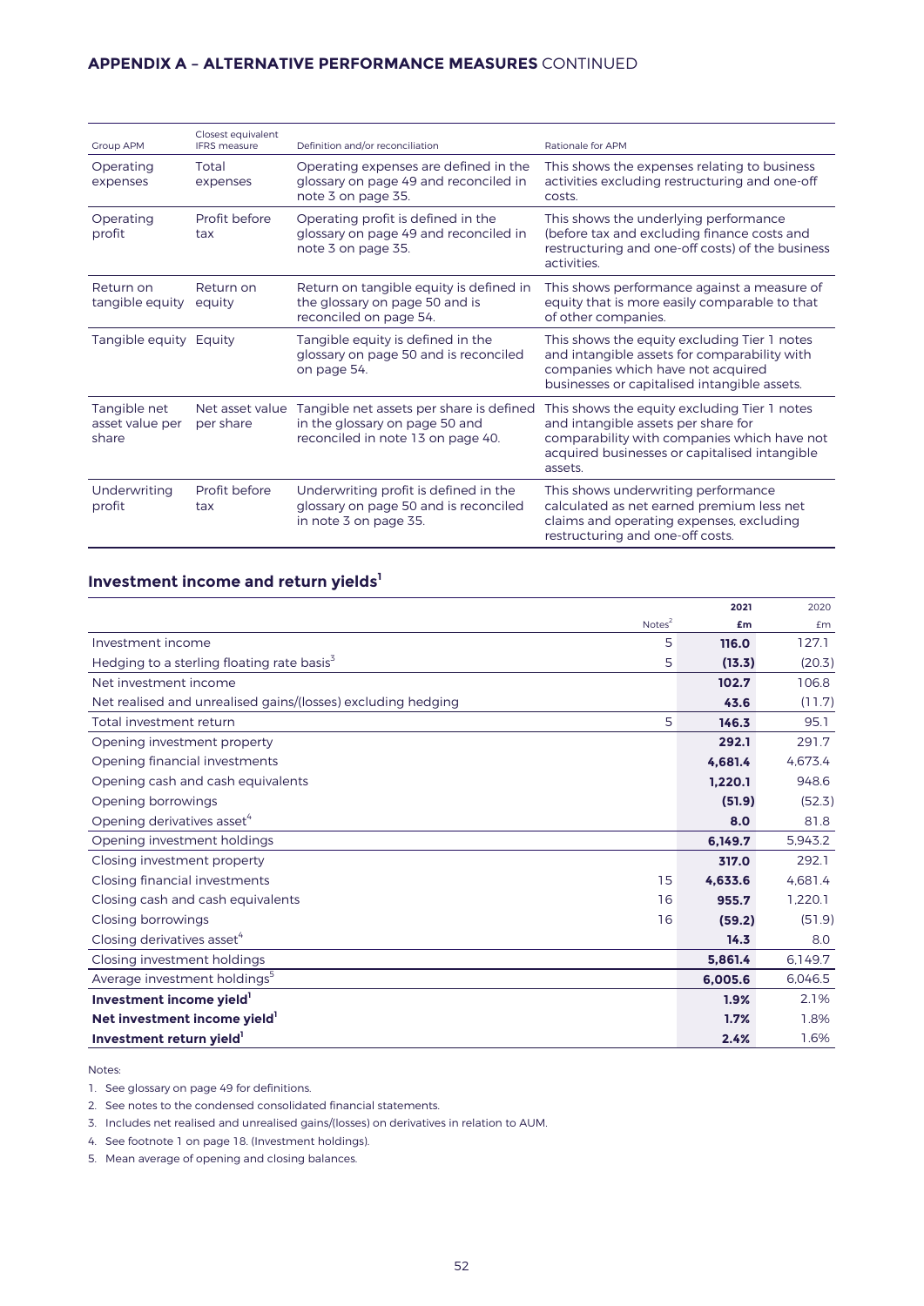## APPENDIX A – ALTERNATIVE PERFORMANCE MEASURES CONTINUED

| Group APM | Closest equivalent IFRS measure | Definition and/or reconciliation | Rationale for APM |
|---|---|---|---|
| Operating expenses | Total expenses | Operating expenses are defined in the glossary on page 49 and reconciled in note 3 on page 35. | This shows the expenses relating to business activities excluding restructuring and one-off costs. |
| Operating profit | Profit before tax | Operating profit is defined in the glossary on page 49 and reconciled in note 3 on page 35. | This shows the underlying performance (before tax and excluding finance costs and restructuring and one-off costs) of the business activities. |
| Return on tangible equity | Return on equity | Return on tangible equity is defined in the glossary on page 50 and is reconciled on page 54. | This shows performance against a measure of equity that is more easily comparable to that of other companies. |
| Tangible equity | Equity | Tangible equity is defined in the glossary on page 50 and is reconciled on page 54. | This shows the equity excluding Tier 1 notes and intangible assets for comparability with companies which have not acquired businesses or capitalised intangible assets. |
| Tangible net asset value per share | Net asset value per share | Tangible net assets per share is defined in the glossary on page 50 and reconciled in note 13 on page 40. | This shows the equity excluding Tier 1 notes and intangible assets per share for comparability with companies which have not acquired businesses or capitalised intangible assets. |
| Underwriting profit | Profit before tax | Underwriting profit is defined in the glossary on page 50 and is reconciled in note 3 on page 35. | This shows underwriting performance calculated as net earned premium less net claims and operating expenses, excluding restructuring and one-off costs. |

### Investment income and return yields[1]

| | Notes[2] | 2021 £m | 2020 £m |
|---|---|---|---|
| Investment income | 5 | **116.0** | 127.1 |
| Hedging to a sterling floating rate basis[3] | 5 | **(13.3)** | (20.3) |
| Net investment income | | **102.7** | 106.8 |
| Net realised and unrealised gains/(losses) excluding hedging | | **43.6** | (11.7) |
| Total investment return | 5 | **146.3** | 95.1 |
| Opening investment property | | **292.1** | 291.7 |
| Opening financial investments | | **4,681.4** | 4,673.4 |
| Opening cash and cash equivalents | | **1,220.1** | 948.6 |
| Opening borrowings | | **(51.9)** | (52.3) |
| Opening derivatives asset[4] | | **8.0** | 81.8 |
| Opening investment holdings | | **6,149.7** | 5,943.2 |
| Closing investment property | | **317.0** | 292.1 |
| Closing financial investments | 15 | **4,633.6** | 4,681.4 |
| Closing cash and cash equivalents | 16 | **955.7** | 1,220.1 |
| Closing borrowings | 16 | **(59.2)** | (51.9) |
| Closing derivatives asset[4] | | **14.3** | 8.0 |
| Closing investment holdings | | **5,861.4** | 6,149.7 |
| Average investment holdings[5] | | **6,005.6** | 6,046.5 |
| **Investment income yield[1]** | | **1.9%** | 2.1% |
| **Net investment income yield[1]** | | **1.7%** | 1.8% |
| **Investment return yield[1]** | | **2.4%** | 1.6% |

Notes:

1. See glossary on page 49 for definitions.
2. See notes to the condensed consolidated financial statements.
3. Includes net realised and unrealised gains/(losses) on derivatives in relation to AUM.
4. See footnote 1 on page 18. (Investment holdings).
5. Mean average of opening and closing balances.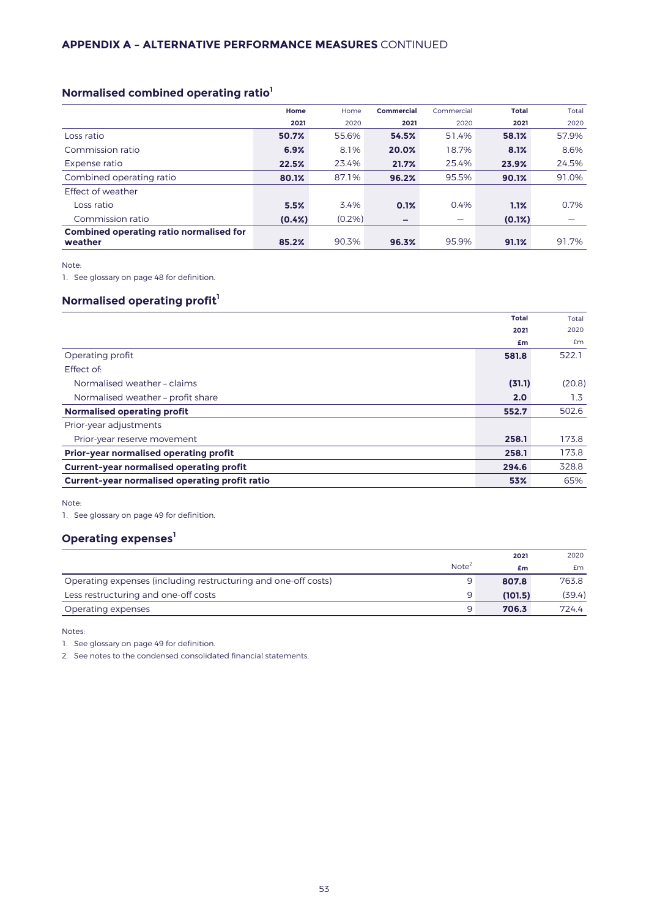## APPENDIX A – ALTERNATIVE PERFORMANCE MEASURES CONTINUED

### Normalised combined operating ratio[1]

| | Home 2021 | Home 2020 | Commercial 2021 | Commercial 2020 | Total 2021 | Total 2020 |
|---|---|---|---|---|---|---|
| Loss ratio | **50.7%** | 55.6% | **54.5%** | 51.4% | **58.1%** | 57.9% |
| Commission ratio | **6.9%** | 8.1% | **20.0%** | 18.7% | **8.1%** | 8.6% |
| Expense ratio | **22.5%** | 23.4% | **21.7%** | 25.4% | **23.9%** | 24.5% |
| Combined operating ratio | **80.1%** | 87.1% | **96.2%** | 95.5% | **90.1%** | 91.0% |
| Effect of weather | | | | | | |
| Loss ratio | **5.5%** | 3.4% | **0.1%** | 0.4% | **1.1%** | 0.7% |
| Commission ratio | **(0.4%)** | (0.2%) | **–** | – | **(0.1%)** | – |
| **Combined operating ratio normalised for weather** | **85.2%** | 90.3% | **96.3%** | 95.9% | **91.1%** | 91.7% |

Note:

1. See glossary on page 48 for definition.

### Normalised operating profit[1]

| | Total 2021 £m | Total 2020 £m |
|---|---|---|
| Operating profit | **581.8** | 522.1 |
| Effect of: | | |
| Normalised weather – claims | **(31.1)** | (20.8) |
| Normalised weather – profit share | **2.0** | 1.3 |
| **Normalised operating profit** | **552.7** | 502.6 |
| Prior-year adjustments | | |
| Prior-year reserve movement | **258.1** | 173.8 |
| **Prior-year normalised operating profit** | **258.1** | 173.8 |
| **Current-year normalised operating profit** | **294.6** | 328.8 |
| **Current-year normalised operating profit ratio** | **53%** | 65% |

Note:

1. See glossary on page 49 for definition.

### Operating expenses[1]

| | Note[2] | 2021 £m | 2020 £m |
|---|---|---|---|
| Operating expenses (including restructuring and one-off costs) | 9 | **807.8** | 763.8 |
| Less restructuring and one-off costs | 9 | **(101.5)** | (39.4) |
| Operating expenses | 9 | **706.3** | 724.4 |

Notes:

1. See glossary on page 49 for definition.
2. See notes to the condensed consolidated financial statements.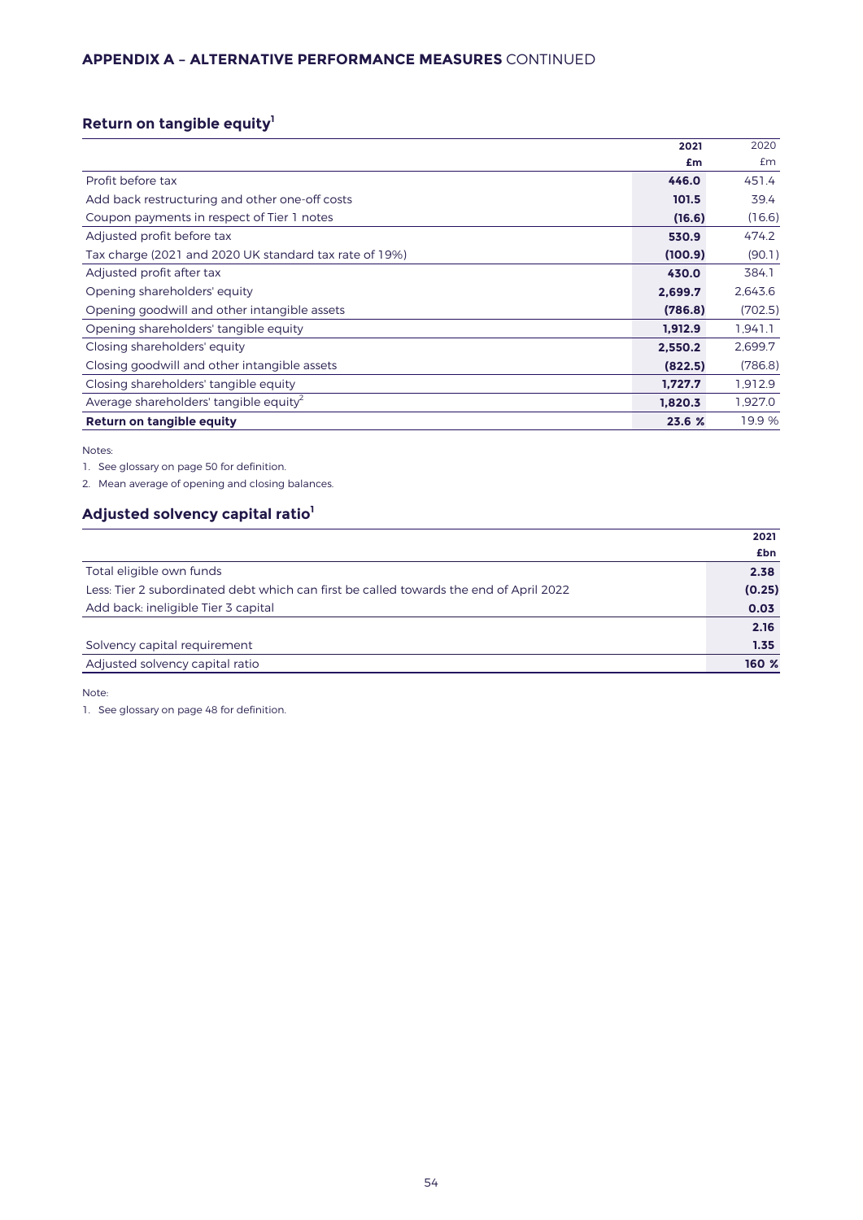## APPENDIX A – ALTERNATIVE PERFORMANCE MEASURES CONTINUED

### Return on tangible equity[1]

| | 2021 £m | 2020 £m |
|---|---|---|
| Profit before tax | **446.0** | 451.4 |
| Add back restructuring and other one-off costs | **101.5** | 39.4 |
| Coupon payments in respect of Tier 1 notes | **(16.6)** | (16.6) |
| Adjusted profit before tax | **530.9** | 474.2 |
| Tax charge (2021 and 2020 UK standard tax rate of 19%) | **(100.9)** | (90.1) |
| Adjusted profit after tax | **430.0** | 384.1 |
| Opening shareholders' equity | **2,699.7** | 2,643.6 |
| Opening goodwill and other intangible assets | **(786.8)** | (702.5) |
| Opening shareholders' tangible equity | **1,912.9** | 1,941.1 |
| Closing shareholders' equity | **2,550.2** | 2,699.7 |
| Closing goodwill and other intangible assets | **(822.5)** | (786.8) |
| Closing shareholders' tangible equity | **1,727.7** | 1,912.9 |
| Average shareholders' tangible equity[2] | **1,820.3** | 1,927.0 |
| **Return on tangible equity** | **23.6 %** | 19.9 % |

Notes:

1. See glossary on page 50 for definition.
2. Mean average of opening and closing balances.

### Adjusted solvency capital ratio[1]

| | 2021 £bn |
|---|---|
| Total eligible own funds | **2.38** |
| Less: Tier 2 subordinated debt which can first be called towards the end of April 2022 | **(0.25)** |
| Add back: ineligible Tier 3 capital | **0.03** |
| | **2.16** |
| Solvency capital requirement | **1.35** |
| Adjusted solvency capital ratio | **160 %** |

Note:

1. See glossary on page 48 for definition.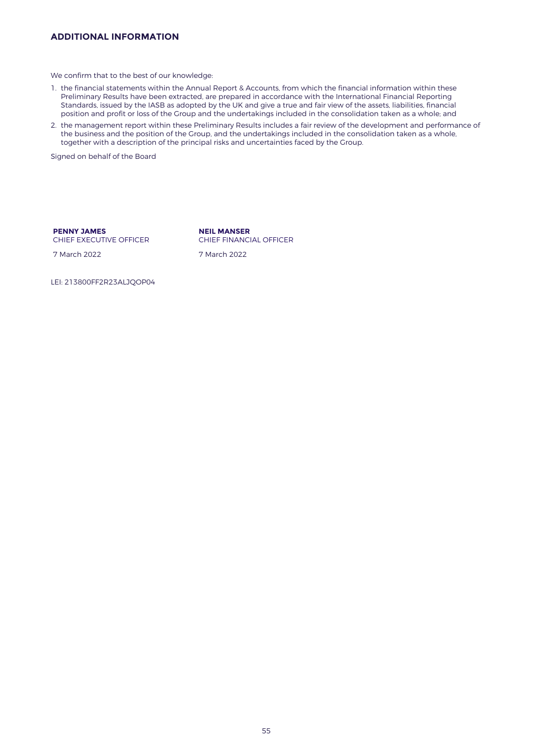## ADDITIONAL INFORMATION

We confirm that to the best of our knowledge:

1. the financial statements within the Annual Report & Accounts, from which the financial information within these Preliminary Results have been extracted, are prepared in accordance with the International Financial Reporting Standards, issued by the IASB as adopted by the UK and give a true and fair view of the assets, liabilities, financial position and profit or loss of the Group and the undertakings included in the consolidation taken as a whole; and
2. the management report within these Preliminary Results includes a fair review of the development and performance of the business and the position of the Group, and the undertakings included in the consolidation taken as a whole, together with a description of the principal risks and uncertainties faced by the Group.

Signed on behalf of the Board

**PENNY JAMES**
CHIEF EXECUTIVE OFFICER

7 March 2022

**NEIL MANSER**
CHIEF FINANCIAL OFFICER

7 March 2022

LEI: 213800FF2R23ALJQOP04